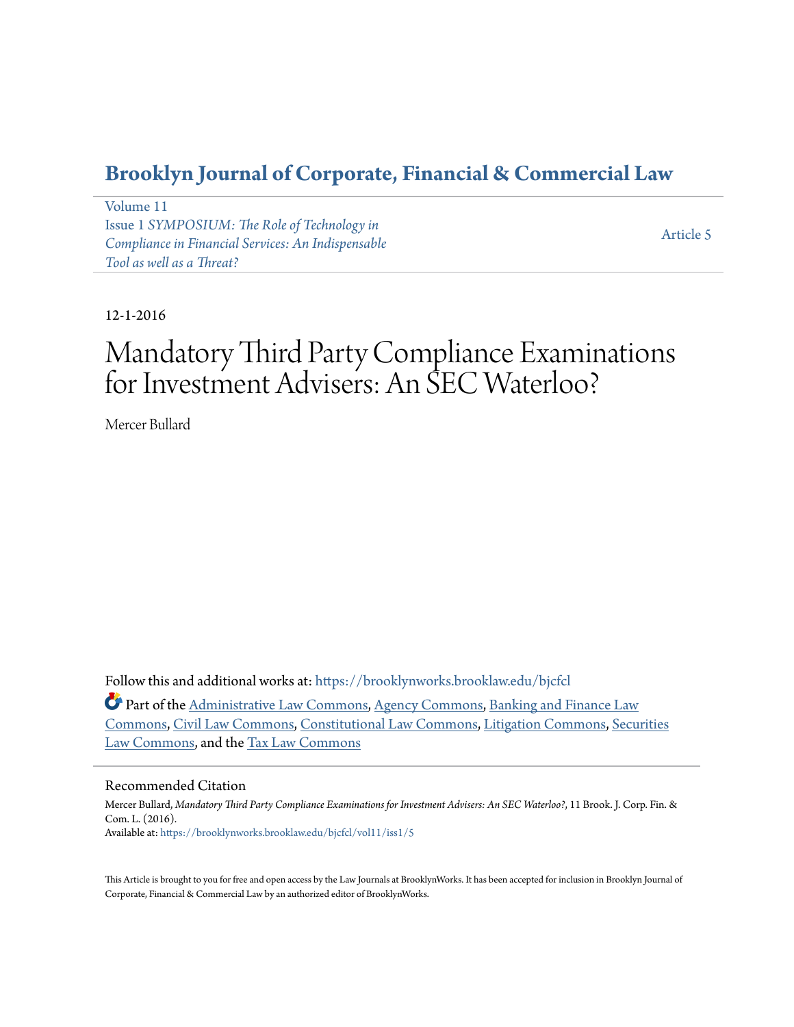# Brooklyn Journal of Corporate, Financial & Commercial Law

Volume 11
Issue 1 *SYMPOSIUM: The Role of Technology in Compliance in Financial Services: An Indispensable Tool as well as a Threat?*

Article 5

12-1-2016

# Mandatory Third Party Compliance Examinations for Investment Advisers: An SEC Waterloo?

Mercer Bullard

Follow this and additional works at: https://brooklynworks.brooklaw.edu/bjcfcl

Part of the Administrative Law Commons, Agency Commons, Banking and Finance Law Commons, Civil Law Commons, Constitutional Law Commons, Litigation Commons, Securities Law Commons, and the Tax Law Commons

## Recommended Citation

Mercer Bullard, *Mandatory Third Party Compliance Examinations for Investment Advisers: An SEC Waterloo?*, 11 Brook. J. Corp. Fin. & Com. L. (2016).
Available at: https://brooklynworks.brooklaw.edu/bjcfcl/vol11/iss1/5

This Article is brought to you for free and open access by the Law Journals at BrooklynWorks. It has been accepted for inclusion in Brooklyn Journal of Corporate, Financial & Commercial Law by an authorized editor of BrooklynWorks.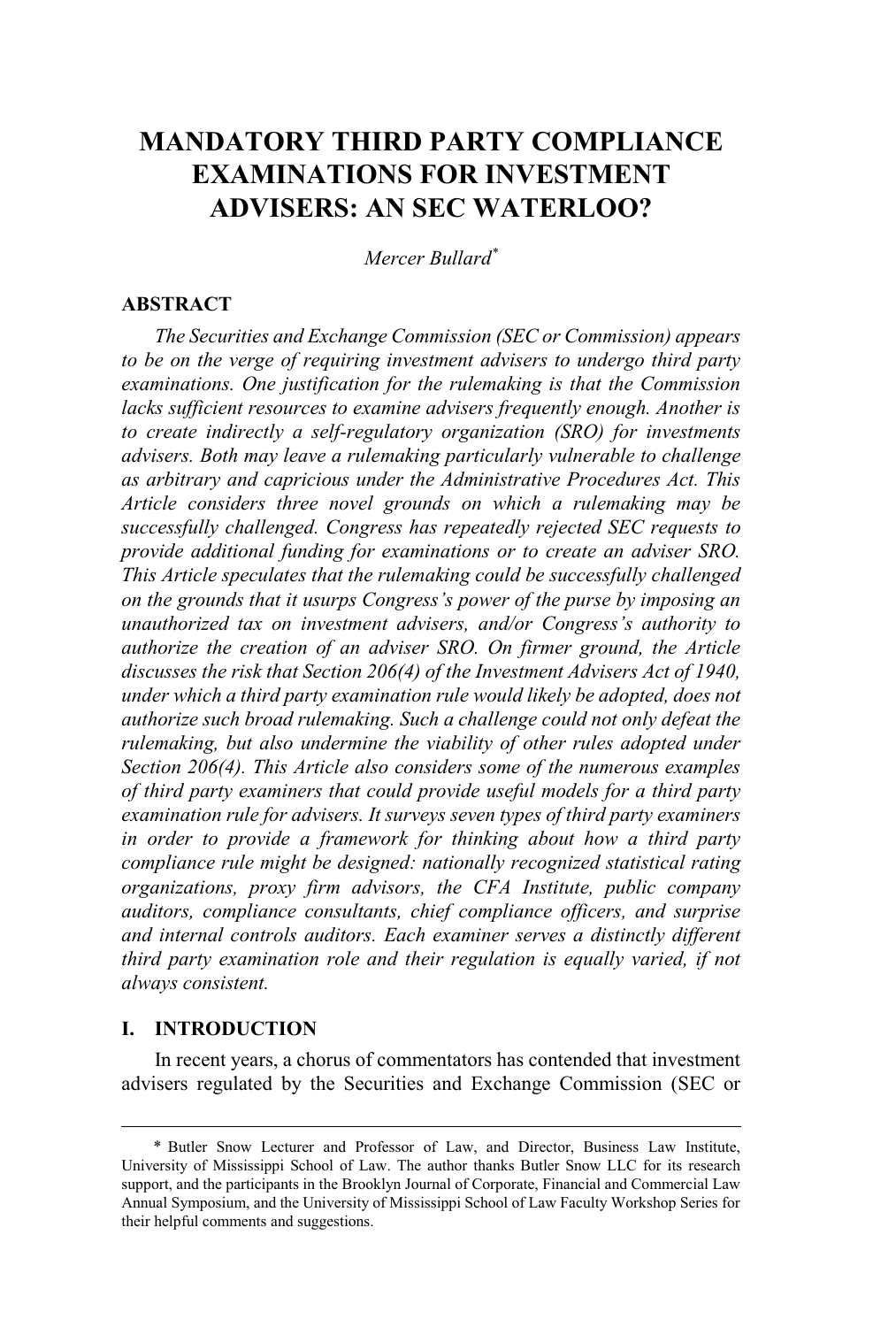# MANDATORY THIRD PARTY COMPLIANCE EXAMINATIONS FOR INVESTMENT ADVISERS: AN SEC WATERLOO?

*Mercer Bullard*[*]

## ABSTRACT

*The Securities and Exchange Commission (SEC or Commission) appears to be on the verge of requiring investment advisers to undergo third party examinations. One justification for the rulemaking is that the Commission lacks sufficient resources to examine advisers frequently enough. Another is to create indirectly a self-regulatory organization (SRO) for investments advisers. Both may leave a rulemaking particularly vulnerable to challenge as arbitrary and capricious under the Administrative Procedures Act. This Article considers three novel grounds on which a rulemaking may be successfully challenged. Congress has repeatedly rejected SEC requests to provide additional funding for examinations or to create an adviser SRO. This Article speculates that the rulemaking could be successfully challenged on the grounds that it usurps Congress's power of the purse by imposing an unauthorized tax on investment advisers, and/or Congress's authority to authorize the creation of an adviser SRO. On firmer ground, the Article discusses the risk that Section 206(4) of the Investment Advisers Act of 1940, under which a third party examination rule would likely be adopted, does not authorize such broad rulemaking. Such a challenge could not only defeat the rulemaking, but also undermine the viability of other rules adopted under Section 206(4). This Article also considers some of the numerous examples of third party examiners that could provide useful models for a third party examination rule for advisers. It surveys seven types of third party examiners in order to provide a framework for thinking about how a third party compliance rule might be designed: nationally recognized statistical rating organizations, proxy firm advisors, the CFA Institute, public company auditors, compliance consultants, chief compliance officers, and surprise and internal controls auditors. Each examiner serves a distinctly different third party examination role and their regulation is equally varied, if not always consistent.*

## I. INTRODUCTION

In recent years, a chorus of commentators has contended that investment advisers regulated by the Securities and Exchange Commission (SEC or

---

[*] Butler Snow Lecturer and Professor of Law, and Director, Business Law Institute, University of Mississippi School of Law. The author thanks Butler Snow LLC for its research support, and the participants in the Brooklyn Journal of Corporate, Financial and Commercial Law Annual Symposium, and the University of Mississippi School of Law Faculty Workshop Series for their helpful comments and suggestions.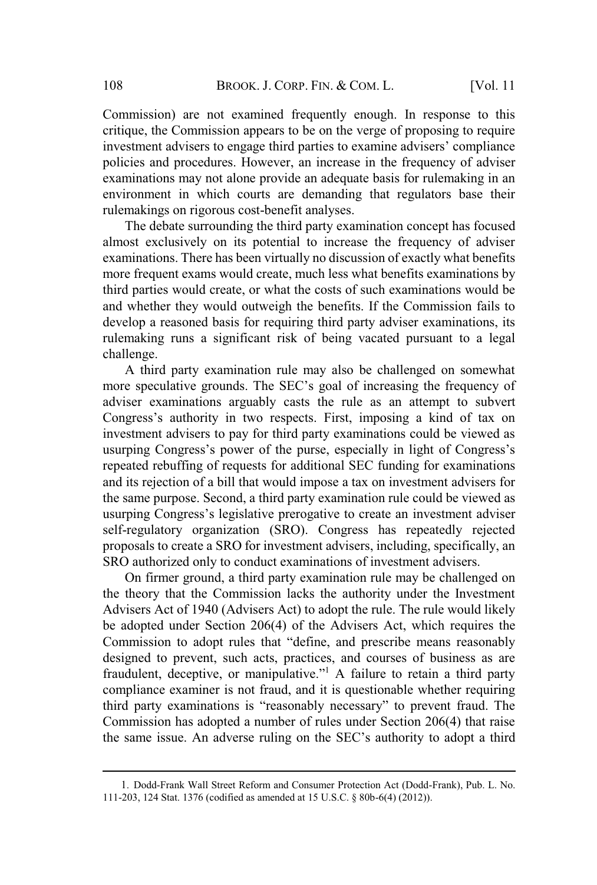Commission) are not examined frequently enough. In response to this critique, the Commission appears to be on the verge of proposing to require investment advisers to engage third parties to examine advisers' compliance policies and procedures. However, an increase in the frequency of adviser examinations may not alone provide an adequate basis for rulemaking in an environment in which courts are demanding that regulators base their rulemakings on rigorous cost-benefit analyses.

The debate surrounding the third party examination concept has focused almost exclusively on its potential to increase the frequency of adviser examinations. There has been virtually no discussion of exactly what benefits more frequent exams would create, much less what benefits examinations by third parties would create, or what the costs of such examinations would be and whether they would outweigh the benefits. If the Commission fails to develop a reasoned basis for requiring third party adviser examinations, its rulemaking runs a significant risk of being vacated pursuant to a legal challenge.

A third party examination rule may also be challenged on somewhat more speculative grounds. The SEC's goal of increasing the frequency of adviser examinations arguably casts the rule as an attempt to subvert Congress's authority in two respects. First, imposing a kind of tax on investment advisers to pay for third party examinations could be viewed as usurping Congress's power of the purse, especially in light of Congress's repeated rebuffing of requests for additional SEC funding for examinations and its rejection of a bill that would impose a tax on investment advisers for the same purpose. Second, a third party examination rule could be viewed as usurping Congress's legislative prerogative to create an investment adviser self-regulatory organization (SRO). Congress has repeatedly rejected proposals to create a SRO for investment advisers, including, specifically, an SRO authorized only to conduct examinations of investment advisers.

On firmer ground, a third party examination rule may be challenged on the theory that the Commission lacks the authority under the Investment Advisers Act of 1940 (Advisers Act) to adopt the rule. The rule would likely be adopted under Section 206(4) of the Advisers Act, which requires the Commission to adopt rules that "define, and prescribe means reasonably designed to prevent, such acts, practices, and courses of business as are fraudulent, deceptive, or manipulative."[1] A failure to retain a third party compliance examiner is not fraud, and it is questionable whether requiring third party examinations is "reasonably necessary" to prevent fraud. The Commission has adopted a number of rules under Section 206(4) that raise the same issue. An adverse ruling on the SEC's authority to adopt a third

---

1. Dodd-Frank Wall Street Reform and Consumer Protection Act (Dodd-Frank), Pub. L. No. 111-203, 124 Stat. 1376 (codified as amended at 15 U.S.C. § 80b-6(4) (2012)).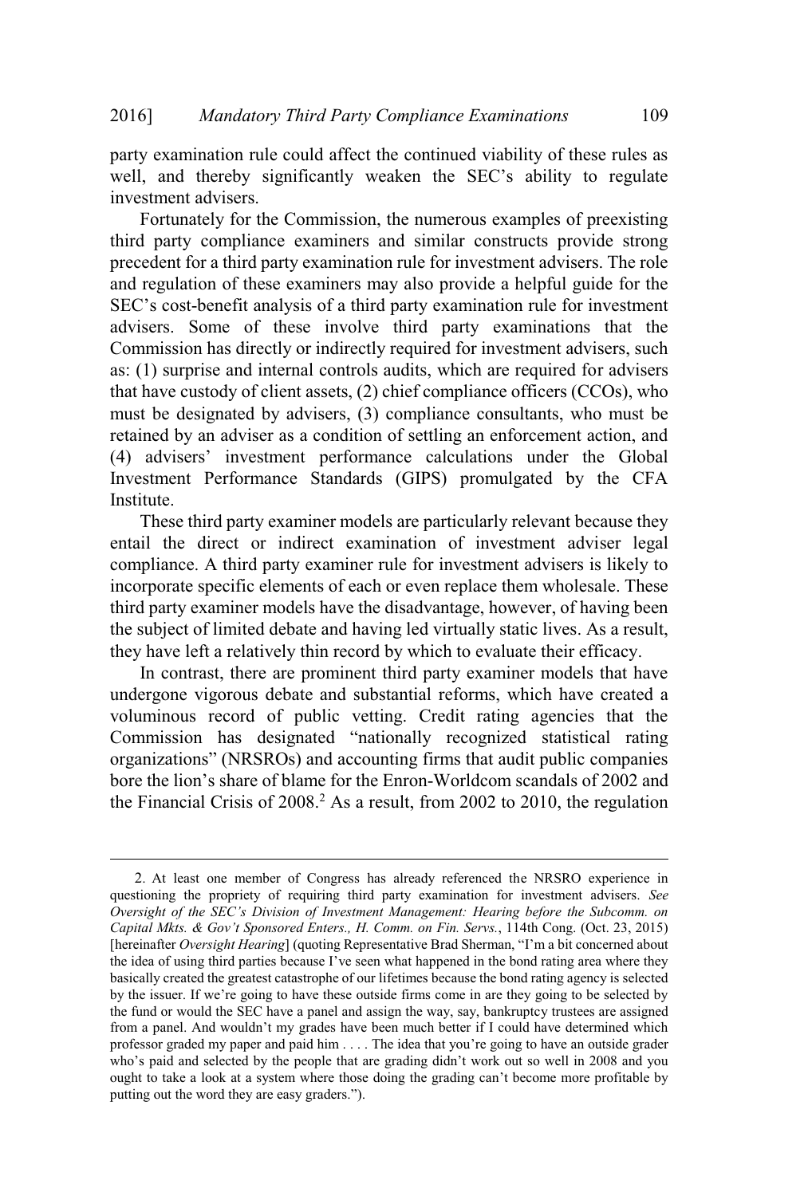party examination rule could affect the continued viability of these rules as well, and thereby significantly weaken the SEC's ability to regulate investment advisers.

Fortunately for the Commission, the numerous examples of preexisting third party compliance examiners and similar constructs provide strong precedent for a third party examination rule for investment advisers. The role and regulation of these examiners may also provide a helpful guide for the SEC's cost-benefit analysis of a third party examination rule for investment advisers. Some of these involve third party examinations that the Commission has directly or indirectly required for investment advisers, such as: (1) surprise and internal controls audits, which are required for advisers that have custody of client assets, (2) chief compliance officers (CCOs), who must be designated by advisers, (3) compliance consultants, who must be retained by an adviser as a condition of settling an enforcement action, and (4) advisers' investment performance calculations under the Global Investment Performance Standards (GIPS) promulgated by the CFA Institute.

These third party examiner models are particularly relevant because they entail the direct or indirect examination of investment adviser legal compliance. A third party examiner rule for investment advisers is likely to incorporate specific elements of each or even replace them wholesale. These third party examiner models have the disadvantage, however, of having been the subject of limited debate and having led virtually static lives. As a result, they have left a relatively thin record by which to evaluate their efficacy.

In contrast, there are prominent third party examiner models that have undergone vigorous debate and substantial reforms, which have created a voluminous record of public vetting. Credit rating agencies that the Commission has designated "nationally recognized statistical rating organizations" (NRSROs) and accounting firms that audit public companies bore the lion's share of blame for the Enron-Worldcom scandals of 2002 and the Financial Crisis of 2008.[2] As a result, from 2002 to 2010, the regulation

---

2. At least one member of Congress has already referenced the NRSRO experience in questioning the propriety of requiring third party examination for investment advisers. *See Oversight of the SEC's Division of Investment Management: Hearing before the Subcomm. on Capital Mkts. & Gov't Sponsored Enters., H. Comm. on Fin. Servs.*, 114th Cong. (Oct. 23, 2015) [hereinafter *Oversight Hearing*] (quoting Representative Brad Sherman, "I'm a bit concerned about the idea of using third parties because I've seen what happened in the bond rating area where they basically created the greatest catastrophe of our lifetimes because the bond rating agency is selected by the issuer. If we're going to have these outside firms come in are they going to be selected by the fund or would the SEC have a panel and assign the way, say, bankruptcy trustees are assigned from a panel. And wouldn't my grades have been much better if I could have determined which professor graded my paper and paid him . . . . The idea that you're going to have an outside grader who's paid and selected by the people that are grading didn't work out so well in 2008 and you ought to take a look at a system where those doing the grading can't become more profitable by putting out the word they are easy graders.").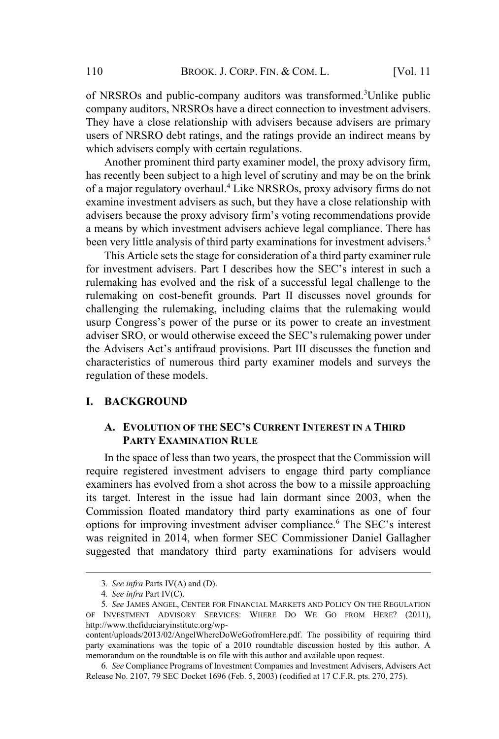of NRSROs and public-company auditors was transformed.[3] Unlike public company auditors, NRSROs have a direct connection to investment advisers. They have a close relationship with advisers because advisers are primary users of NRSRO debt ratings, and the ratings provide an indirect means by which advisers comply with certain regulations.

Another prominent third party examiner model, the proxy advisory firm, has recently been subject to a high level of scrutiny and may be on the brink of a major regulatory overhaul.[4] Like NRSROs, proxy advisory firms do not examine investment advisers as such, but they have a close relationship with advisers because the proxy advisory firm's voting recommendations provide a means by which investment advisers achieve legal compliance. There has been very little analysis of third party examinations for investment advisers.[5]

This Article sets the stage for consideration of a third party examiner rule for investment advisers. Part I describes how the SEC's interest in such a rulemaking has evolved and the risk of a successful legal challenge to the rulemaking on cost-benefit grounds. Part II discusses novel grounds for challenging the rulemaking, including claims that the rulemaking would usurp Congress's power of the purse or its power to create an investment adviser SRO, or would otherwise exceed the SEC's rulemaking power under the Advisers Act's antifraud provisions. Part III discusses the function and characteristics of numerous third party examiner models and surveys the regulation of these models.

## I. BACKGROUND

### A. EVOLUTION OF THE SEC'S CURRENT INTEREST IN A THIRD PARTY EXAMINATION RULE

In the space of less than two years, the prospect that the Commission will require registered investment advisers to engage third party compliance examiners has evolved from a shot across the bow to a missile approaching its target. Interest in the issue had lain dormant since 2003, when the Commission floated mandatory third party examinations as one of four options for improving investment adviser compliance.[6] The SEC's interest was reignited in 2014, when former SEC Commissioner Daniel Gallagher suggested that mandatory third party examinations for advisers would

---

3. *See infra* Parts IV(A) and (D).

4. *See infra* Part IV(C).

5. *See* JAMES ANGEL, CENTER FOR FINANCIAL MARKETS AND POLICY ON THE REGULATION OF INVESTMENT ADVISORY SERVICES: WHERE DO WE GO FROM HERE? (2011), http://www.thefiduciaryinstitute.org/wp-content/uploads/2013/02/AngelWhereDoWeGofromHere.pdf. The possibility of requiring third party examinations was the topic of a 2010 roundtable discussion hosted by this author. A memorandum on the roundtable is on file with this author and available upon request.

6. *See* Compliance Programs of Investment Companies and Investment Advisers, Advisers Act Release No. 2107, 79 SEC Docket 1696 (Feb. 5, 2003) (codified at 17 C.F.R. pts. 270, 275).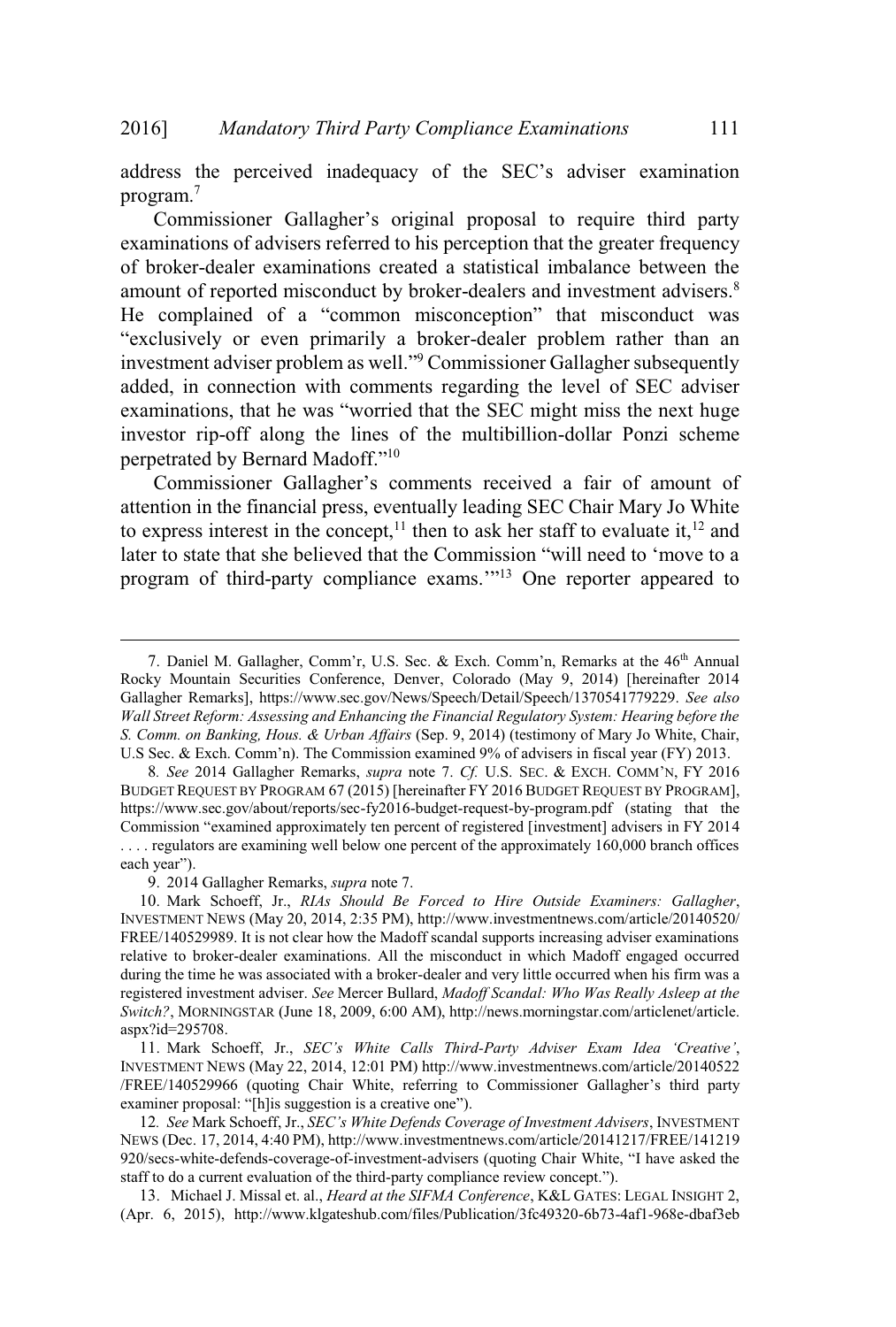address the perceived inadequacy of the SEC's adviser examination program.[7]

Commissioner Gallagher's original proposal to require third party examinations of advisers referred to his perception that the greater frequency of broker-dealer examinations created a statistical imbalance between the amount of reported misconduct by broker-dealers and investment advisers.[8] He complained of a "common misconception" that misconduct was "exclusively or even primarily a broker-dealer problem rather than an investment adviser problem as well."[9] Commissioner Gallagher subsequently added, in connection with comments regarding the level of SEC adviser examinations, that he was "worried that the SEC might miss the next huge investor rip-off along the lines of the multibillion-dollar Ponzi scheme perpetrated by Bernard Madoff."[10]

Commissioner Gallagher's comments received a fair of amount of attention in the financial press, eventually leading SEC Chair Mary Jo White to express interest in the concept,[11] then to ask her staff to evaluate it,[12] and later to state that she believed that the Commission "will need to 'move to a program of third-party compliance exams.'"[13] One reporter appeared to

---

7. Daniel M. Gallagher, Comm'r, U.S. Sec. & Exch. Comm'n, Remarks at the 46th Annual Rocky Mountain Securities Conference, Denver, Colorado (May 9, 2014) [hereinafter 2014 Gallagher Remarks], https://www.sec.gov/News/Speech/Detail/Speech/1370541779229. *See also Wall Street Reform: Assessing and Enhancing the Financial Regulatory System: Hearing before the S. Comm. on Banking, Hous. & Urban Affairs* (Sep. 9, 2014) (testimony of Mary Jo White, Chair, U.S Sec. & Exch. Comm'n). The Commission examined 9% of advisers in fiscal year (FY) 2013.

8. *See* 2014 Gallagher Remarks, *supra* note 7. *Cf.* U.S. SEC. & EXCH. COMM'N, FY 2016 BUDGET REQUEST BY PROGRAM 67 (2015) [hereinafter FY 2016 BUDGET REQUEST BY PROGRAM], https://www.sec.gov/about/reports/sec-fy2016-budget-request-by-program.pdf (stating that the Commission "examined approximately ten percent of registered [investment] advisers in FY 2014 . . . . regulators are examining well below one percent of the approximately 160,000 branch offices each year").

9. 2014 Gallagher Remarks, *supra* note 7.

10. Mark Schoeff, Jr., *RIAs Should Be Forced to Hire Outside Examiners: Gallagher*, INVESTMENT NEWS (May 20, 2014, 2:35 PM), http://www.investmentnews.com/article/20140520/FREE/140529989. It is not clear how the Madoff scandal supports increasing adviser examinations relative to broker-dealer examinations. All the misconduct in which Madoff engaged occurred during the time he was associated with a broker-dealer and very little occurred when his firm was a registered investment adviser. *See* Mercer Bullard, *Madoff Scandal: Who Was Really Asleep at the Switch?*, MORNINGSTAR (June 18, 2009, 6:00 AM), http://news.morningstar.com/articlenet/article.aspx?id=295708.

11. Mark Schoeff, Jr., *SEC's White Calls Third-Party Adviser Exam Idea 'Creative'*, INVESTMENT NEWS (May 22, 2014, 12:01 PM) http://www.investmentnews.com/article/20140522/FREE/140529966 (quoting Chair White, referring to Commissioner Gallagher's third party examiner proposal: "[h]is suggestion is a creative one").

12. *See* Mark Schoeff, Jr., *SEC's White Defends Coverage of Investment Advisers*, INVESTMENT NEWS (Dec. 17, 2014, 4:40 PM), http://www.investmentnews.com/article/20141217/FREE/141219920/secs-white-defends-coverage-of-investment-advisers (quoting Chair White, "I have asked the staff to do a current evaluation of the third-party compliance review concept.").

13. Michael J. Missal et. al., *Heard at the SIFMA Conference*, K&L GATES: LEGAL INSIGHT 2, (Apr. 6, 2015), http://www.klgateshub.com/files/Publication/3fc49320-6b73-4af1-968e-dbaf3eb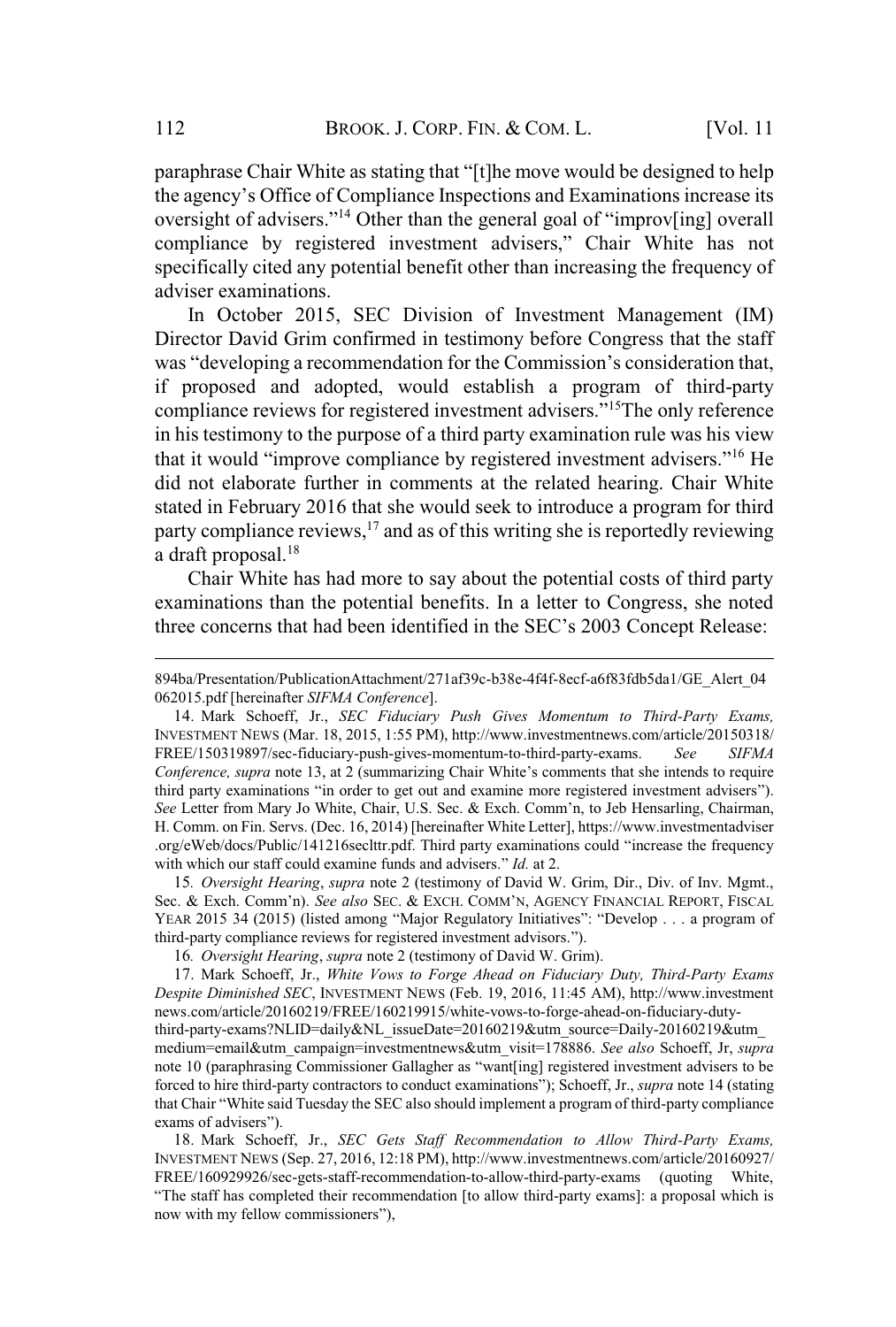paraphrase Chair White as stating that "[t]he move would be designed to help the agency's Office of Compliance Inspections and Examinations increase its oversight of advisers."[14] Other than the general goal of "improv[ing] overall compliance by registered investment advisers," Chair White has not specifically cited any potential benefit other than increasing the frequency of adviser examinations.

In October 2015, SEC Division of Investment Management (IM) Director David Grim confirmed in testimony before Congress that the staff was "developing a recommendation for the Commission's consideration that, if proposed and adopted, would establish a program of third-party compliance reviews for registered investment advisers."[15] The only reference in his testimony to the purpose of a third party examination rule was his view that it would "improve compliance by registered investment advisers."[16] He did not elaborate further in comments at the related hearing. Chair White stated in February 2016 that she would seek to introduce a program for third party compliance reviews,[17] and as of this writing she is reportedly reviewing a draft proposal.[18]

Chair White has had more to say about the potential costs of third party examinations than the potential benefits. In a letter to Congress, she noted three concerns that had been identified in the SEC's 2003 Concept Release:

---

894ba/Presentation/PublicationAttachment/271af39c-b38e-4f4f-8ecf-a6f83fdb5da1/GE_Alert_04062015.pdf [hereinafter *SIFMA Conference*].

14. Mark Schoeff, Jr., *SEC Fiduciary Push Gives Momentum to Third-Party Exams,* INVESTMENT NEWS (Mar. 18, 2015, 1:55 PM), http://www.investmentnews.com/article/20150318/FREE/150319897/sec-fiduciary-push-gives-momentum-to-third-party-exams. *See SIFMA Conference, supra* note 13, at 2 (summarizing Chair White's comments that she intends to require third party examinations "in order to get out and examine more registered investment advisers"). *See* Letter from Mary Jo White, Chair, U.S. Sec. & Exch. Comm'n, to Jeb Hensarling, Chairman, H. Comm. on Fin. Servs. (Dec. 16, 2014) [hereinafter White Letter], https://www.investmentadviser.org/eWeb/docs/Public/141216secltr.pdf. Third party examinations could "increase the frequency with which our staff could examine funds and advisers." *Id.* at 2.

15. *Oversight Hearing*, *supra* note 2 (testimony of David W. Grim, Dir., Div. of Inv. Mgmt., Sec. & Exch. Comm'n). *See also* SEC. & EXCH. COMM'N, AGENCY FINANCIAL REPORT, FISCAL YEAR 2015 34 (2015) (listed among "Major Regulatory Initiatives": "Develop . . . a program of third-party compliance reviews for registered investment advisors.").

16. *Oversight Hearing*, *supra* note 2 (testimony of David W. Grim).

17. Mark Schoeff, Jr., *White Vows to Forge Ahead on Fiduciary Duty, Third-Party Exams Despite Diminished SEC*, INVESTMENT NEWS (Feb. 19, 2016, 11:45 AM), http://www.investmentnews.com/article/20160219/FREE/160219915/white-vows-to-forge-ahead-on-fiduciary-duty-third-party-exams?NLID=daily&NL_issueDate=20160219&utm_source=Daily-20160219&utm_medium=email&utm_campaign=investmentnews&utm_visit=178886. *See also* Schoeff, Jr, *supra* note 10 (paraphrasing Commissioner Gallagher as "want[ing] registered investment advisers to be forced to hire third-party contractors to conduct examinations"); Schoeff, Jr., *supra* note 14 (stating that Chair "White said Tuesday the SEC also should implement a program of third-party compliance exams of advisers").

18. Mark Schoeff, Jr., *SEC Gets Staff Recommendation to Allow Third-Party Exams,* INVESTMENT NEWS (Sep. 27, 2016, 12:18 PM), http://www.investmentnews.com/article/20160927/FREE/160929926/sec-gets-staff-recommendation-to-allow-third-party-exams (quoting White, "The staff has completed their recommendation [to allow third-party exams]: a proposal which is now with my fellow commissioners"),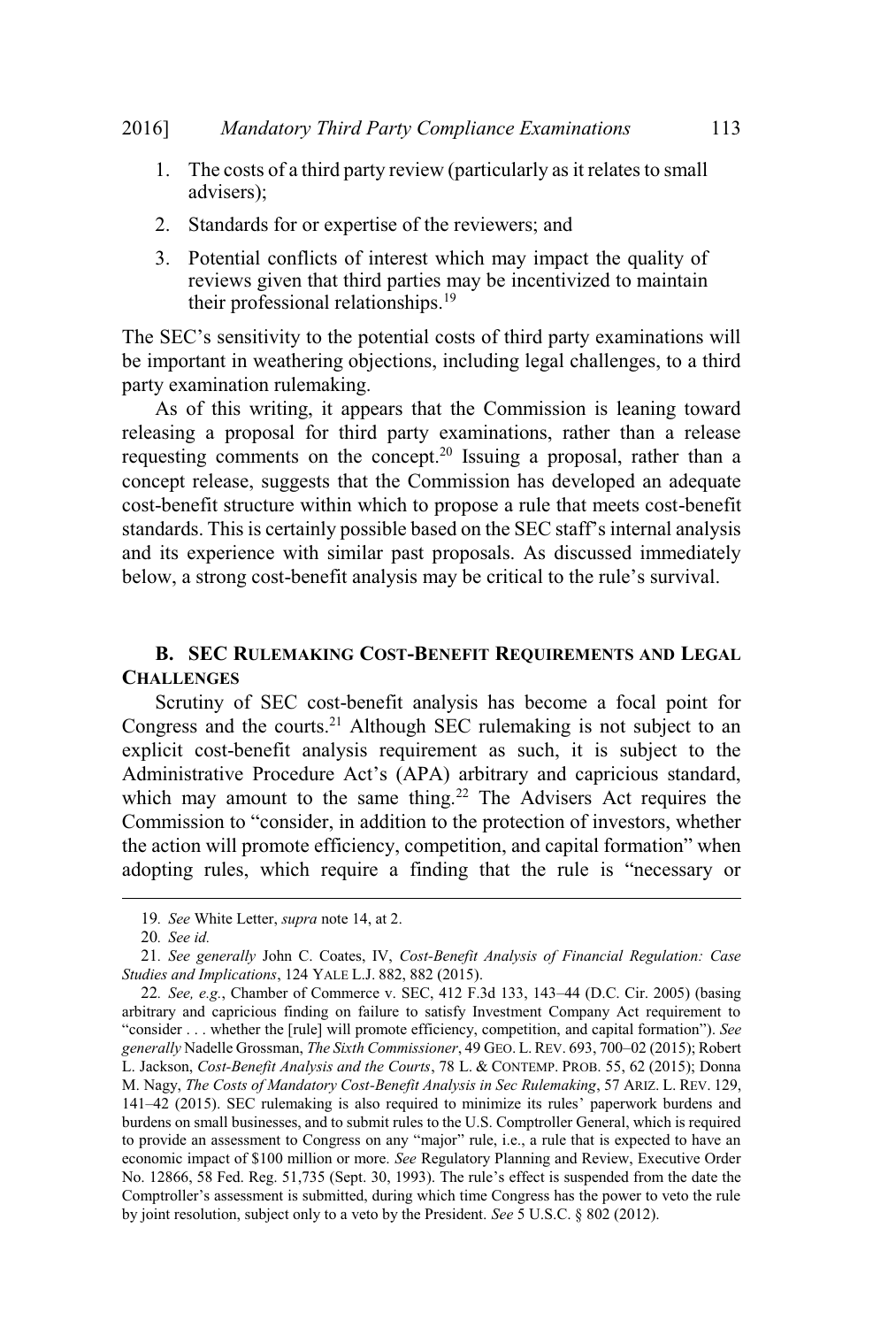1. The costs of a third party review (particularly as it relates to small advisers);
2. Standards for or expertise of the reviewers; and
3. Potential conflicts of interest which may impact the quality of reviews given that third parties may be incentivized to maintain their professional relationships.[19]

The SEC's sensitivity to the potential costs of third party examinations will be important in weathering objections, including legal challenges, to a third party examination rulemaking.

As of this writing, it appears that the Commission is leaning toward releasing a proposal for third party examinations, rather than a release requesting comments on the concept.[20] Issuing a proposal, rather than a concept release, suggests that the Commission has developed an adequate cost-benefit structure within which to propose a rule that meets cost-benefit standards. This is certainly possible based on the SEC staff's internal analysis and its experience with similar past proposals. As discussed immediately below, a strong cost-benefit analysis may be critical to the rule's survival.

### B. SEC RULEMAKING COST-BENEFIT REQUIREMENTS AND LEGAL CHALLENGES

Scrutiny of SEC cost-benefit analysis has become a focal point for Congress and the courts.[21] Although SEC rulemaking is not subject to an explicit cost-benefit analysis requirement as such, it is subject to the Administrative Procedure Act's (APA) arbitrary and capricious standard, which may amount to the same thing.[22] The Advisers Act requires the Commission to "consider, in addition to the protection of investors, whether the action will promote efficiency, competition, and capital formation" when adopting rules, which require a finding that the rule is "necessary or

---

19. *See* White Letter, *supra* note 14, at 2.

20. *See id.*

21. *See generally* John C. Coates, IV, *Cost-Benefit Analysis of Financial Regulation: Case Studies and Implications*, 124 YALE L.J. 882, 882 (2015).

22. *See, e.g.*, Chamber of Commerce v. SEC, 412 F.3d 133, 143–44 (D.C. Cir. 2005) (basing arbitrary and capricious finding on failure to satisfy Investment Company Act requirement to "consider . . . whether the [rule] will promote efficiency, competition, and capital formation"). *See generally* Nadelle Grossman, *The Sixth Commissioner*, 49 GEO. L. REV. 693, 700–02 (2015); Robert L. Jackson, *Cost-Benefit Analysis and the Courts*, 78 L. & CONTEMP. PROB. 55, 62 (2015); Donna M. Nagy, *The Costs of Mandatory Cost-Benefit Analysis in Sec Rulemaking*, 57 ARIZ. L. REV. 129, 141–42 (2015). SEC rulemaking is also required to minimize its rules' paperwork burdens and burdens on small businesses, and to submit rules to the U.S. Comptroller General, which is required to provide an assessment to Congress on any "major" rule, i.e., a rule that is expected to have an economic impact of $100 million or more. *See* Regulatory Planning and Review, Executive Order No. 12866, 58 Fed. Reg. 51,735 (Sept. 30, 1993). The rule's effect is suspended from the date the Comptroller's assessment is submitted, during which time Congress has the power to veto the rule by joint resolution, subject only to a veto by the President. *See* 5 U.S.C. § 802 (2012).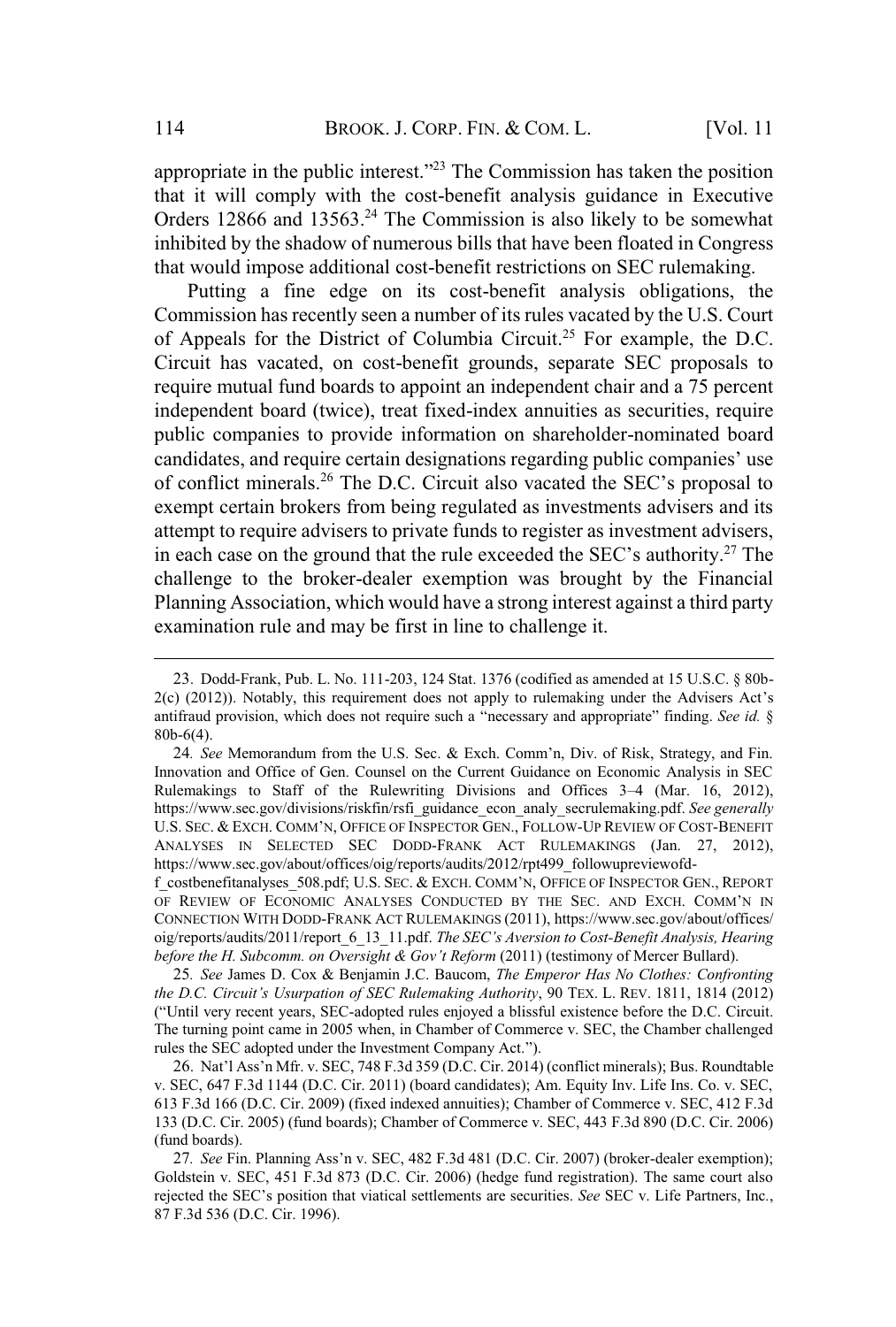appropriate in the public interest."[23] The Commission has taken the position that it will comply with the cost-benefit analysis guidance in Executive Orders 12866 and 13563.[24] The Commission is also likely to be somewhat inhibited by the shadow of numerous bills that have been floated in Congress that would impose additional cost-benefit restrictions on SEC rulemaking.

Putting a fine edge on its cost-benefit analysis obligations, the Commission has recently seen a number of its rules vacated by the U.S. Court of Appeals for the District of Columbia Circuit.[25] For example, the D.C. Circuit has vacated, on cost-benefit grounds, separate SEC proposals to require mutual fund boards to appoint an independent chair and a 75 percent independent board (twice), treat fixed-index annuities as securities, require public companies to provide information on shareholder-nominated board candidates, and require certain designations regarding public companies' use of conflict minerals.[26] The D.C. Circuit also vacated the SEC's proposal to exempt certain brokers from being regulated as investments advisers and its attempt to require advisers to private funds to register as investment advisers, in each case on the ground that the rule exceeded the SEC's authority.[27] The challenge to the broker-dealer exemption was brought by the Financial Planning Association, which would have a strong interest against a third party examination rule and may be first in line to challenge it.

---

23. Dodd-Frank, Pub. L. No. 111-203, 124 Stat. 1376 (codified as amended at 15 U.S.C. § 80b-2(c) (2012)). Notably, this requirement does not apply to rulemaking under the Advisers Act's antifraud provision, which does not require such a "necessary and appropriate" finding. *See id.* § 80b-6(4).

24. *See* Memorandum from the U.S. Sec. & Exch. Comm'n, Div. of Risk, Strategy, and Fin. Innovation and Office of Gen. Counsel on the Current Guidance on Economic Analysis in SEC Rulemakings to Staff of the Rulewriting Divisions and Offices 3–4 (Mar. 16, 2012), https://www.sec.gov/divisions/riskfin/rsfi_guidance_econ_analy_secrulemaking.pdf. *See generally* U.S. SEC. & EXCH. COMM'N, OFFICE OF INSPECTOR GEN., FOLLOW-UP REVIEW OF COST-BENEFIT ANALYSES IN SELECTED SEC DODD-FRANK ACT RULEMAKINGS (Jan. 27, 2012), https://www.sec.gov/about/offices/oig/reports/audits/2012/rpt499_followupreviewofd-f_costbenefitanalyses_508.pdf; U.S. SEC. & EXCH. COMM'N, OFFICE OF INSPECTOR GEN., REPORT OF REVIEW OF ECONOMIC ANALYSES CONDUCTED BY THE SEC. AND EXCH. COMM'N IN CONNECTION WITH DODD-FRANK ACT RULEMAKINGS (2011), https://www.sec.gov/about/offices/oig/reports/audits/2011/report_6_13_11.pdf. *The SEC's Aversion to Cost-Benefit Analysis, Hearing before the H. Subcomm. on Oversight & Gov't Reform* (2011) (testimony of Mercer Bullard).

25. *See* James D. Cox & Benjamin J.C. Baucom, *The Emperor Has No Clothes: Confronting the D.C. Circuit's Usurpation of SEC Rulemaking Authority*, 90 TEX. L. REV. 1811, 1814 (2012) ("Until very recent years, SEC-adopted rules enjoyed a blissful existence before the D.C. Circuit. The turning point came in 2005 when, in Chamber of Commerce v. SEC, the Chamber challenged rules the SEC adopted under the Investment Company Act.").

26. Nat'l Ass'n Mfr. v. SEC, 748 F.3d 359 (D.C. Cir. 2014) (conflict minerals); Bus. Roundtable v. SEC, 647 F.3d 1144 (D.C. Cir. 2011) (board candidates); Am. Equity Inv. Life Ins. Co. v. SEC, 613 F.3d 166 (D.C. Cir. 2009) (fixed indexed annuities); Chamber of Commerce v. SEC, 412 F.3d 133 (D.C. Cir. 2005) (fund boards); Chamber of Commerce v. SEC, 443 F.3d 890 (D.C. Cir. 2006) (fund boards).

27. *See* Fin. Planning Ass'n v. SEC, 482 F.3d 481 (D.C. Cir. 2007) (broker-dealer exemption); Goldstein v. SEC, 451 F.3d 873 (D.C. Cir. 2006) (hedge fund registration). The same court also rejected the SEC's position that viatical settlements are securities. *See* SEC v. Life Partners, Inc., 87 F.3d 536 (D.C. Cir. 1996).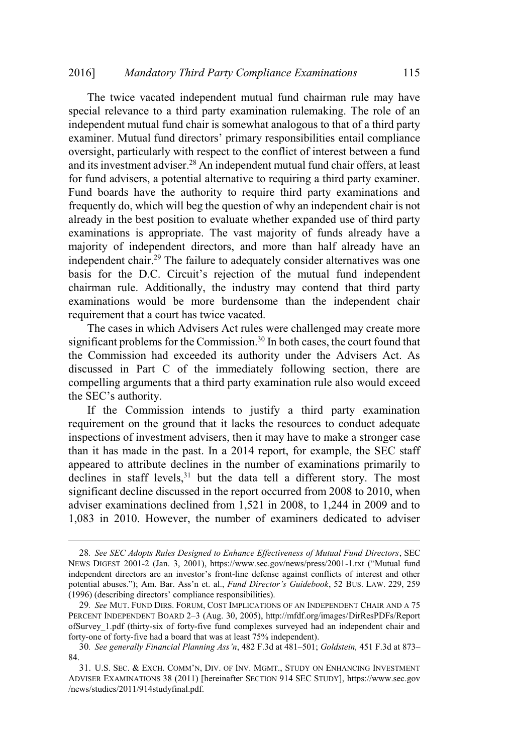The twice vacated independent mutual fund chairman rule may have special relevance to a third party examination rulemaking. The role of an independent mutual fund chair is somewhat analogous to that of a third party examiner. Mutual fund directors' primary responsibilities entail compliance oversight, particularly with respect to the conflict of interest between a fund and its investment adviser.[28] An independent mutual fund chair offers, at least for fund advisers, a potential alternative to requiring a third party examiner. Fund boards have the authority to require third party examinations and frequently do, which will beg the question of why an independent chair is not already in the best position to evaluate whether expanded use of third party examinations is appropriate. The vast majority of funds already have a majority of independent directors, and more than half already have an independent chair.[29] The failure to adequately consider alternatives was one basis for the D.C. Circuit's rejection of the mutual fund independent chairman rule. Additionally, the industry may contend that third party examinations would be more burdensome than the independent chair requirement that a court has twice vacated.

The cases in which Advisers Act rules were challenged may create more significant problems for the Commission.[30] In both cases, the court found that the Commission had exceeded its authority under the Advisers Act. As discussed in Part C of the immediately following section, there are compelling arguments that a third party examination rule also would exceed the SEC's authority.

If the Commission intends to justify a third party examination requirement on the ground that it lacks the resources to conduct adequate inspections of investment advisers, then it may have to make a stronger case than it has made in the past. In a 2014 report, for example, the SEC staff appeared to attribute declines in the number of examinations primarily to declines in staff levels,[31] but the data tell a different story. The most significant decline discussed in the report occurred from 2008 to 2010, when adviser examinations declined from 1,521 in 2008, to 1,244 in 2009 and to 1,083 in 2010. However, the number of examiners dedicated to adviser

---

28. *See SEC Adopts Rules Designed to Enhance Effectiveness of Mutual Fund Directors*, SEC NEWS DIGEST 2001-2 (Jan. 3, 2001), https://www.sec.gov/news/press/2001-1.txt ("Mutual fund independent directors are an investor's front-line defense against conflicts of interest and other potential abuses."); Am. Bar. Ass'n et. al., *Fund Director's Guidebook*, 52 BUS. LAW. 229, 259 (1996) (describing directors' compliance responsibilities).

29. *See* MUT. FUND DIRS. FORUM, COST IMPLICATIONS OF AN INDEPENDENT CHAIR AND A 75 PERCENT INDEPENDENT BOARD 2–3 (Aug. 30, 2005), http://mfdf.org/images/DirResPDFs/ReportofSurvey_1.pdf (thirty-six of forty-five fund complexes surveyed had an independent chair and forty-one of forty-five had a board that was at least 75% independent).

30. *See generally Financial Planning Ass'n*, 482 F.3d at 481–501; *Goldstein,* 451 F.3d at 873–84.

31. U.S. SEC. & EXCH. COMM'N, DIV. OF INV. MGMT., STUDY ON ENHANCING INVESTMENT ADVISER EXAMINATIONS 38 (2011) [hereinafter SECTION 914 SEC STUDY], https://www.sec.gov/news/studies/2011/914studyfinal.pdf.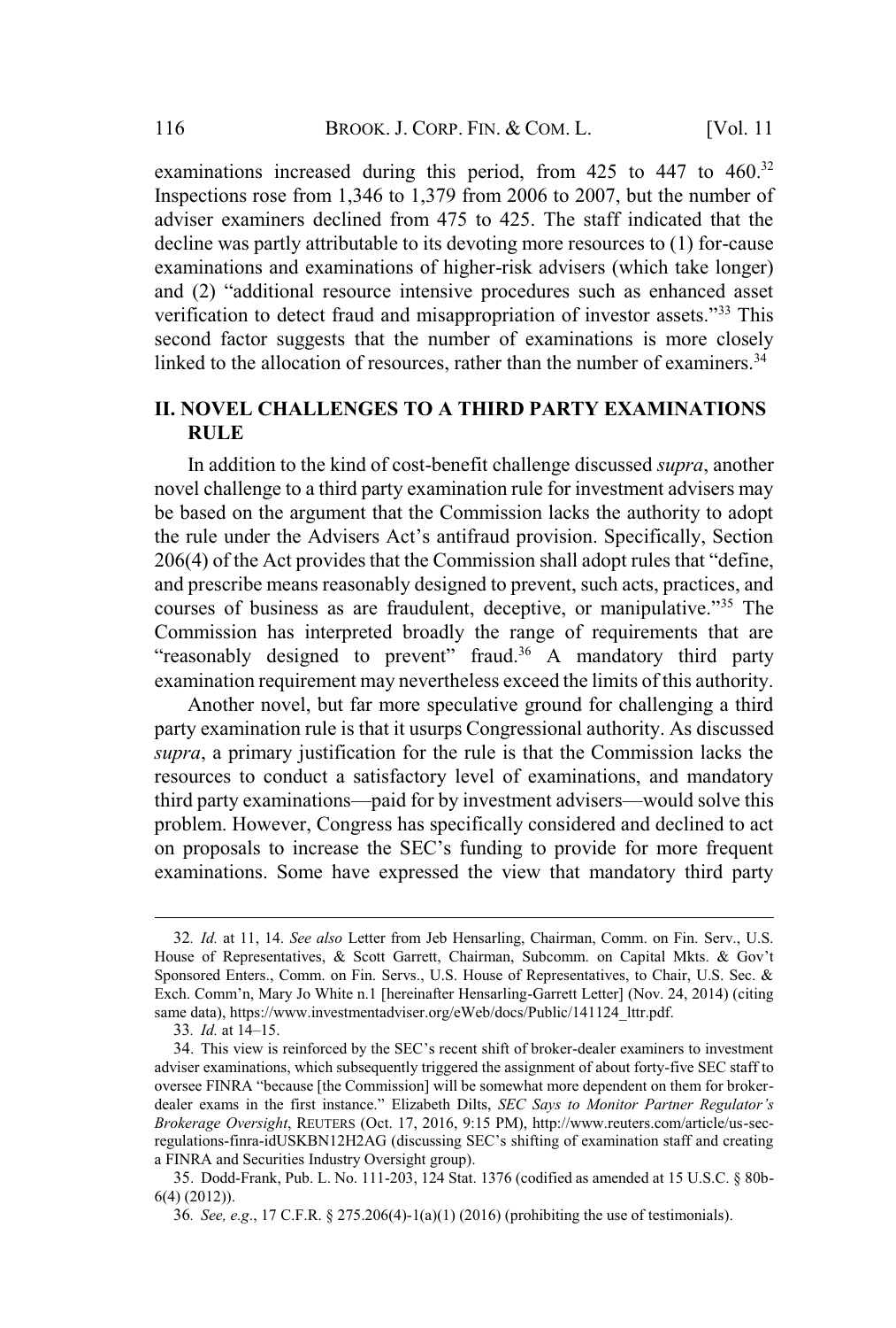examinations increased during this period, from 425 to 447 to 460.[32] Inspections rose from 1,346 to 1,379 from 2006 to 2007, but the number of adviser examiners declined from 475 to 425. The staff indicated that the decline was partly attributable to its devoting more resources to (1) for-cause examinations and examinations of higher-risk advisers (which take longer) and (2) "additional resource intensive procedures such as enhanced asset verification to detect fraud and misappropriation of investor assets."[33] This second factor suggests that the number of examinations is more closely linked to the allocation of resources, rather than the number of examiners.[34]

## II. NOVEL CHALLENGES TO A THIRD PARTY EXAMINATIONS RULE

In addition to the kind of cost-benefit challenge discussed *supra*, another novel challenge to a third party examination rule for investment advisers may be based on the argument that the Commission lacks the authority to adopt the rule under the Advisers Act's antifraud provision. Specifically, Section 206(4) of the Act provides that the Commission shall adopt rules that "define, and prescribe means reasonably designed to prevent, such acts, practices, and courses of business as are fraudulent, deceptive, or manipulative."[35] The Commission has interpreted broadly the range of requirements that are "reasonably designed to prevent" fraud.[36] A mandatory third party examination requirement may nevertheless exceed the limits of this authority.

Another novel, but far more speculative ground for challenging a third party examination rule is that it usurps Congressional authority. As discussed *supra*, a primary justification for the rule is that the Commission lacks the resources to conduct a satisfactory level of examinations, and mandatory third party examinations—paid for by investment advisers—would solve this problem. However, Congress has specifically considered and declined to act on proposals to increase the SEC's funding to provide for more frequent examinations. Some have expressed the view that mandatory third party

---

32. *Id.* at 11, 14. *See also* Letter from Jeb Hensarling, Chairman, Comm. on Fin. Serv., U.S. House of Representatives, & Scott Garrett, Chairman, Subcomm. on Capital Mkts. & Gov't Sponsored Enters., Comm. on Fin. Servs., U.S. House of Representatives, to Chair, U.S. Sec. & Exch. Comm'n, Mary Jo White n.1 [hereinafter Hensarling-Garrett Letter] (Nov. 24, 2014) (citing same data), https://www.investmentadviser.org/eWeb/docs/Public/141124_lttr.pdf.

33. *Id.* at 14–15.

34. This view is reinforced by the SEC's recent shift of broker-dealer examiners to investment adviser examinations, which subsequently triggered the assignment of about forty-five SEC staff to oversee FINRA "because [the Commission] will be somewhat more dependent on them for broker-dealer exams in the first instance." Elizabeth Dilts, *SEC Says to Monitor Partner Regulator's Brokerage Oversight*, REUTERS (Oct. 17, 2016, 9:15 PM), http://www.reuters.com/article/us-sec-regulations-finra-idUSKBN12H2AG (discussing SEC's shifting of examination staff and creating a FINRA and Securities Industry Oversight group).

35. Dodd-Frank, Pub. L. No. 111-203, 124 Stat. 1376 (codified as amended at 15 U.S.C. § 80b-6(4) (2012)).

36. *See, e.g.*, 17 C.F.R. § 275.206(4)-1(a)(1) (2016) (prohibiting the use of testimonials).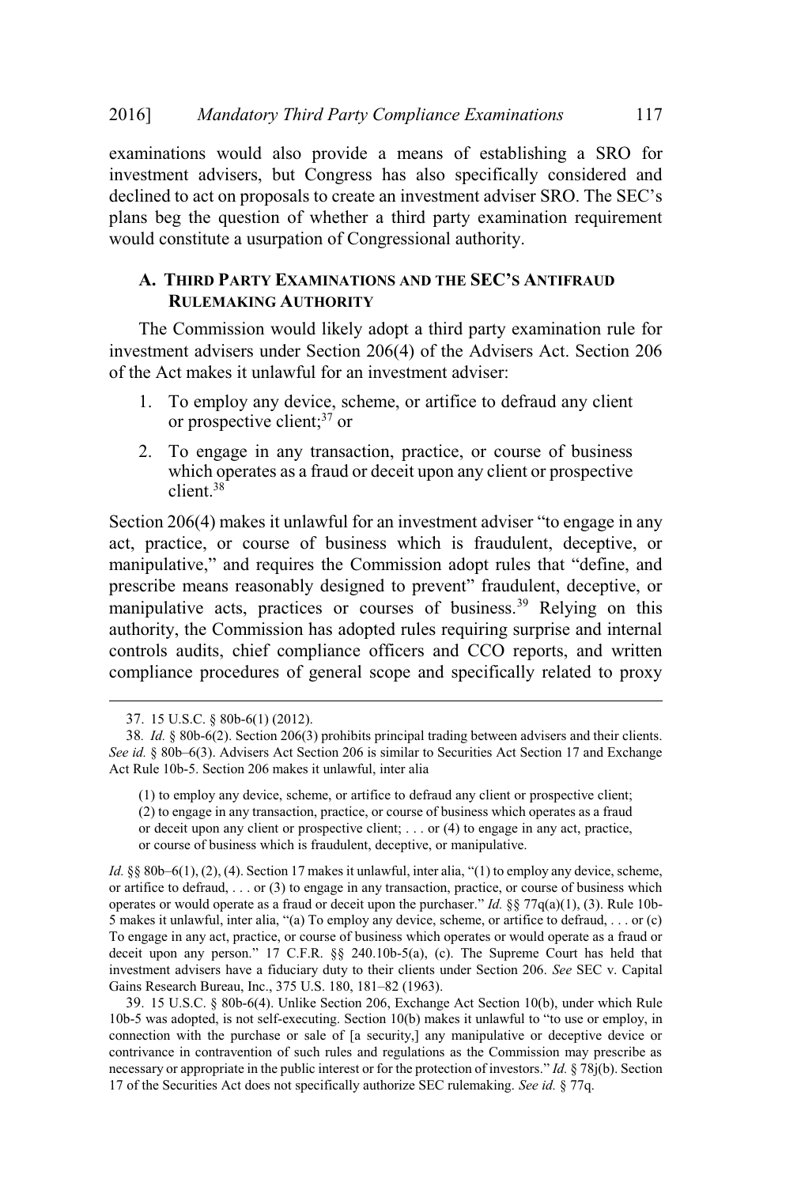examinations would also provide a means of establishing a SRO for investment advisers, but Congress has also specifically considered and declined to act on proposals to create an investment adviser SRO. The SEC's plans beg the question of whether a third party examination requirement would constitute a usurpation of Congressional authority.

### A. THIRD PARTY EXAMINATIONS AND THE SEC'S ANTIFRAUD RULEMAKING AUTHORITY

The Commission would likely adopt a third party examination rule for investment advisers under Section 206(4) of the Advisers Act. Section 206 of the Act makes it unlawful for an investment adviser:

1. To employ any device, scheme, or artifice to defraud any client or prospective client;[37] or
2. To engage in any transaction, practice, or course of business which operates as a fraud or deceit upon any client or prospective client.[38]

Section 206(4) makes it unlawful for an investment adviser "to engage in any act, practice, or course of business which is fraudulent, deceptive, or manipulative," and requires the Commission adopt rules that "define, and prescribe means reasonably designed to prevent" fraudulent, deceptive, or manipulative acts, practices or courses of business.[39] Relying on this authority, the Commission has adopted rules requiring surprise and internal controls audits, chief compliance officers and CCO reports, and written compliance procedures of general scope and specifically related to proxy

---

37. 15 U.S.C. § 80b-6(1) (2012).

38. *Id.* § 80b-6(2). Section 206(3) prohibits principal trading between advisers and their clients. *See id.* § 80b–6(3). Advisers Act Section 206 is similar to Securities Act Section 17 and Exchange Act Rule 10b-5. Section 206 makes it unlawful, inter alia

> (1) to employ any device, scheme, or artifice to defraud any client or prospective client; (2) to engage in any transaction, practice, or course of business which operates as a fraud or deceit upon any client or prospective client; . . . or (4) to engage in any act, practice, or course of business which is fraudulent, deceptive, or manipulative.

*Id.* §§ 80b–6(1), (2), (4). Section 17 makes it unlawful, inter alia, "(1) to employ any device, scheme, or artifice to defraud, . . . or (3) to engage in any transaction, practice, or course of business which operates or would operate as a fraud or deceit upon the purchaser." *Id.* §§ 77q(a)(1), (3). Rule 10b-5 makes it unlawful, inter alia, "(a) To employ any device, scheme, or artifice to defraud, . . . or (c) To engage in any act, practice, or course of business which operates or would operate as a fraud or deceit upon any person." 17 C.F.R. §§ 240.10b-5(a), (c). The Supreme Court has held that investment advisers have a fiduciary duty to their clients under Section 206. *See* SEC v. Capital Gains Research Bureau, Inc., 375 U.S. 180, 181–82 (1963).

39. 15 U.S.C. § 80b-6(4). Unlike Section 206, Exchange Act Section 10(b), under which Rule 10b-5 was adopted, is not self-executing. Section 10(b) makes it unlawful to "to use or employ, in connection with the purchase or sale of [a security,] any manipulative or deceptive device or contrivance in contravention of such rules and regulations as the Commission may prescribe as necessary or appropriate in the public interest or for the protection of investors." *Id.* § 78j(b). Section 17 of the Securities Act does not specifically authorize SEC rulemaking. *See id.* § 77q.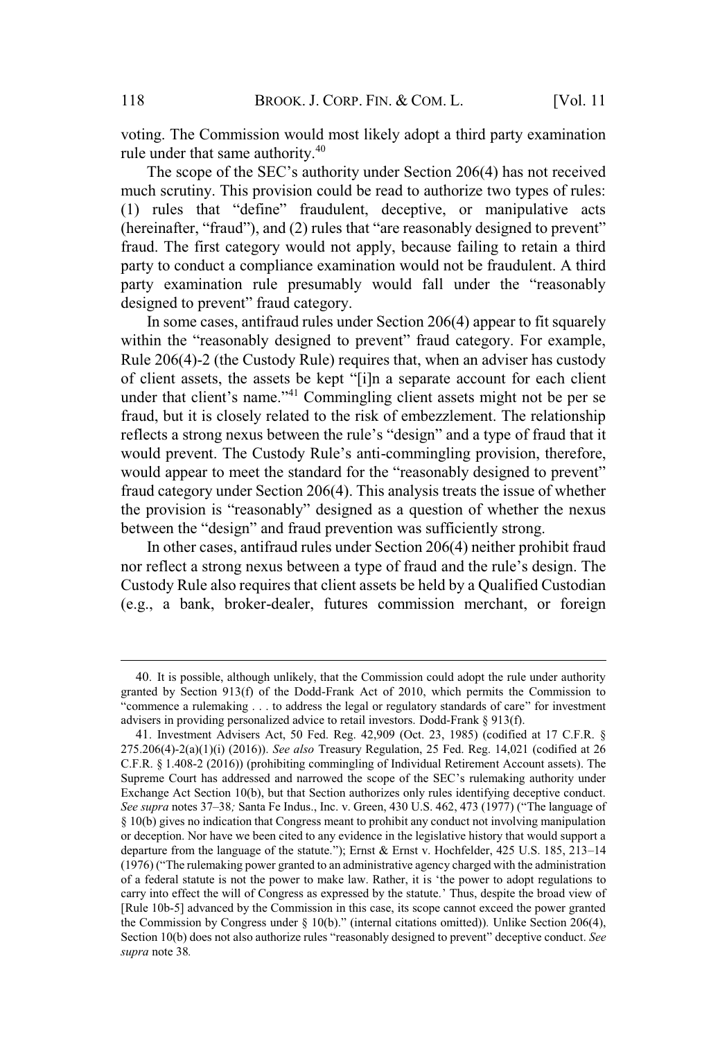voting. The Commission would most likely adopt a third party examination rule under that same authority.[40]

The scope of the SEC's authority under Section 206(4) has not received much scrutiny. This provision could be read to authorize two types of rules: (1) rules that "define" fraudulent, deceptive, or manipulative acts (hereinafter, "fraud"), and (2) rules that "are reasonably designed to prevent" fraud. The first category would not apply, because failing to retain a third party to conduct a compliance examination would not be fraudulent. A third party examination rule presumably would fall under the "reasonably designed to prevent" fraud category.

In some cases, antifraud rules under Section 206(4) appear to fit squarely within the "reasonably designed to prevent" fraud category. For example, Rule 206(4)-2 (the Custody Rule) requires that, when an adviser has custody of client assets, the assets be kept "[i]n a separate account for each client under that client's name."[41] Commingling client assets might not be per se fraud, but it is closely related to the risk of embezzlement. The relationship reflects a strong nexus between the rule's "design" and a type of fraud that it would prevent. The Custody Rule's anti-commingling provision, therefore, would appear to meet the standard for the "reasonably designed to prevent" fraud category under Section 206(4). This analysis treats the issue of whether the provision is "reasonably" designed as a question of whether the nexus between the "design" and fraud prevention was sufficiently strong.

In other cases, antifraud rules under Section 206(4) neither prohibit fraud nor reflect a strong nexus between a type of fraud and the rule's design. The Custody Rule also requires that client assets be held by a Qualified Custodian (e.g., a bank, broker-dealer, futures commission merchant, or foreign

---

40. It is possible, although unlikely, that the Commission could adopt the rule under authority granted by Section 913(f) of the Dodd-Frank Act of 2010, which permits the Commission to "commence a rulemaking . . . to address the legal or regulatory standards of care" for investment advisers in providing personalized advice to retail investors. Dodd-Frank § 913(f).

41. Investment Advisers Act, 50 Fed. Reg. 42,909 (Oct. 23, 1985) (codified at 17 C.F.R. § 275.206(4)-2(a)(1)(i) (2016)). *See also* Treasury Regulation, 25 Fed. Reg. 14,021 (codified at 26 C.F.R. § 1.408-2 (2016)) (prohibiting commingling of Individual Retirement Account assets). The Supreme Court has addressed and narrowed the scope of the SEC's rulemaking authority under Exchange Act Section 10(b), but that Section authorizes only rules identifying deceptive conduct. *See supra* notes 37–38*;* Santa Fe Indus., Inc. v. Green, 430 U.S. 462, 473 (1977) ("The language of § 10(b) gives no indication that Congress meant to prohibit any conduct not involving manipulation or deception. Nor have we been cited to any evidence in the legislative history that would support a departure from the language of the statute."); Ernst & Ernst v. Hochfelder, 425 U.S. 185, 213–14 (1976) ("The rulemaking power granted to an administrative agency charged with the administration of a federal statute is not the power to make law. Rather, it is 'the power to adopt regulations to carry into effect the will of Congress as expressed by the statute.' Thus, despite the broad view of [Rule 10b-5] advanced by the Commission in this case, its scope cannot exceed the power granted the Commission by Congress under § 10(b)." (internal citations omitted))*.* Unlike Section 206(4), Section 10(b) does not also authorize rules "reasonably designed to prevent" deceptive conduct. *See supra* note 38*.*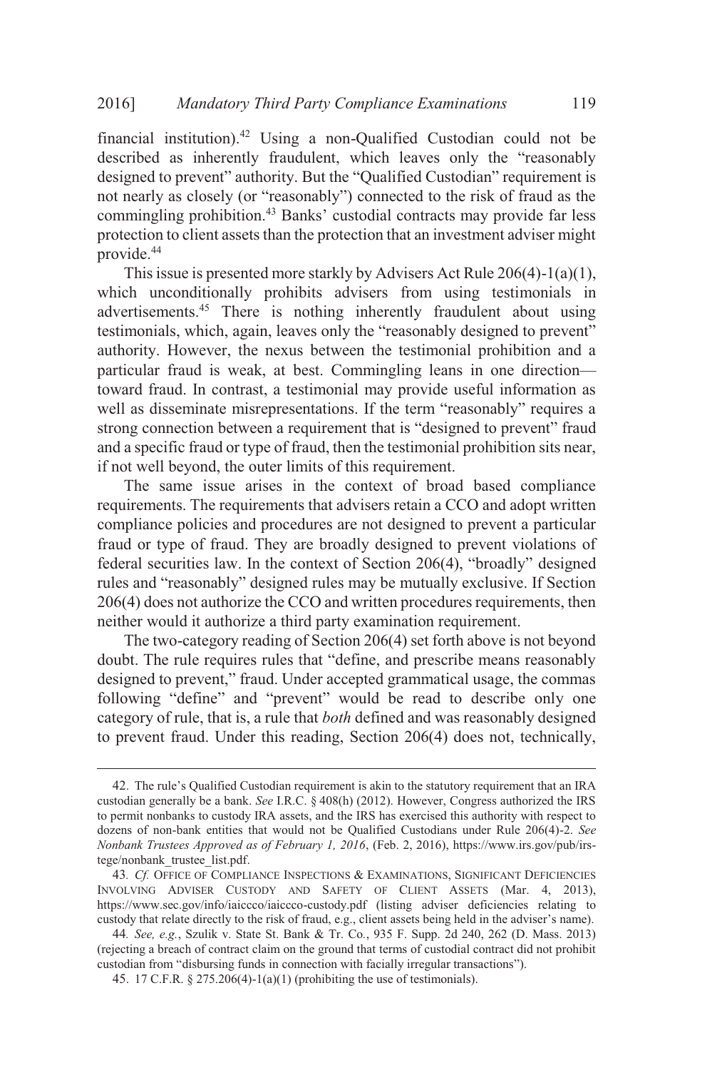financial institution).[42] Using a non-Qualified Custodian could not be described as inherently fraudulent, which leaves only the "reasonably designed to prevent" authority. But the "Qualified Custodian" requirement is not nearly as closely (or "reasonably") connected to the risk of fraud as the commingling prohibition.[43] Banks' custodial contracts may provide far less protection to client assets than the protection that an investment adviser might provide.[44]

This issue is presented more starkly by Advisers Act Rule 206(4)-1(a)(1), which unconditionally prohibits advisers from using testimonials in advertisements.[45] There is nothing inherently fraudulent about using testimonials, which, again, leaves only the "reasonably designed to prevent" authority. However, the nexus between the testimonial prohibition and a particular fraud is weak, at best. Commingling leans in one direction—toward fraud. In contrast, a testimonial may provide useful information as well as disseminate misrepresentations. If the term "reasonably" requires a strong connection between a requirement that is "designed to prevent" fraud and a specific fraud or type of fraud, then the testimonial prohibition sits near, if not well beyond, the outer limits of this requirement.

The same issue arises in the context of broad based compliance requirements. The requirements that advisers retain a CCO and adopt written compliance policies and procedures are not designed to prevent a particular fraud or type of fraud. They are broadly designed to prevent violations of federal securities law. In the context of Section 206(4), "broadly" designed rules and "reasonably" designed rules may be mutually exclusive. If Section 206(4) does not authorize the CCO and written procedures requirements, then neither would it authorize a third party examination requirement.

The two-category reading of Section 206(4) set forth above is not beyond doubt. The rule requires rules that "define, and prescribe means reasonably designed to prevent," fraud. Under accepted grammatical usage, the commas following "define" and "prevent" would be read to describe only one category of rule, that is, a rule that *both* defined and was reasonably designed to prevent fraud. Under this reading, Section 206(4) does not, technically,

---

42. The rule's Qualified Custodian requirement is akin to the statutory requirement that an IRA custodian generally be a bank. *See* I.R.C. § 408(h) (2012). However, Congress authorized the IRS to permit nonbanks to custody IRA assets, and the IRS has exercised this authority with respect to dozens of non-bank entities that would not be Qualified Custodians under Rule 206(4)-2. *See Nonbank Trustees Approved as of February 1, 2016*, (Feb. 2, 2016), https://www.irs.gov/pub/irs-tege/nonbank_trustee_list.pdf.

43. *Cf.* OFFICE OF COMPLIANCE INSPECTIONS & EXAMINATIONS, SIGNIFICANT DEFICIENCIES INVOLVING ADVISER CUSTODY AND SAFETY OF CLIENT ASSETS (Mar. 4, 2013), https://www.sec.gov/info/iaiccco/iaiccco-custody.pdf (listing adviser deficiencies relating to custody that relate directly to the risk of fraud, e.g., client assets being held in the adviser's name).

44. *See, e.g.*, Szulik v. State St. Bank & Tr. Co., 935 F. Supp. 2d 240, 262 (D. Mass. 2013) (rejecting a breach of contract claim on the ground that terms of custodial contract did not prohibit custodian from "disbursing funds in connection with facially irregular transactions").

45. 17 C.F.R. § 275.206(4)-1(a)(1) (prohibiting the use of testimonials).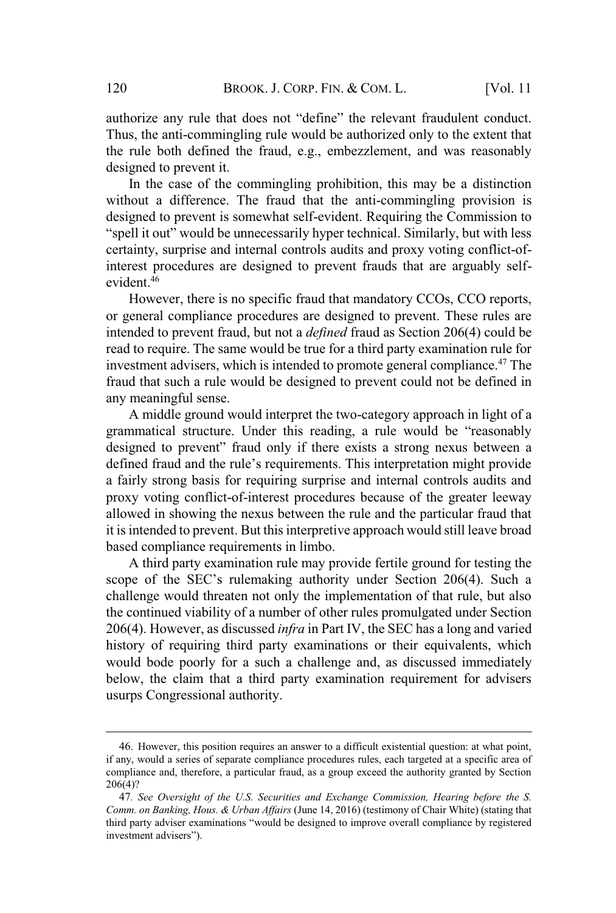authorize any rule that does not "define" the relevant fraudulent conduct. Thus, the anti-commingling rule would be authorized only to the extent that the rule both defined the fraud, e.g., embezzlement, and was reasonably designed to prevent it.

In the case of the commingling prohibition, this may be a distinction without a difference. The fraud that the anti-commingling provision is designed to prevent is somewhat self-evident. Requiring the Commission to "spell it out" would be unnecessarily hyper technical. Similarly, but with less certainty, surprise and internal controls audits and proxy voting conflict-of-interest procedures are designed to prevent frauds that are arguably self-evident.[46]

However, there is no specific fraud that mandatory CCOs, CCO reports, or general compliance procedures are designed to prevent. These rules are intended to prevent fraud, but not a *defined* fraud as Section 206(4) could be read to require. The same would be true for a third party examination rule for investment advisers, which is intended to promote general compliance.[47] The fraud that such a rule would be designed to prevent could not be defined in any meaningful sense.

A middle ground would interpret the two-category approach in light of a grammatical structure. Under this reading, a rule would be "reasonably designed to prevent" fraud only if there exists a strong nexus between a defined fraud and the rule's requirements. This interpretation might provide a fairly strong basis for requiring surprise and internal controls audits and proxy voting conflict-of-interest procedures because of the greater leeway allowed in showing the nexus between the rule and the particular fraud that it is intended to prevent. But this interpretive approach would still leave broad based compliance requirements in limbo.

A third party examination rule may provide fertile ground for testing the scope of the SEC's rulemaking authority under Section 206(4). Such a challenge would threaten not only the implementation of that rule, but also the continued viability of a number of other rules promulgated under Section 206(4). However, as discussed *infra* in Part IV, the SEC has a long and varied history of requiring third party examinations or their equivalents, which would bode poorly for a such a challenge and, as discussed immediately below, the claim that a third party examination requirement for advisers usurps Congressional authority.

---

46. However, this position requires an answer to a difficult existential question: at what point, if any, would a series of separate compliance procedures rules, each targeted at a specific area of compliance and, therefore, a particular fraud, as a group exceed the authority granted by Section 206(4)?

47. *See Oversight of the U.S. Securities and Exchange Commission, Hearing before the S. Comm. on Banking, Hous. & Urban Affairs* (June 14, 2016) (testimony of Chair White) (stating that third party adviser examinations "would be designed to improve overall compliance by registered investment advisers").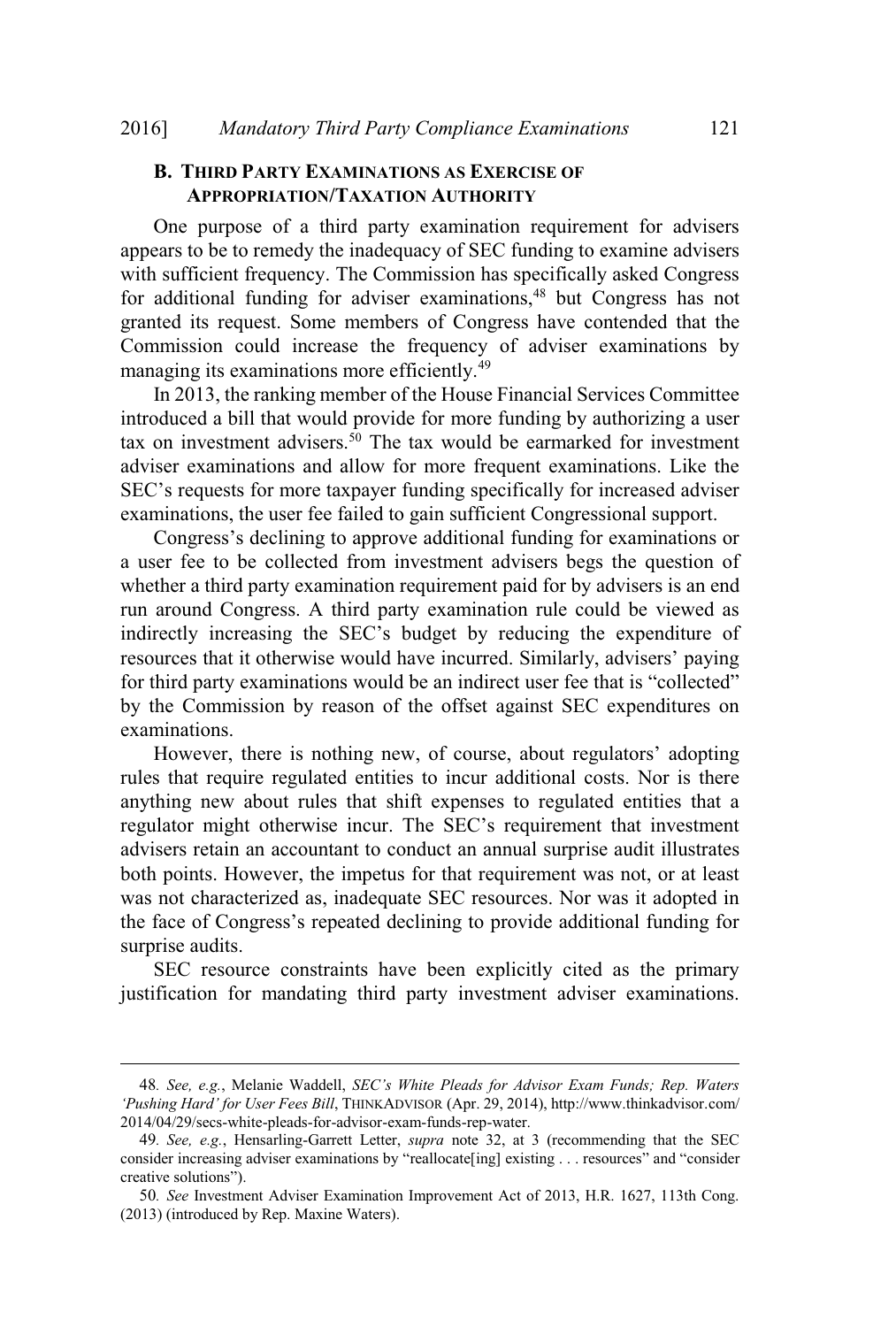### B. THIRD PARTY EXAMINATIONS AS EXERCISE OF APPROPRIATION/TAXATION AUTHORITY

One purpose of a third party examination requirement for advisers appears to be to remedy the inadequacy of SEC funding to examine advisers with sufficient frequency. The Commission has specifically asked Congress for additional funding for adviser examinations,[48] but Congress has not granted its request. Some members of Congress have contended that the Commission could increase the frequency of adviser examinations by managing its examinations more efficiently.[49]

In 2013, the ranking member of the House Financial Services Committee introduced a bill that would provide for more funding by authorizing a user tax on investment advisers.[50] The tax would be earmarked for investment adviser examinations and allow for more frequent examinations. Like the SEC's requests for more taxpayer funding specifically for increased adviser examinations, the user fee failed to gain sufficient Congressional support.

Congress's declining to approve additional funding for examinations or a user fee to be collected from investment advisers begs the question of whether a third party examination requirement paid for by advisers is an end run around Congress. A third party examination rule could be viewed as indirectly increasing the SEC's budget by reducing the expenditure of resources that it otherwise would have incurred. Similarly, advisers' paying for third party examinations would be an indirect user fee that is "collected" by the Commission by reason of the offset against SEC expenditures on examinations.

However, there is nothing new, of course, about regulators' adopting rules that require regulated entities to incur additional costs. Nor is there anything new about rules that shift expenses to regulated entities that a regulator might otherwise incur. The SEC's requirement that investment advisers retain an accountant to conduct an annual surprise audit illustrates both points. However, the impetus for that requirement was not, or at least was not characterized as, inadequate SEC resources. Nor was it adopted in the face of Congress's repeated declining to provide additional funding for surprise audits.

SEC resource constraints have been explicitly cited as the primary justification for mandating third party investment adviser examinations.

---

48. *See, e.g.*, Melanie Waddell, *SEC's White Pleads for Advisor Exam Funds; Rep. Waters 'Pushing Hard' for User Fees Bill*, THINKADVISOR (Apr. 29, 2014), http://www.thinkadvisor.com/2014/04/29/secs-white-pleads-for-advisor-exam-funds-rep-water.

49. *See, e.g.*, Hensarling-Garrett Letter, *supra* note 32, at 3 (recommending that the SEC consider increasing adviser examinations by "reallocate[ing] existing . . . resources" and "consider creative solutions").

50. *See* Investment Adviser Examination Improvement Act of 2013, H.R. 1627, 113th Cong. (2013) (introduced by Rep. Maxine Waters).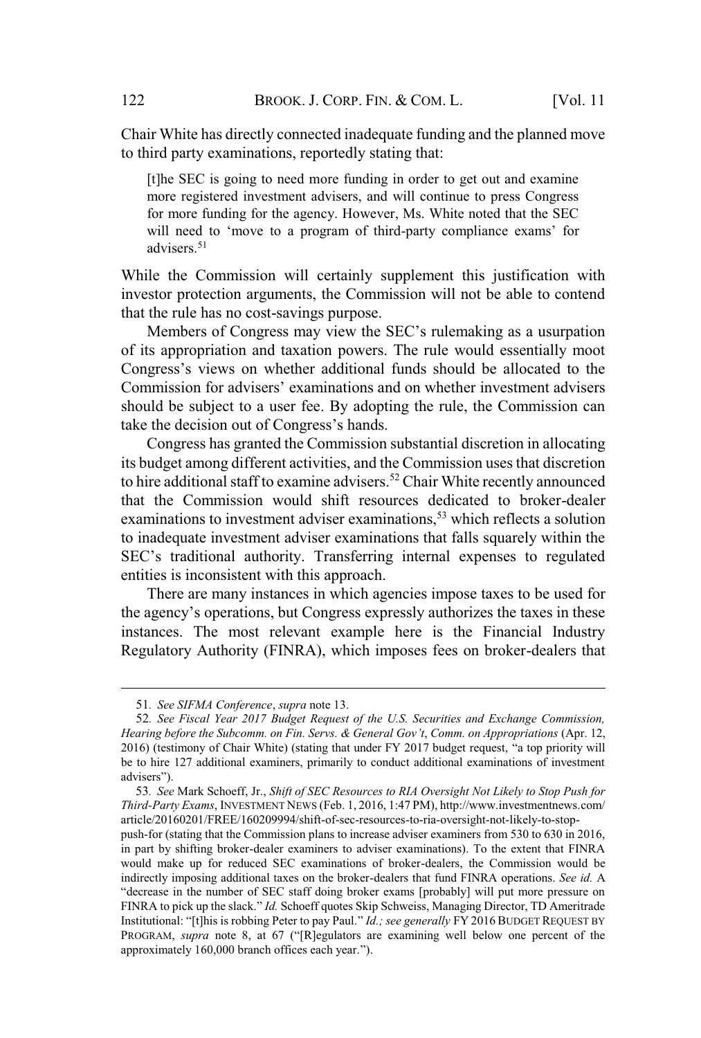Chair White has directly connected inadequate funding and the planned move to third party examinations, reportedly stating that:

> [t]he SEC is going to need more funding in order to get out and examine more registered investment advisers, and will continue to press Congress for more funding for the agency. However, Ms. White noted that the SEC will need to 'move to a program of third-party compliance exams' for advisers.[51]

While the Commission will certainly supplement this justification with investor protection arguments, the Commission will not be able to contend that the rule has no cost-savings purpose.

Members of Congress may view the SEC's rulemaking as a usurpation of its appropriation and taxation powers. The rule would essentially moot Congress's views on whether additional funds should be allocated to the Commission for advisers' examinations and on whether investment advisers should be subject to a user fee. By adopting the rule, the Commission can take the decision out of Congress's hands.

Congress has granted the Commission substantial discretion in allocating its budget among different activities, and the Commission uses that discretion to hire additional staff to examine advisers.[52] Chair White recently announced that the Commission would shift resources dedicated to broker-dealer examinations to investment adviser examinations,[53] which reflects a solution to inadequate investment adviser examinations that falls squarely within the SEC's traditional authority. Transferring internal expenses to regulated entities is inconsistent with this approach.

There are many instances in which agencies impose taxes to be used for the agency's operations, but Congress expressly authorizes the taxes in these instances. The most relevant example here is the Financial Industry Regulatory Authority (FINRA), which imposes fees on broker-dealers that

---

51. *See SIFMA Conference*, *supra* note 13.

52. *See Fiscal Year 2017 Budget Request of the U.S. Securities and Exchange Commission, Hearing before the Subcomm. on Fin. Servs. & General Gov't*, *Comm. on Appropriations* (Apr. 12, 2016) (testimony of Chair White) (stating that under FY 2017 budget request, "a top priority will be to hire 127 additional examiners, primarily to conduct additional examinations of investment advisers").

53. *See* Mark Schoeff, Jr., *Shift of SEC Resources to RIA Oversight Not Likely to Stop Push for Third-Party Exams*, INVESTMENT NEWS (Feb. 1, 2016, 1:47 PM), http://www.investmentnews.com/article/20160201/FREE/160209994/shift-of-sec-resources-to-ria-oversight-not-likely-to-stop-push-for (stating that the Commission plans to increase adviser examiners from 530 to 630 in 2016, in part by shifting broker-dealer examiners to adviser examinations). To the extent that FINRA would make up for reduced SEC examinations of broker-dealers, the Commission would be indirectly imposing additional taxes on the broker-dealers that fund FINRA operations. *See id.* A "decrease in the number of SEC staff doing broker exams [probably] will put more pressure on FINRA to pick up the slack." *Id.* Schoeff quotes Skip Schweiss, Managing Director, TD Ameritrade Institutional: "[t]his is robbing Peter to pay Paul." *Id.; see generally* FY 2016 BUDGET REQUEST BY PROGRAM, *supra* note 8, at 67 ("[R]egulators are examining well below one percent of the approximately 160,000 branch offices each year.").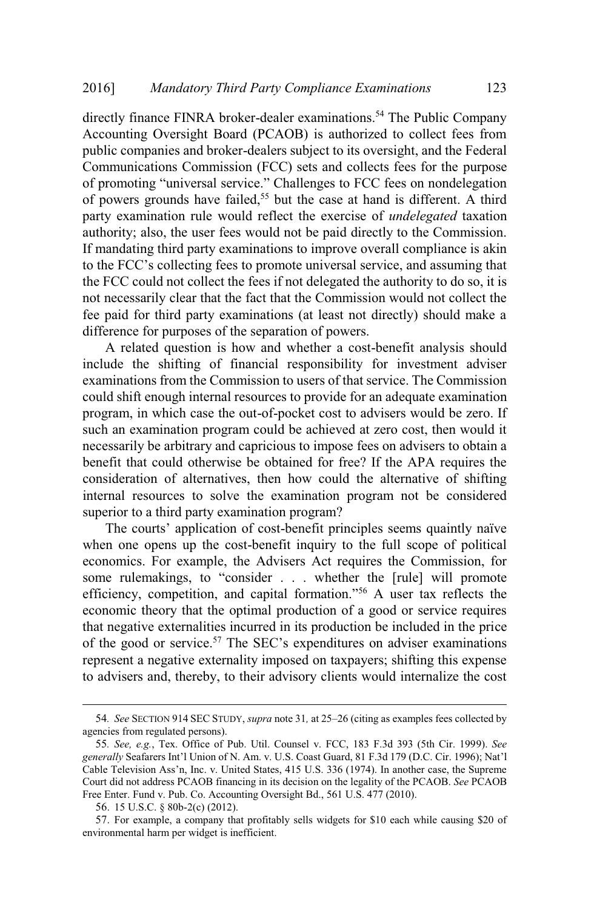directly finance FINRA broker-dealer examinations.[54] The Public Company Accounting Oversight Board (PCAOB) is authorized to collect fees from public companies and broker-dealers subject to its oversight, and the Federal Communications Commission (FCC) sets and collects fees for the purpose of promoting "universal service." Challenges to FCC fees on nondelegation of powers grounds have failed,[55] but the case at hand is different. A third party examination rule would reflect the exercise of *undelegated* taxation authority; also, the user fees would not be paid directly to the Commission. If mandating third party examinations to improve overall compliance is akin to the FCC's collecting fees to promote universal service, and assuming that the FCC could not collect the fees if not delegated the authority to do so, it is not necessarily clear that the fact that the Commission would not collect the fee paid for third party examinations (at least not directly) should make a difference for purposes of the separation of powers.

A related question is how and whether a cost-benefit analysis should include the shifting of financial responsibility for investment adviser examinations from the Commission to users of that service. The Commission could shift enough internal resources to provide for an adequate examination program, in which case the out-of-pocket cost to advisers would be zero. If such an examination program could be achieved at zero cost, then would it necessarily be arbitrary and capricious to impose fees on advisers to obtain a benefit that could otherwise be obtained for free? If the APA requires the consideration of alternatives, then how could the alternative of shifting internal resources to solve the examination program not be considered superior to a third party examination program?

The courts' application of cost-benefit principles seems quaintly naïve when one opens up the cost-benefit inquiry to the full scope of political economics. For example, the Advisers Act requires the Commission, for some rulemakings, to "consider . . . whether the [rule] will promote efficiency, competition, and capital formation."[56] A user tax reflects the economic theory that the optimal production of a good or service requires that negative externalities incurred in its production be included in the price of the good or service.[57] The SEC's expenditures on adviser examinations represent a negative externality imposed on taxpayers; shifting this expense to advisers and, thereby, to their advisory clients would internalize the cost

---

54. *See* SECTION 914 SEC STUDY, *supra* note 31, at 25–26 (citing as examples fees collected by agencies from regulated persons).

55. *See, e.g.*, Tex. Office of Pub. Util. Counsel v. FCC, 183 F.3d 393 (5th Cir. 1999). *See generally* Seafarers Int'l Union of N. Am. v. U.S. Coast Guard, 81 F.3d 179 (D.C. Cir. 1996); Nat'l Cable Television Ass'n, Inc. v. United States, 415 U.S. 336 (1974). In another case, the Supreme Court did not address PCAOB financing in its decision on the legality of the PCAOB. *See* PCAOB Free Enter. Fund v. Pub. Co. Accounting Oversight Bd., 561 U.S. 477 (2010).

56. 15 U.S.C. § 80b-2(c) (2012).

57. For example, a company that profitably sells widgets for $10 each while causing $20 of environmental harm per widget is inefficient.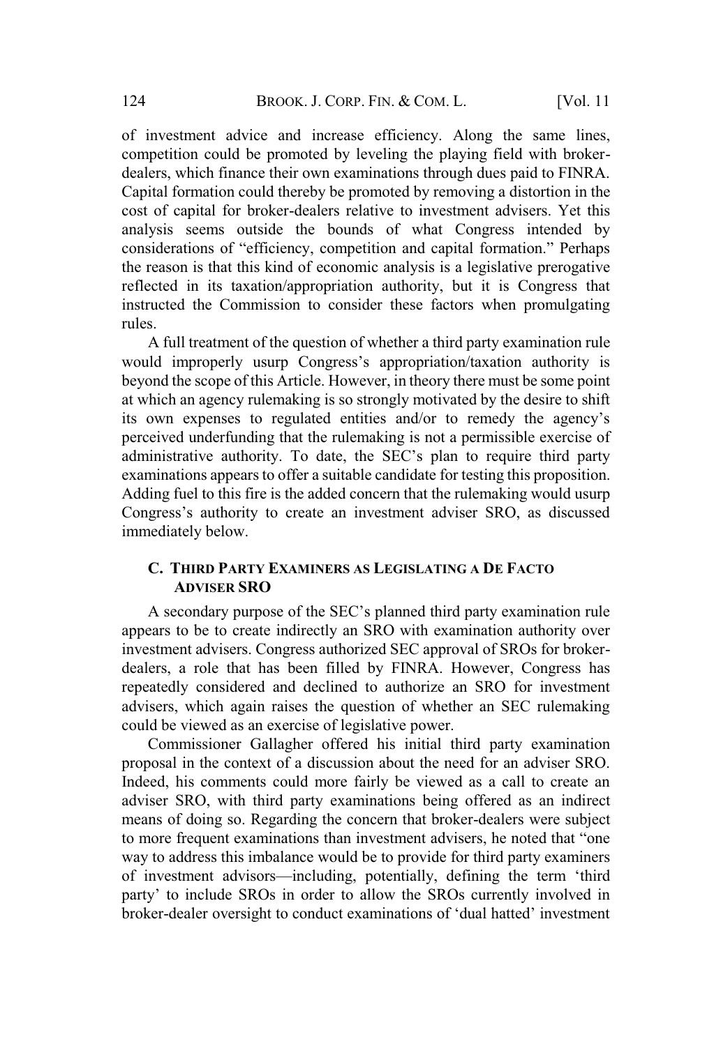of investment advice and increase efficiency. Along the same lines, competition could be promoted by leveling the playing field with broker-dealers, which finance their own examinations through dues paid to FINRA. Capital formation could thereby be promoted by removing a distortion in the cost of capital for broker-dealers relative to investment advisers. Yet this analysis seems outside the bounds of what Congress intended by considerations of "efficiency, competition and capital formation." Perhaps the reason is that this kind of economic analysis is a legislative prerogative reflected in its taxation/appropriation authority, but it is Congress that instructed the Commission to consider these factors when promulgating rules.

A full treatment of the question of whether a third party examination rule would improperly usurp Congress's appropriation/taxation authority is beyond the scope of this Article. However, in theory there must be some point at which an agency rulemaking is so strongly motivated by the desire to shift its own expenses to regulated entities and/or to remedy the agency's perceived underfunding that the rulemaking is not a permissible exercise of administrative authority. To date, the SEC's plan to require third party examinations appears to offer a suitable candidate for testing this proposition. Adding fuel to this fire is the added concern that the rulemaking would usurp Congress's authority to create an investment adviser SRO, as discussed immediately below.

### C. THIRD PARTY EXAMINERS AS LEGISLATING A DE FACTO ADVISER SRO

A secondary purpose of the SEC's planned third party examination rule appears to be to create indirectly an SRO with examination authority over investment advisers. Congress authorized SEC approval of SROs for broker-dealers, a role that has been filled by FINRA. However, Congress has repeatedly considered and declined to authorize an SRO for investment advisers, which again raises the question of whether an SEC rulemaking could be viewed as an exercise of legislative power.

Commissioner Gallagher offered his initial third party examination proposal in the context of a discussion about the need for an adviser SRO. Indeed, his comments could more fairly be viewed as a call to create an adviser SRO, with third party examinations being offered as an indirect means of doing so. Regarding the concern that broker-dealers were subject to more frequent examinations than investment advisers, he noted that "one way to address this imbalance would be to provide for third party examiners of investment advisors—including, potentially, defining the term 'third party' to include SROs in order to allow the SROs currently involved in broker-dealer oversight to conduct examinations of 'dual hatted' investment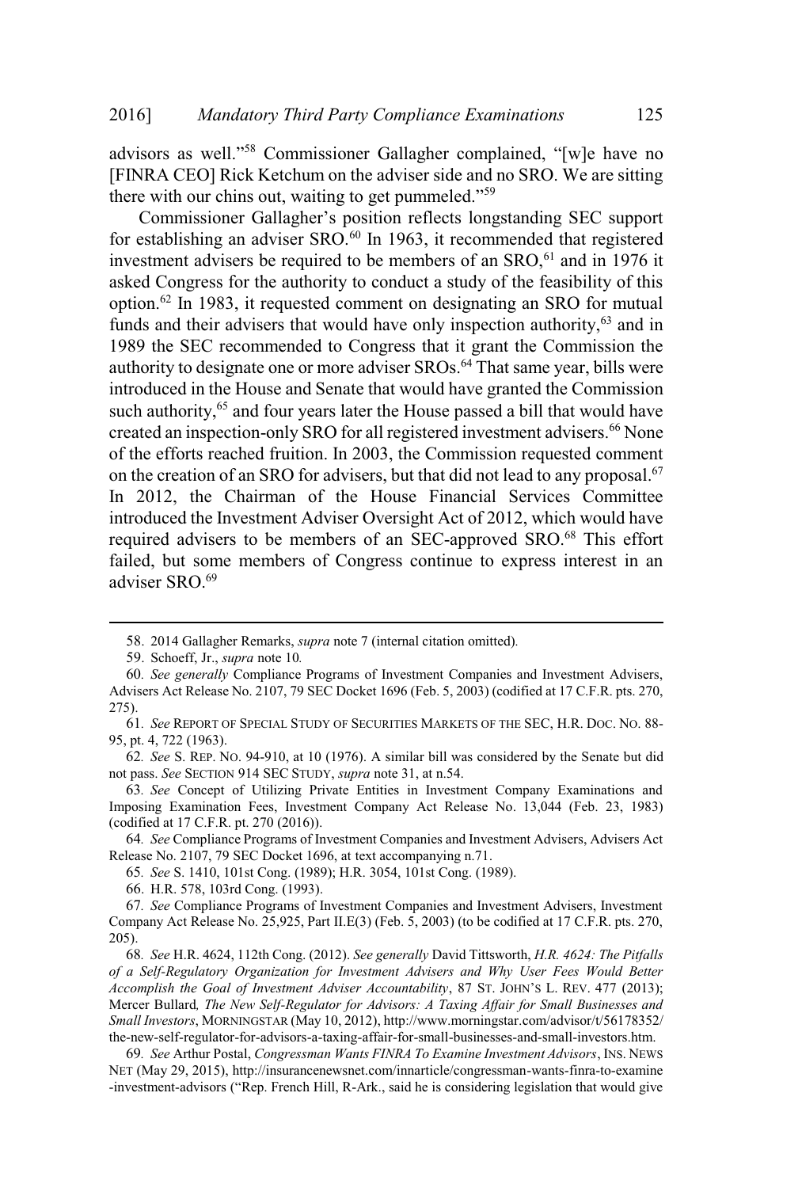advisors as well."[58] Commissioner Gallagher complained, "[w]e have no [FINRA CEO] Rick Ketchum on the adviser side and no SRO. We are sitting there with our chins out, waiting to get pummeled."[59]

Commissioner Gallagher's position reflects longstanding SEC support for establishing an adviser SRO.[60] In 1963, it recommended that registered investment advisers be required to be members of an SRO,[61] and in 1976 it asked Congress for the authority to conduct a study of the feasibility of this option.[62] In 1983, it requested comment on designating an SRO for mutual funds and their advisers that would have only inspection authority,[63] and in 1989 the SEC recommended to Congress that it grant the Commission the authority to designate one or more adviser SROs.[64] That same year, bills were introduced in the House and Senate that would have granted the Commission such authority,[65] and four years later the House passed a bill that would have created an inspection-only SRO for all registered investment advisers.[66] None of the efforts reached fruition. In 2003, the Commission requested comment on the creation of an SRO for advisers, but that did not lead to any proposal.[67] In 2012, the Chairman of the House Financial Services Committee introduced the Investment Adviser Oversight Act of 2012, which would have required advisers to be members of an SEC-approved SRO.[68] This effort failed, but some members of Congress continue to express interest in an adviser SRO.[69]

---

58. 2014 Gallagher Remarks, *supra* note 7 (internal citation omitted).

59. Schoeff, Jr., *supra* note 10.

60. *See generally* Compliance Programs of Investment Companies and Investment Advisers, Advisers Act Release No. 2107, 79 SEC Docket 1696 (Feb. 5, 2003) (codified at 17 C.F.R. pts. 270, 275).

61. *See* REPORT OF SPECIAL STUDY OF SECURITIES MARKETS OF THE SEC, H.R. DOC. NO. 88-95, pt. 4, 722 (1963).

62. *See* S. REP. NO. 94-910, at 10 (1976). A similar bill was considered by the Senate but did not pass. *See* SECTION 914 SEC STUDY, *supra* note 31, at n.54.

63. *See* Concept of Utilizing Private Entities in Investment Company Examinations and Imposing Examination Fees, Investment Company Act Release No. 13,044 (Feb. 23, 1983) (codified at 17 C.F.R. pt. 270 (2016)).

64. *See* Compliance Programs of Investment Companies and Investment Advisers, Advisers Act Release No. 2107, 79 SEC Docket 1696, at text accompanying n.71.

65. *See* S. 1410, 101st Cong. (1989); H.R. 3054, 101st Cong. (1989).

66. H.R. 578, 103rd Cong. (1993).

67. *See* Compliance Programs of Investment Companies and Investment Advisers, Investment Company Act Release No. 25,925, Part II.E(3) (Feb. 5, 2003) (to be codified at 17 C.F.R. pts. 270, 205).

68. *See* H.R. 4624, 112th Cong. (2012). *See generally* David Tittsworth, *H.R. 4624: The Pitfalls of a Self-Regulatory Organization for Investment Advisers and Why User Fees Would Better Accomplish the Goal of Investment Adviser Accountability*, 87 ST. JOHN'S L. REV. 477 (2013); Mercer Bullard, *The New Self-Regulator for Advisors: A Taxing Affair for Small Businesses and Small Investors*, MORNINGSTAR (May 10, 2012), http://www.morningstar.com/advisor/t/56178352/the-new-self-regulator-for-advisors-a-taxing-affair-for-small-businesses-and-small-investors.htm.

69. *See* Arthur Postal, *Congressman Wants FINRA To Examine Investment Advisors*, INS. NEWS NET (May 29, 2015), http://insurancenewsnet.com/innarticle/congressman-wants-finra-to-examine-investment-advisors ("Rep. French Hill, R-Ark., said he is considering legislation that would give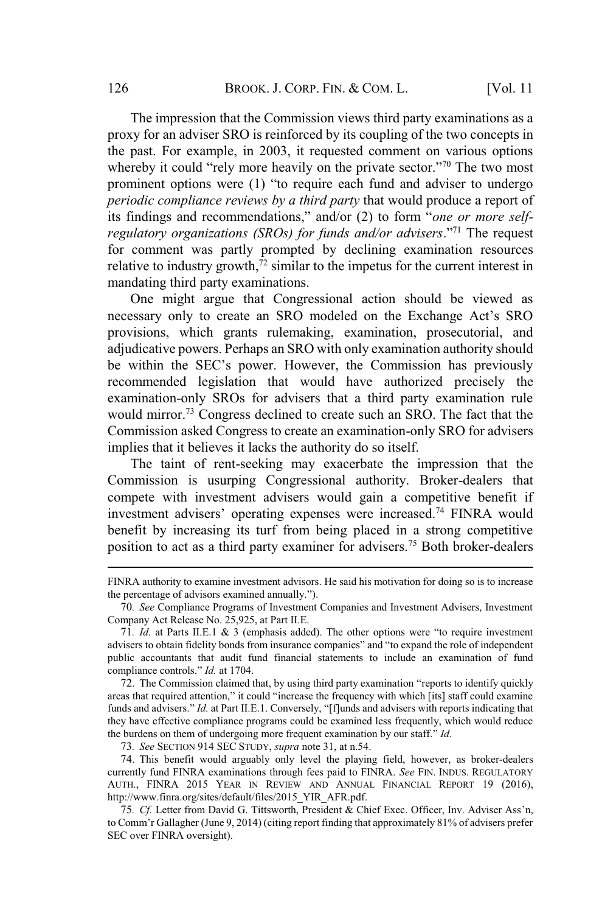The impression that the Commission views third party examinations as a proxy for an adviser SRO is reinforced by its coupling of the two concepts in the past. For example, in 2003, it requested comment on various options whereby it could "rely more heavily on the private sector."[70] The two most prominent options were (1) "to require each fund and adviser to undergo *periodic compliance reviews by a third party* that would produce a report of its findings and recommendations," and/or (2) to form "*one or more self-regulatory organizations (SROs) for funds and/or advisers*."[71] The request for comment was partly prompted by declining examination resources relative to industry growth,[72] similar to the impetus for the current interest in mandating third party examinations.

One might argue that Congressional action should be viewed as necessary only to create an SRO modeled on the Exchange Act's SRO provisions, which grants rulemaking, examination, prosecutorial, and adjudicative powers. Perhaps an SRO with only examination authority should be within the SEC's power. However, the Commission has previously recommended legislation that would have authorized precisely the examination-only SROs for advisers that a third party examination rule would mirror.[73] Congress declined to create such an SRO. The fact that the Commission asked Congress to create an examination-only SRO for advisers implies that it believes it lacks the authority do so itself.

The taint of rent-seeking may exacerbate the impression that the Commission is usurping Congressional authority. Broker-dealers that compete with investment advisers would gain a competitive benefit if investment advisers' operating expenses were increased.[74] FINRA would benefit by increasing its turf from being placed in a strong competitive position to act as a third party examiner for advisers.[75] Both broker-dealers

---

FINRA authority to examine investment advisors. He said his motivation for doing so is to increase the percentage of advisors examined annually.").

70. *See* Compliance Programs of Investment Companies and Investment Advisers, Investment Company Act Release No. 25,925, at Part II.E.

71. *Id.* at Parts II.E.1 & 3 (emphasis added). The other options were "to require investment advisers to obtain fidelity bonds from insurance companies" and "to expand the role of independent public accountants that audit fund financial statements to include an examination of fund compliance controls." *Id.* at 1704.

72. The Commission claimed that, by using third party examination "reports to identify quickly areas that required attention," it could "increase the frequency with which [its] staff could examine funds and advisers." *Id.* at Part II.E.1. Conversely, "[f]unds and advisers with reports indicating that they have effective compliance programs could be examined less frequently, which would reduce the burdens on them of undergoing more frequent examination by our staff." *Id.*

73. *See* SECTION 914 SEC STUDY, *supra* note 31, at n.54.

74. This benefit would arguably only level the playing field, however, as broker-dealers currently fund FINRA examinations through fees paid to FINRA. *See* FIN. INDUS. REGULATORY AUTH., FINRA 2015 YEAR IN REVIEW AND ANNUAL FINANCIAL REPORT 19 (2016), http://www.finra.org/sites/default/files/2015_YIR_AFR.pdf.

75. *Cf.* Letter from David G. Tittsworth, President & Chief Exec. Officer, Inv. Adviser Ass'n, to Comm'r Gallagher (June 9, 2014) (citing report finding that approximately 81% of advisers prefer SEC over FINRA oversight).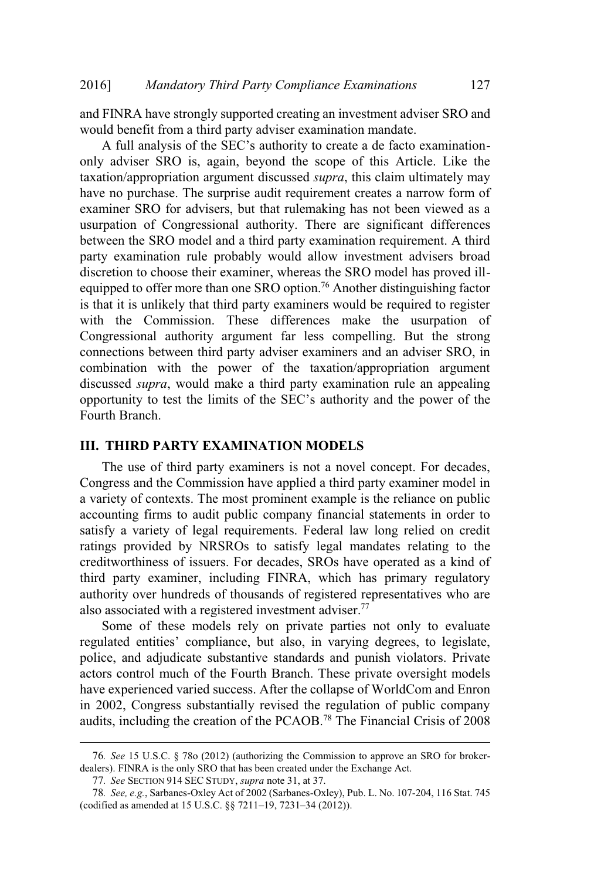and FINRA have strongly supported creating an investment adviser SRO and would benefit from a third party adviser examination mandate.

A full analysis of the SEC's authority to create a de facto examination-only adviser SRO is, again, beyond the scope of this Article. Like the taxation/appropriation argument discussed *supra*, this claim ultimately may have no purchase. The surprise audit requirement creates a narrow form of examiner SRO for advisers, but that rulemaking has not been viewed as a usurpation of Congressional authority. There are significant differences between the SRO model and a third party examination requirement. A third party examination rule probably would allow investment advisers broad discretion to choose their examiner, whereas the SRO model has proved ill-equipped to offer more than one SRO option.[76] Another distinguishing factor is that it is unlikely that third party examiners would be required to register with the Commission. These differences make the usurpation of Congressional authority argument far less compelling. But the strong connections between third party adviser examiners and an adviser SRO, in combination with the power of the taxation/appropriation argument discussed *supra*, would make a third party examination rule an appealing opportunity to test the limits of the SEC's authority and the power of the Fourth Branch.

## III. THIRD PARTY EXAMINATION MODELS

The use of third party examiners is not a novel concept. For decades, Congress and the Commission have applied a third party examiner model in a variety of contexts. The most prominent example is the reliance on public accounting firms to audit public company financial statements in order to satisfy a variety of legal requirements. Federal law long relied on credit ratings provided by NRSROs to satisfy legal mandates relating to the creditworthiness of issuers. For decades, SROs have operated as a kind of third party examiner, including FINRA, which has primary regulatory authority over hundreds of thousands of registered representatives who are also associated with a registered investment adviser.[77]

Some of these models rely on private parties not only to evaluate regulated entities' compliance, but also, in varying degrees, to legislate, police, and adjudicate substantive standards and punish violators. Private actors control much of the Fourth Branch. These private oversight models have experienced varied success. After the collapse of WorldCom and Enron in 2002, Congress substantially revised the regulation of public company audits, including the creation of the PCAOB.[78] The Financial Crisis of 2008

---

76. *See* 15 U.S.C. § 78o (2012) (authorizing the Commission to approve an SRO for broker-dealers). FINRA is the only SRO that has been created under the Exchange Act.

77. *See* SECTION 914 SEC STUDY, *supra* note 31, at 37.

78. *See, e.g.*, Sarbanes-Oxley Act of 2002 (Sarbanes-Oxley), Pub. L. No. 107-204, 116 Stat. 745 (codified as amended at 15 U.S.C. §§ 7211–19, 7231–34 (2012)).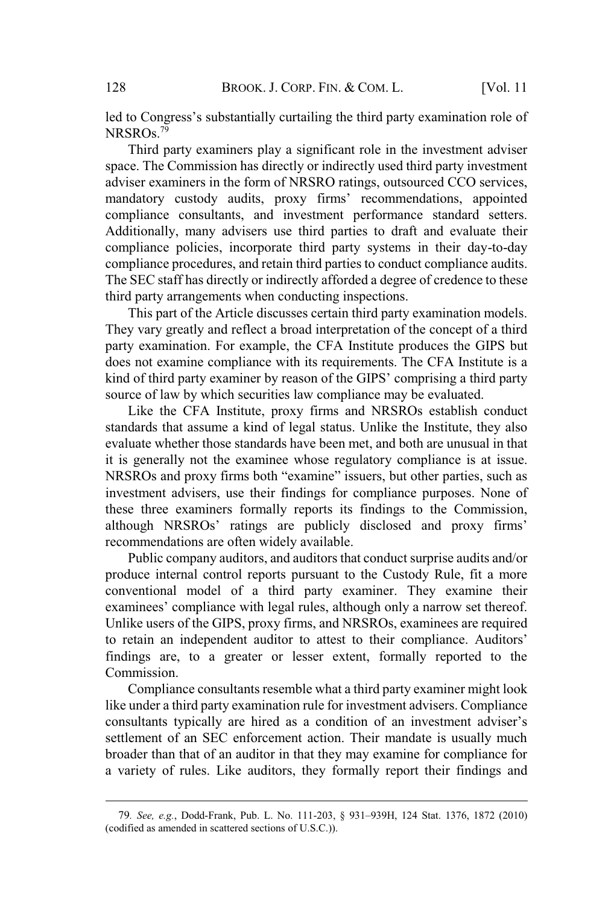led to Congress's substantially curtailing the third party examination role of NRSROs.[79]

Third party examiners play a significant role in the investment adviser space. The Commission has directly or indirectly used third party investment adviser examiners in the form of NRSRO ratings, outsourced CCO services, mandatory custody audits, proxy firms' recommendations, appointed compliance consultants, and investment performance standard setters. Additionally, many advisers use third parties to draft and evaluate their compliance policies, incorporate third party systems in their day-to-day compliance procedures, and retain third parties to conduct compliance audits. The SEC staff has directly or indirectly afforded a degree of credence to these third party arrangements when conducting inspections.

This part of the Article discusses certain third party examination models. They vary greatly and reflect a broad interpretation of the concept of a third party examination. For example, the CFA Institute produces the GIPS but does not examine compliance with its requirements. The CFA Institute is a kind of third party examiner by reason of the GIPS' comprising a third party source of law by which securities law compliance may be evaluated.

Like the CFA Institute, proxy firms and NRSROs establish conduct standards that assume a kind of legal status. Unlike the Institute, they also evaluate whether those standards have been met, and both are unusual in that it is generally not the examinee whose regulatory compliance is at issue. NRSROs and proxy firms both "examine" issuers, but other parties, such as investment advisers, use their findings for compliance purposes. None of these three examiners formally reports its findings to the Commission, although NRSROs' ratings are publicly disclosed and proxy firms' recommendations are often widely available.

Public company auditors, and auditors that conduct surprise audits and/or produce internal control reports pursuant to the Custody Rule, fit a more conventional model of a third party examiner. They examine their examinees' compliance with legal rules, although only a narrow set thereof. Unlike users of the GIPS, proxy firms, and NRSROs, examinees are required to retain an independent auditor to attest to their compliance. Auditors' findings are, to a greater or lesser extent, formally reported to the Commission.

Compliance consultants resemble what a third party examiner might look like under a third party examination rule for investment advisers. Compliance consultants typically are hired as a condition of an investment adviser's settlement of an SEC enforcement action. Their mandate is usually much broader than that of an auditor in that they may examine for compliance for a variety of rules. Like auditors, they formally report their findings and

---

79. *See, e.g.*, Dodd-Frank, Pub. L. No. 111-203, § 931–939H, 124 Stat. 1376, 1872 (2010) (codified as amended in scattered sections of U.S.C.)).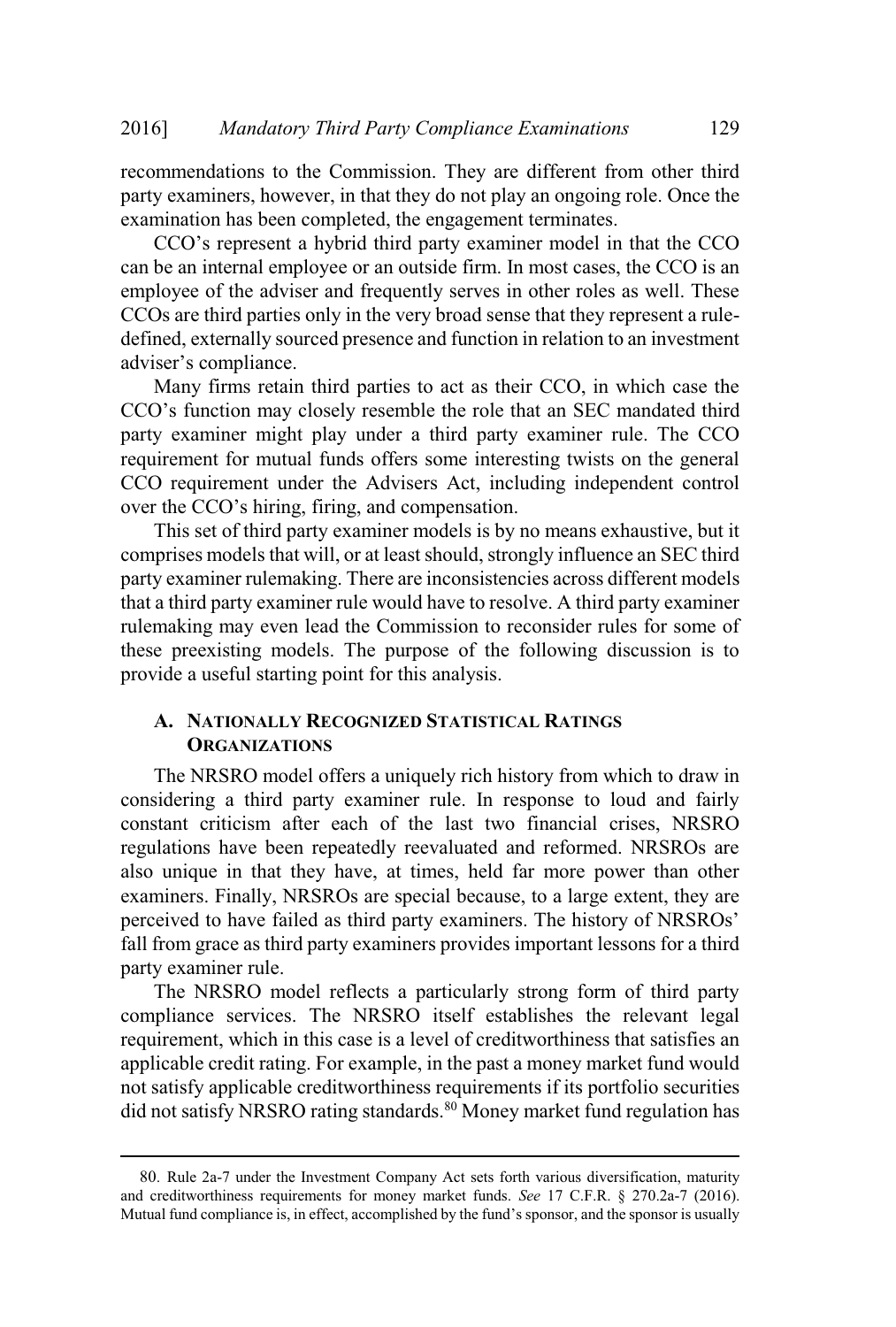recommendations to the Commission. They are different from other third party examiners, however, in that they do not play an ongoing role. Once the examination has been completed, the engagement terminates.

CCO's represent a hybrid third party examiner model in that the CCO can be an internal employee or an outside firm. In most cases, the CCO is an employee of the adviser and frequently serves in other roles as well. These CCOs are third parties only in the very broad sense that they represent a rule-defined, externally sourced presence and function in relation to an investment adviser's compliance.

Many firms retain third parties to act as their CCO, in which case the CCO's function may closely resemble the role that an SEC mandated third party examiner might play under a third party examiner rule. The CCO requirement for mutual funds offers some interesting twists on the general CCO requirement under the Advisers Act, including independent control over the CCO's hiring, firing, and compensation.

This set of third party examiner models is by no means exhaustive, but it comprises models that will, or at least should, strongly influence an SEC third party examiner rulemaking. There are inconsistencies across different models that a third party examiner rule would have to resolve. A third party examiner rulemaking may even lead the Commission to reconsider rules for some of these preexisting models. The purpose of the following discussion is to provide a useful starting point for this analysis.

### A. Nationally Recognized Statistical Ratings Organizations

The NRSRO model offers a uniquely rich history from which to draw in considering a third party examiner rule. In response to loud and fairly constant criticism after each of the last two financial crises, NRSRO regulations have been repeatedly reevaluated and reformed. NRSROs are also unique in that they have, at times, held far more power than other examiners. Finally, NRSROs are special because, to a large extent, they are perceived to have failed as third party examiners. The history of NRSROs' fall from grace as third party examiners provides important lessons for a third party examiner rule.

The NRSRO model reflects a particularly strong form of third party compliance services. The NRSRO itself establishes the relevant legal requirement, which in this case is a level of creditworthiness that satisfies an applicable credit rating. For example, in the past a money market fund would not satisfy applicable creditworthiness requirements if its portfolio securities did not satisfy NRSRO rating standards.[80] Money market fund regulation has

---

80. Rule 2a-7 under the Investment Company Act sets forth various diversification, maturity and creditworthiness requirements for money market funds. *See* 17 C.F.R. § 270.2a-7 (2016). Mutual fund compliance is, in effect, accomplished by the fund's sponsor, and the sponsor is usually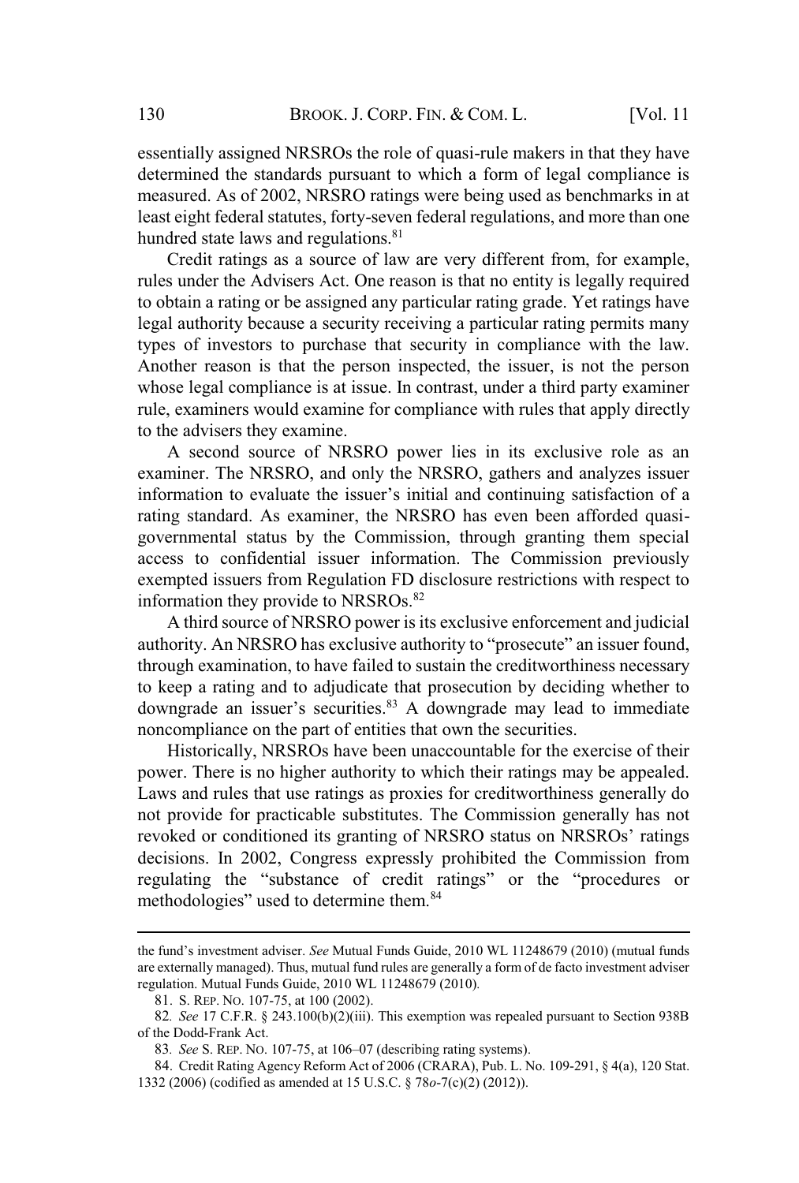essentially assigned NRSROs the role of quasi-rule makers in that they have determined the standards pursuant to which a form of legal compliance is measured. As of 2002, NRSRO ratings were being used as benchmarks in at least eight federal statutes, forty-seven federal regulations, and more than one hundred state laws and regulations.[81]

Credit ratings as a source of law are very different from, for example, rules under the Advisers Act. One reason is that no entity is legally required to obtain a rating or be assigned any particular rating grade. Yet ratings have legal authority because a security receiving a particular rating permits many types of investors to purchase that security in compliance with the law. Another reason is that the person inspected, the issuer, is not the person whose legal compliance is at issue. In contrast, under a third party examiner rule, examiners would examine for compliance with rules that apply directly to the advisers they examine.

A second source of NRSRO power lies in its exclusive role as an examiner. The NRSRO, and only the NRSRO, gathers and analyzes issuer information to evaluate the issuer's initial and continuing satisfaction of a rating standard. As examiner, the NRSRO has even been afforded quasi-governmental status by the Commission, through granting them special access to confidential issuer information. The Commission previously exempted issuers from Regulation FD disclosure restrictions with respect to information they provide to NRSROs.[82]

A third source of NRSRO power is its exclusive enforcement and judicial authority. An NRSRO has exclusive authority to "prosecute" an issuer found, through examination, to have failed to sustain the creditworthiness necessary to keep a rating and to adjudicate that prosecution by deciding whether to downgrade an issuer's securities.[83] A downgrade may lead to immediate noncompliance on the part of entities that own the securities.

Historically, NRSROs have been unaccountable for the exercise of their power. There is no higher authority to which their ratings may be appealed. Laws and rules that use ratings as proxies for creditworthiness generally do not provide for practicable substitutes. The Commission generally has not revoked or conditioned its granting of NRSRO status on NRSROs' ratings decisions. In 2002, Congress expressly prohibited the Commission from regulating the "substance of credit ratings" or the "procedures or methodologies" used to determine them.[84]

---

the fund's investment adviser. *See* Mutual Funds Guide, 2010 WL 11248679 (2010) (mutual funds are externally managed). Thus, mutual fund rules are generally a form of de facto investment adviser regulation. Mutual Funds Guide, 2010 WL 11248679 (2010).

81. S. REP. NO. 107-75, at 100 (2002).

82. *See* 17 C.F.R. § 243.100(b)(2)(iii). This exemption was repealed pursuant to Section 938B of the Dodd-Frank Act.

83. *See* S. REP. NO. 107-75, at 106–07 (describing rating systems).

84. Credit Rating Agency Reform Act of 2006 (CRARA), Pub. L. No. 109-291, § 4(a), 120 Stat. 1332 (2006) (codified as amended at 15 U.S.C. § 78*o*-7(c)(2) (2012)).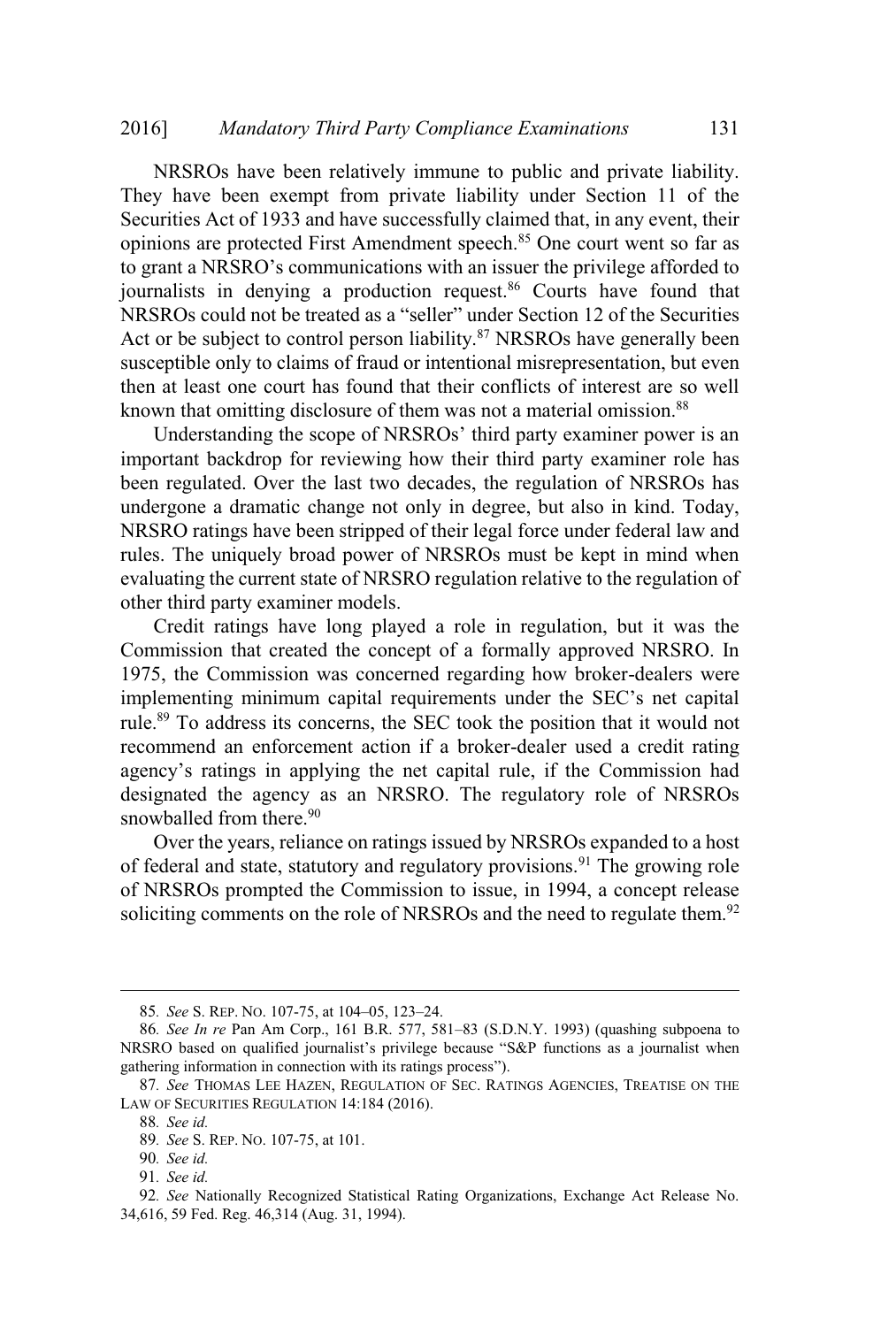NRSROs have been relatively immune to public and private liability. They have been exempt from private liability under Section 11 of the Securities Act of 1933 and have successfully claimed that, in any event, their opinions are protected First Amendment speech.[85] One court went so far as to grant a NRSRO's communications with an issuer the privilege afforded to journalists in denying a production request.[86] Courts have found that NRSROs could not be treated as a "seller" under Section 12 of the Securities Act or be subject to control person liability.[87] NRSROs have generally been susceptible only to claims of fraud or intentional misrepresentation, but even then at least one court has found that their conflicts of interest are so well known that omitting disclosure of them was not a material omission.[88]

Understanding the scope of NRSROs' third party examiner power is an important backdrop for reviewing how their third party examiner role has been regulated. Over the last two decades, the regulation of NRSROs has undergone a dramatic change not only in degree, but also in kind. Today, NRSRO ratings have been stripped of their legal force under federal law and rules. The uniquely broad power of NRSROs must be kept in mind when evaluating the current state of NRSRO regulation relative to the regulation of other third party examiner models.

Credit ratings have long played a role in regulation, but it was the Commission that created the concept of a formally approved NRSRO. In 1975, the Commission was concerned regarding how broker-dealers were implementing minimum capital requirements under the SEC's net capital rule.[89] To address its concerns, the SEC took the position that it would not recommend an enforcement action if a broker-dealer used a credit rating agency's ratings in applying the net capital rule, if the Commission had designated the agency as an NRSRO. The regulatory role of NRSROs snowballed from there.[90]

Over the years, reliance on ratings issued by NRSROs expanded to a host of federal and state, statutory and regulatory provisions.[91] The growing role of NRSROs prompted the Commission to issue, in 1994, a concept release soliciting comments on the role of NRSROs and the need to regulate them.[92]

---

85. *See* S. REP. NO. 107-75, at 104–05, 123–24.

86. *See In re* Pan Am Corp., 161 B.R. 577, 581–83 (S.D.N.Y. 1993) (quashing subpoena to NRSRO based on qualified journalist's privilege because "S&P functions as a journalist when gathering information in connection with its ratings process").

87. *See* THOMAS LEE HAZEN, REGULATION OF SEC. RATINGS AGENCIES, TREATISE ON THE LAW OF SECURITIES REGULATION 14:184 (2016).

88. *See id.*

89. *See* S. REP. NO. 107-75, at 101.

90. *See id.*

91. *See id.*

92. *See* Nationally Recognized Statistical Rating Organizations, Exchange Act Release No. 34,616, 59 Fed. Reg. 46,314 (Aug. 31, 1994).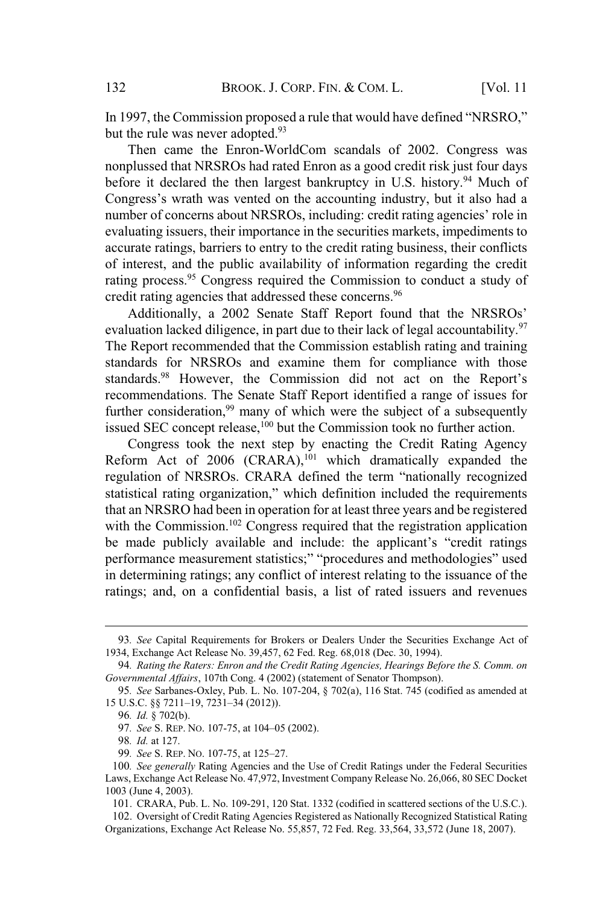In 1997, the Commission proposed a rule that would have defined "NRSRO," but the rule was never adopted.[93]

Then came the Enron-WorldCom scandals of 2002. Congress was nonplussed that NRSROs had rated Enron as a good credit risk just four days before it declared the then largest bankruptcy in U.S. history.[94] Much of Congress's wrath was vented on the accounting industry, but it also had a number of concerns about NRSROs, including: credit rating agencies' role in evaluating issuers, their importance in the securities markets, impediments to accurate ratings, barriers to entry to the credit rating business, their conflicts of interest, and the public availability of information regarding the credit rating process.[95] Congress required the Commission to conduct a study of credit rating agencies that addressed these concerns.[96]

Additionally, a 2002 Senate Staff Report found that the NRSROs' evaluation lacked diligence, in part due to their lack of legal accountability.[97] The Report recommended that the Commission establish rating and training standards for NRSROs and examine them for compliance with those standards.[98] However, the Commission did not act on the Report's recommendations. The Senate Staff Report identified a range of issues for further consideration,[99] many of which were the subject of a subsequently issued SEC concept release,[100] but the Commission took no further action.

Congress took the next step by enacting the Credit Rating Agency Reform Act of 2006 (CRARA),[101] which dramatically expanded the regulation of NRSROs. CRARA defined the term "nationally recognized statistical rating organization," which definition included the requirements that an NRSRO had been in operation for at least three years and be registered with the Commission.[102] Congress required that the registration application be made publicly available and include: the applicant's "credit ratings performance measurement statistics;" "procedures and methodologies" used in determining ratings; any conflict of interest relating to the issuance of the ratings; and, on a confidential basis, a list of rated issuers and revenues

---

93. *See* Capital Requirements for Brokers or Dealers Under the Securities Exchange Act of 1934, Exchange Act Release No. 39,457, 62 Fed. Reg. 68,018 (Dec. 30, 1994).

94. *Rating the Raters: Enron and the Credit Rating Agencies, Hearings Before the S. Comm. on Governmental Affairs*, 107th Cong. 4 (2002) (statement of Senator Thompson).

95. *See* Sarbanes-Oxley, Pub. L. No. 107-204, § 702(a), 116 Stat. 745 (codified as amended at 15 U.S.C. §§ 7211–19, 7231–34 (2012)).

96. *Id.* § 702(b).

97. *See* S. REP. NO. 107-75, at 104–05 (2002).

98. *Id.* at 127.

99. *See* S. REP. NO. 107-75, at 125–27.

100. *See generally* Rating Agencies and the Use of Credit Ratings under the Federal Securities Laws, Exchange Act Release No. 47,972, Investment Company Release No. 26,066, 80 SEC Docket 1003 (June 4, 2003).

101. CRARA, Pub. L. No. 109-291, 120 Stat. 1332 (codified in scattered sections of the U.S.C.).

102. Oversight of Credit Rating Agencies Registered as Nationally Recognized Statistical Rating Organizations, Exchange Act Release No. 55,857, 72 Fed. Reg. 33,564, 33,572 (June 18, 2007).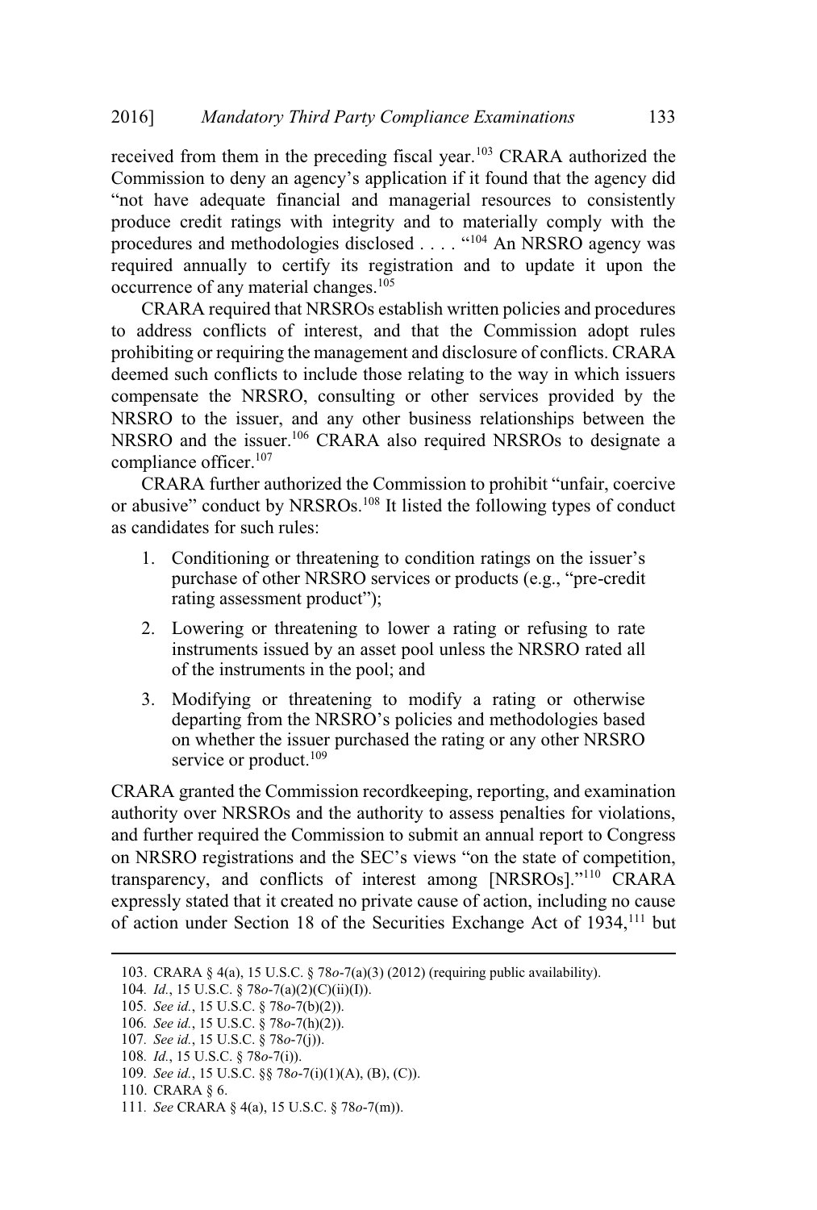received from them in the preceding fiscal year.[103] CRARA authorized the Commission to deny an agency's application if it found that the agency did "not have adequate financial and managerial resources to consistently produce credit ratings with integrity and to materially comply with the procedures and methodologies disclosed . . . . "[104] An NRSRO agency was required annually to certify its registration and to update it upon the occurrence of any material changes.[105]

CRARA required that NRSROs establish written policies and procedures to address conflicts of interest, and that the Commission adopt rules prohibiting or requiring the management and disclosure of conflicts. CRARA deemed such conflicts to include those relating to the way in which issuers compensate the NRSRO, consulting or other services provided by the NRSRO to the issuer, and any other business relationships between the NRSRO and the issuer.[106] CRARA also required NRSROs to designate a compliance officer.[107]

CRARA further authorized the Commission to prohibit "unfair, coercive or abusive" conduct by NRSROs.[108] It listed the following types of conduct as candidates for such rules:

1. Conditioning or threatening to condition ratings on the issuer's purchase of other NRSRO services or products (e.g., "pre-credit rating assessment product");
2. Lowering or threatening to lower a rating or refusing to rate instruments issued by an asset pool unless the NRSRO rated all of the instruments in the pool; and
3. Modifying or threatening to modify a rating or otherwise departing from the NRSRO's policies and methodologies based on whether the issuer purchased the rating or any other NRSRO service or product.[109]

CRARA granted the Commission recordkeeping, reporting, and examination authority over NRSROs and the authority to assess penalties for violations, and further required the Commission to submit an annual report to Congress on NRSRO registrations and the SEC's views "on the state of competition, transparency, and conflicts of interest among [NRSROs]."[110] CRARA expressly stated that it created no private cause of action, including no cause of action under Section 18 of the Securities Exchange Act of 1934,[111] but

---

103. CRARA § 4(a), 15 U.S.C. § 78*o*-7(a)(3) (2012) (requiring public availability).

104. *Id.*, 15 U.S.C. § 78*o*-7(a)(2)(C)(ii)(I)).

105. *See id.*, 15 U.S.C. § 78*o*-7(b)(2)).

106. *See id.*, 15 U.S.C. § 78*o*-7(h)(2)).

107. *See id.*, 15 U.S.C. § 78*o*-7(j)).

108. *Id.*, 15 U.S.C. § 78*o*-7(i)).

109. *See id.*, 15 U.S.C. §§ 78*o*-7(i)(1)(A), (B), (C)).

110. CRARA § 6.

111. *See* CRARA § 4(a), 15 U.S.C. § 78*o*-7(m)).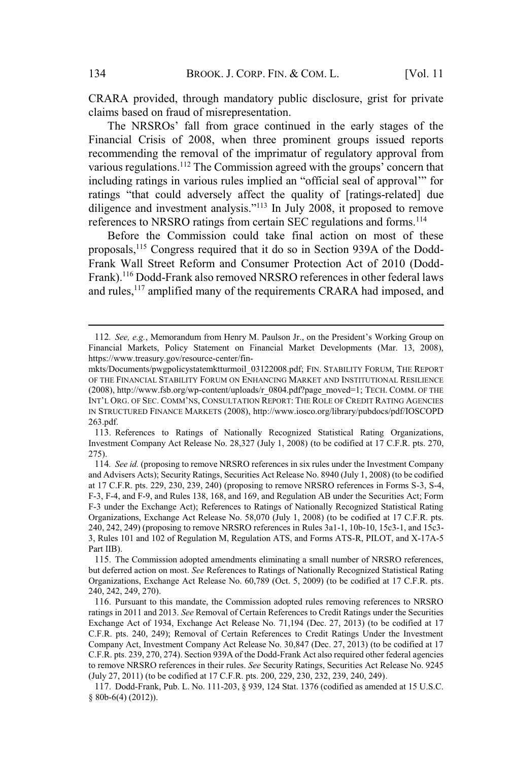CRARA provided, through mandatory public disclosure, grist for private claims based on fraud of misrepresentation.

The NRSROs' fall from grace continued in the early stages of the Financial Crisis of 2008, when three prominent groups issued reports recommending the removal of the imprimatur of regulatory approval from various regulations.[112] The Commission agreed with the groups' concern that including ratings in various rules implied an "official seal of approval'" for ratings "that could adversely affect the quality of [ratings-related] due diligence and investment analysis."[113] In July 2008, it proposed to remove references to NRSRO ratings from certain SEC regulations and forms.[114]

Before the Commission could take final action on most of these proposals,[115] Congress required that it do so in Section 939A of the Dodd-Frank Wall Street Reform and Consumer Protection Act of 2010 (Dodd-Frank).[116] Dodd-Frank also removed NRSRO references in other federal laws and rules,[117] amplified many of the requirements CRARA had imposed, and

---

112. *See, e.g.*, Memorandum from Henry M. Paulson Jr., on the President's Working Group on Financial Markets, Policy Statement on Financial Market Developments (Mar. 13, 2008), https://www.treasury.gov/resource-center/fin-mkts/Documents/pwgpolicystatemktturmoil_03122008.pdf; FIN. STABILITY FORUM, THE REPORT OF THE FINANCIAL STABILITY FORUM ON ENHANCING MARKET AND INSTITUTIONAL RESILIENCE (2008), http://www.fsb.org/wp-content/uploads/r_0804.pdf?page_moved=1; TECH. COMM. OF THE INT'L ORG. OF SEC. COMM'NS, CONSULTATION REPORT: THE ROLE OF CREDIT RATING AGENCIES IN STRUCTURED FINANCE MARKETS (2008), http://www.iosco.org/library/pubdocs/pdf/IOSCOPD263.pdf.

113. References to Ratings of Nationally Recognized Statistical Rating Organizations, Investment Company Act Release No. 28,327 (July 1, 2008) (to be codified at 17 C.F.R. pts. 270, 275).

114. *See id.* (proposing to remove NRSRO references in six rules under the Investment Company and Advisers Acts); Security Ratings, Securities Act Release No. 8940 (July 1, 2008) (to be codified at 17 C.F.R. pts. 229, 230, 239, 240) (proposing to remove NRSRO references in Forms S-3, S-4, F-3, F-4, and F-9, and Rules 138, 168, and 169, and Regulation AB under the Securities Act; Form F-3 under the Exchange Act); References to Ratings of Nationally Recognized Statistical Rating Organizations, Exchange Act Release No. 58,070 (July 1, 2008) (to be codified at 17 C.F.R. pts. 240, 242, 249) (proposing to remove NRSRO references in Rules 3a1-1, 10b-10, 15c3-1, and 15c3-3, Rules 101 and 102 of Regulation M, Regulation ATS, and Forms ATS-R, PILOT, and X-17A-5 Part IIB).

115. The Commission adopted amendments eliminating a small number of NRSRO references, but deferred action on most. *See* References to Ratings of Nationally Recognized Statistical Rating Organizations, Exchange Act Release No. 60,789 (Oct. 5, 2009) (to be codified at 17 C.F.R. pts. 240, 242, 249, 270).

116. Pursuant to this mandate, the Commission adopted rules removing references to NRSRO ratings in 2011 and 2013. *See* Removal of Certain References to Credit Ratings under the Securities Exchange Act of 1934, Exchange Act Release No. 71,194 (Dec. 27, 2013) (to be codified at 17 C.F.R. pts. 240, 249); Removal of Certain References to Credit Ratings Under the Investment Company Act, Investment Company Act Release No. 30,847 (Dec. 27, 2013) (to be codified at 17 C.F.R. pts. 239, 270, 274). Section 939A of the Dodd-Frank Act also required other federal agencies to remove NRSRO references in their rules. *See* Security Ratings, Securities Act Release No. 9245 (July 27, 2011) (to be codified at 17 C.F.R. pts. 200, 229, 230, 232, 239, 240, 249).

117. Dodd-Frank, Pub. L. No. 111-203, § 939, 124 Stat. 1376 (codified as amended at 15 U.S.C. § 80b-6(4) (2012)).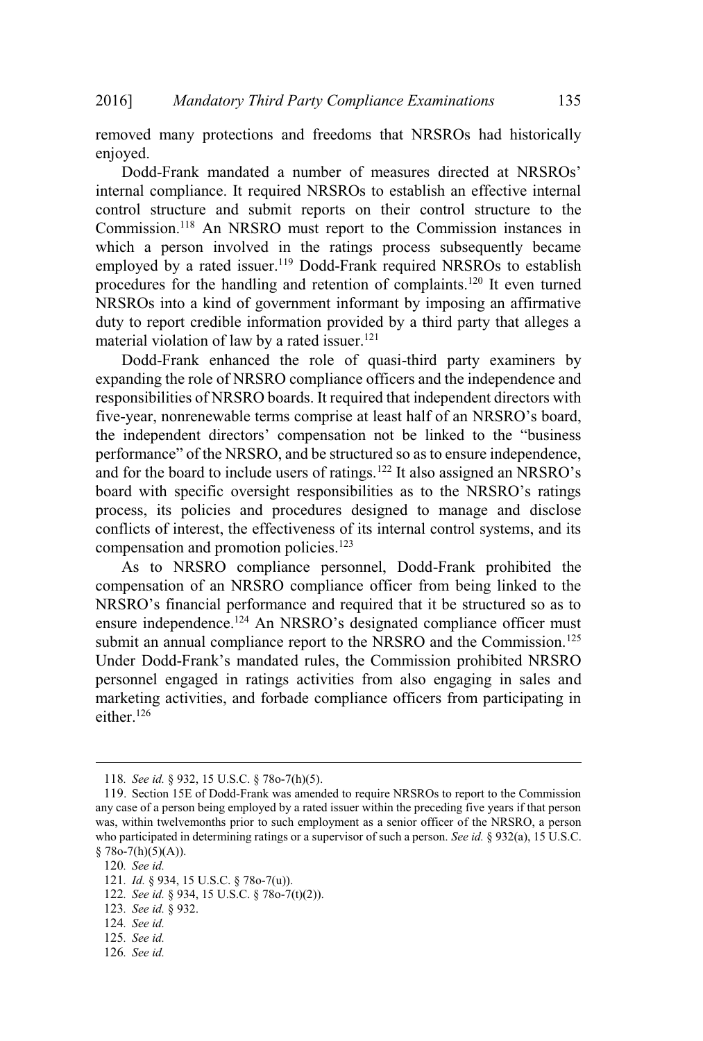removed many protections and freedoms that NRSROs had historically enjoyed.

Dodd-Frank mandated a number of measures directed at NRSROs' internal compliance. It required NRSROs to establish an effective internal control structure and submit reports on their control structure to the Commission.[118] An NRSRO must report to the Commission instances in which a person involved in the ratings process subsequently became employed by a rated issuer.[119] Dodd-Frank required NRSROs to establish procedures for the handling and retention of complaints.[120] It even turned NRSROs into a kind of government informant by imposing an affirmative duty to report credible information provided by a third party that alleges a material violation of law by a rated issuer.[121]

Dodd-Frank enhanced the role of quasi-third party examiners by expanding the role of NRSRO compliance officers and the independence and responsibilities of NRSRO boards. It required that independent directors with five-year, nonrenewable terms comprise at least half of an NRSRO's board, the independent directors' compensation not be linked to the "business performance" of the NRSRO, and be structured so as to ensure independence, and for the board to include users of ratings.[122] It also assigned an NRSRO's board with specific oversight responsibilities as to the NRSRO's ratings process, its policies and procedures designed to manage and disclose conflicts of interest, the effectiveness of its internal control systems, and its compensation and promotion policies.[123]

As to NRSRO compliance personnel, Dodd-Frank prohibited the compensation of an NRSRO compliance officer from being linked to the NRSRO's financial performance and required that it be structured so as to ensure independence.[124] An NRSRO's designated compliance officer must submit an annual compliance report to the NRSRO and the Commission.[125] Under Dodd-Frank's mandated rules, the Commission prohibited NRSRO personnel engaged in ratings activities from also engaging in sales and marketing activities, and forbade compliance officers from participating in either.[126]

---

118. *See id.* § 932, 15 U.S.C. § 78o-7(h)(5).

119. Section 15E of Dodd-Frank was amended to require NRSROs to report to the Commission any case of a person being employed by a rated issuer within the preceding five years if that person was, within twelvemonths prior to such employment as a senior officer of the NRSRO, a person who participated in determining ratings or a supervisor of such a person. *See id.* § 932(a), 15 U.S.C. § 78o-7(h)(5)(A)).

120. *See id.*

121. *Id.* § 934, 15 U.S.C. § 78o-7(u)).

122. *See id.* § 934, 15 U.S.C. § 78o-7(t)(2)).

123. *See id.* § 932.

124. *See id.*

125. *See id.*

126. *See id.*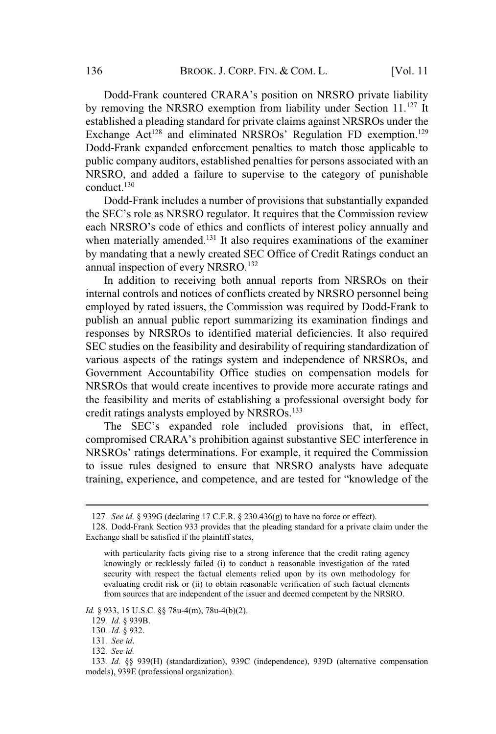Dodd-Frank countered CRARA's position on NRSRO private liability by removing the NRSRO exemption from liability under Section 11.[127] It established a pleading standard for private claims against NRSROs under the Exchange Act[128] and eliminated NRSROs' Regulation FD exemption.[129] Dodd-Frank expanded enforcement penalties to match those applicable to public company auditors, established penalties for persons associated with an NRSRO, and added a failure to supervise to the category of punishable conduct.[130]

Dodd-Frank includes a number of provisions that substantially expanded the SEC's role as NRSRO regulator. It requires that the Commission review each NRSRO's code of ethics and conflicts of interest policy annually and when materially amended.[131] It also requires examinations of the examiner by mandating that a newly created SEC Office of Credit Ratings conduct an annual inspection of every NRSRO.[132]

In addition to receiving both annual reports from NRSROs on their internal controls and notices of conflicts created by NRSRO personnel being employed by rated issuers, the Commission was required by Dodd-Frank to publish an annual public report summarizing its examination findings and responses by NRSROs to identified material deficiencies. It also required SEC studies on the feasibility and desirability of requiring standardization of various aspects of the ratings system and independence of NRSROs, and Government Accountability Office studies on compensation models for NRSROs that would create incentives to provide more accurate ratings and the feasibility and merits of establishing a professional oversight body for credit ratings analysts employed by NRSROs.[133]

The SEC's expanded role included provisions that, in effect, compromised CRARA's prohibition against substantive SEC interference in NRSROs' ratings determinations. For example, it required the Commission to issue rules designed to ensure that NRSRO analysts have adequate training, experience, and competence, and are tested for "knowledge of the

---

127. *See id.* § 939G (declaring 17 C.F.R. § 230.436(g) to have no force or effect).

128. Dodd-Frank Section 933 provides that the pleading standard for a private claim under the Exchange shall be satisfied if the plaintiff states,

> with particularity facts giving rise to a strong inference that the credit rating agency knowingly or recklessly failed (i) to conduct a reasonable investigation of the rated security with respect the factual elements relied upon by its own methodology for evaluating credit risk or (ii) to obtain reasonable verification of such factual elements from sources that are independent of the issuer and deemed competent by the NRSRO.

*Id.* § 933, 15 U.S.C. §§ 78u-4(m), 78u-4(b)(2).

129. *Id.* § 939B.

130. *Id.* § 932.

131. *See id*.

132. *See id.*

133. *Id.* §§ 939(H) (standardization), 939C (independence), 939D (alternative compensation models), 939E (professional organization).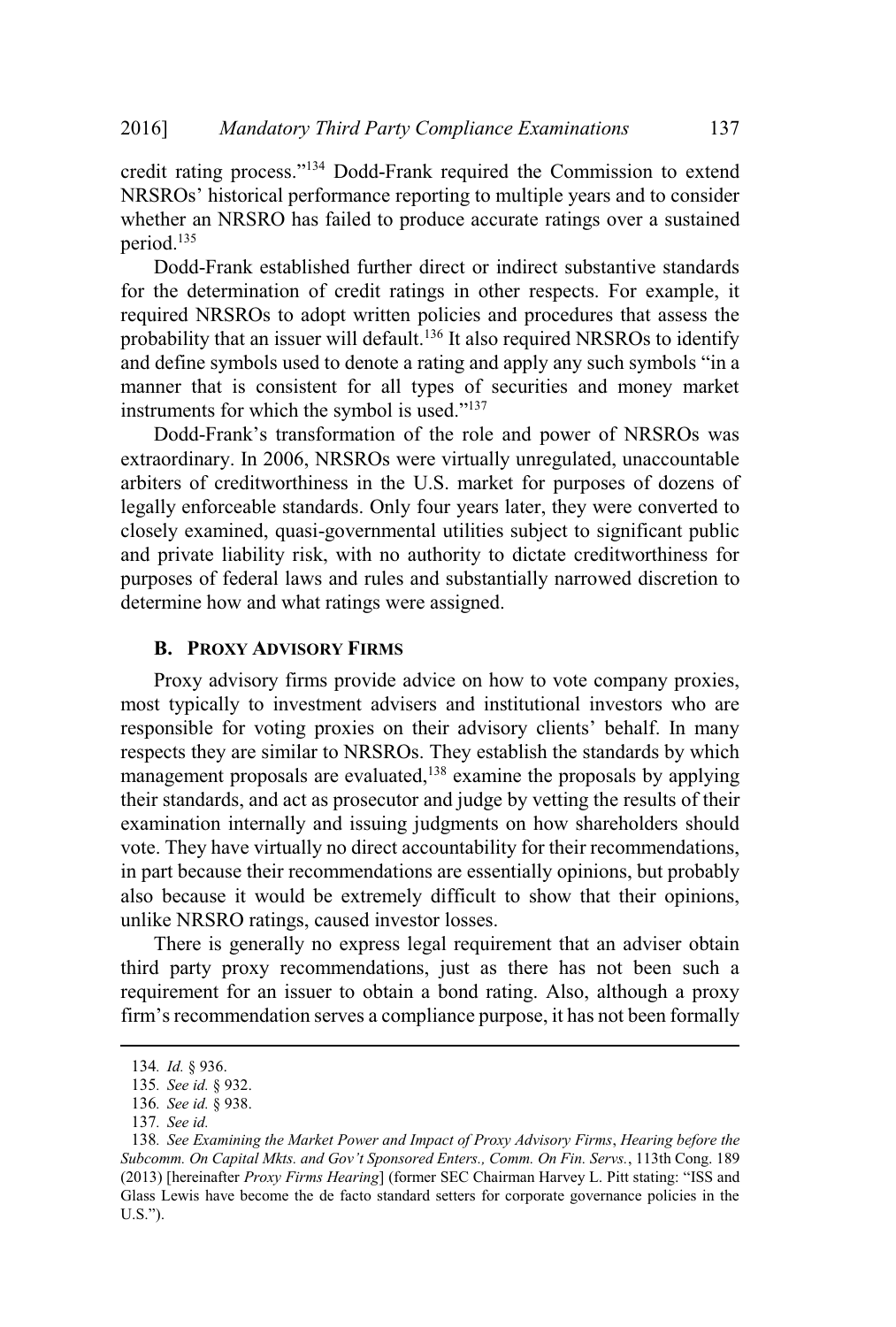credit rating process."[134] Dodd-Frank required the Commission to extend NRSROs' historical performance reporting to multiple years and to consider whether an NRSRO has failed to produce accurate ratings over a sustained period.[135]

Dodd-Frank established further direct or indirect substantive standards for the determination of credit ratings in other respects. For example, it required NRSROs to adopt written policies and procedures that assess the probability that an issuer will default.[136] It also required NRSROs to identify and define symbols used to denote a rating and apply any such symbols "in a manner that is consistent for all types of securities and money market instruments for which the symbol is used."[137]

Dodd-Frank's transformation of the role and power of NRSROs was extraordinary. In 2006, NRSROs were virtually unregulated, unaccountable arbiters of creditworthiness in the U.S. market for purposes of dozens of legally enforceable standards. Only four years later, they were converted to closely examined, quasi-governmental utilities subject to significant public and private liability risk, with no authority to dictate creditworthiness for purposes of federal laws and rules and substantially narrowed discretion to determine how and what ratings were assigned.

### B. PROXY ADVISORY FIRMS

Proxy advisory firms provide advice on how to vote company proxies, most typically to investment advisers and institutional investors who are responsible for voting proxies on their advisory clients' behalf. In many respects they are similar to NRSROs. They establish the standards by which management proposals are evaluated,[138] examine the proposals by applying their standards, and act as prosecutor and judge by vetting the results of their examination internally and issuing judgments on how shareholders should vote. They have virtually no direct accountability for their recommendations, in part because their recommendations are essentially opinions, but probably also because it would be extremely difficult to show that their opinions, unlike NRSRO ratings, caused investor losses.

There is generally no express legal requirement that an adviser obtain third party proxy recommendations, just as there has not been such a requirement for an issuer to obtain a bond rating. Also, although a proxy firm's recommendation serves a compliance purpose, it has not been formally

---

134. *Id.* § 936.

135. *See id.* § 932.

136. *See id.* § 938.

137. *See id.*

138. *See Examining the Market Power and Impact of Proxy Advisory Firms*, *Hearing before the Subcomm. On Capital Mkts. and Gov't Sponsored Enters., Comm. On Fin. Servs.*, 113th Cong. 189 (2013) [hereinafter *Proxy Firms Hearing*] (former SEC Chairman Harvey L. Pitt stating: "ISS and Glass Lewis have become the de facto standard setters for corporate governance policies in the U.S.").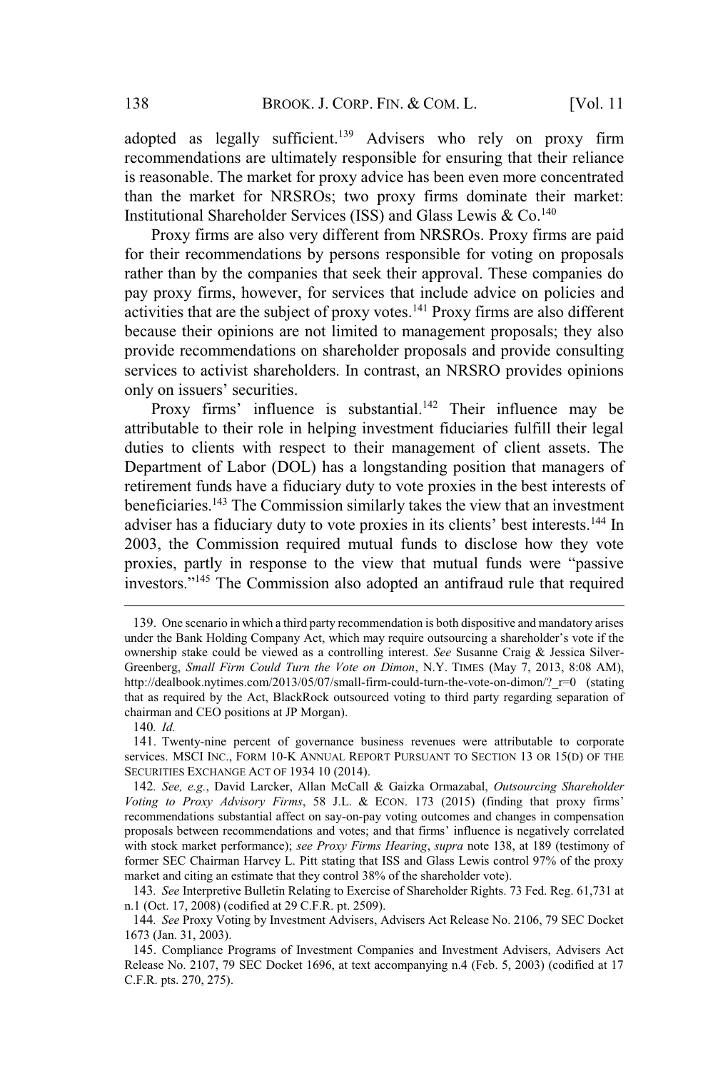adopted as legally sufficient.[139] Advisers who rely on proxy firm recommendations are ultimately responsible for ensuring that their reliance is reasonable. The market for proxy advice has been even more concentrated than the market for NRSROs; two proxy firms dominate their market: Institutional Shareholder Services (ISS) and Glass Lewis & Co.[140]

Proxy firms are also very different from NRSROs. Proxy firms are paid for their recommendations by persons responsible for voting on proposals rather than by the companies that seek their approval. These companies do pay proxy firms, however, for services that include advice on policies and activities that are the subject of proxy votes.[141] Proxy firms are also different because their opinions are not limited to management proposals; they also provide recommendations on shareholder proposals and provide consulting services to activist shareholders. In contrast, an NRSRO provides opinions only on issuers' securities.

Proxy firms' influence is substantial.[142] Their influence may be attributable to their role in helping investment fiduciaries fulfill their legal duties to clients with respect to their management of client assets. The Department of Labor (DOL) has a longstanding position that managers of retirement funds have a fiduciary duty to vote proxies in the best interests of beneficiaries.[143] The Commission similarly takes the view that an investment adviser has a fiduciary duty to vote proxies in its clients' best interests.[144] In 2003, the Commission required mutual funds to disclose how they vote proxies, partly in response to the view that mutual funds were "passive investors."[145] The Commission also adopted an antifraud rule that required

---

139. One scenario in which a third party recommendation is both dispositive and mandatory arises under the Bank Holding Company Act, which may require outsourcing a shareholder's vote if the ownership stake could be viewed as a controlling interest. *See* Susanne Craig & Jessica Silver-Greenberg, *Small Firm Could Turn the Vote on Dimon*, N.Y. TIMES (May 7, 2013, 8:08 AM), http://dealbook.nytimes.com/2013/05/07/small-firm-could-turn-the-vote-on-dimon/?_r=0 (stating that as required by the Act, BlackRock outsourced voting to third party regarding separation of chairman and CEO positions at JP Morgan).

140. *Id.*

141. Twenty-nine percent of governance business revenues were attributable to corporate services. MSCI INC., FORM 10-K ANNUAL REPORT PURSUANT TO SECTION 13 OR 15(D) OF THE SECURITIES EXCHANGE ACT OF 1934 10 (2014).

142. *See, e.g.*, David Larcker, Allan McCall & Gaizka Ormazabal, *Outsourcing Shareholder Voting to Proxy Advisory Firms*, 58 J.L. & ECON. 173 (2015) (finding that proxy firms' recommendations substantial affect on say-on-pay voting outcomes and changes in compensation proposals between recommendations and votes; and that firms' influence is negatively correlated with stock market performance); *see Proxy Firms Hearing*, *supra* note 138, at 189 (testimony of former SEC Chairman Harvey L. Pitt stating that ISS and Glass Lewis control 97% of the proxy market and citing an estimate that they control 38% of the shareholder vote).

143. *See* Interpretive Bulletin Relating to Exercise of Shareholder Rights. 73 Fed. Reg. 61,731 at n.1 (Oct. 17, 2008) (codified at 29 C.F.R. pt. 2509).

144. *See* Proxy Voting by Investment Advisers, Advisers Act Release No. 2106, 79 SEC Docket 1673 (Jan. 31, 2003).

145. Compliance Programs of Investment Companies and Investment Advisers, Advisers Act Release No. 2107, 79 SEC Docket 1696, at text accompanying n.4 (Feb. 5, 2003) (codified at 17 C.F.R. pts. 270, 275).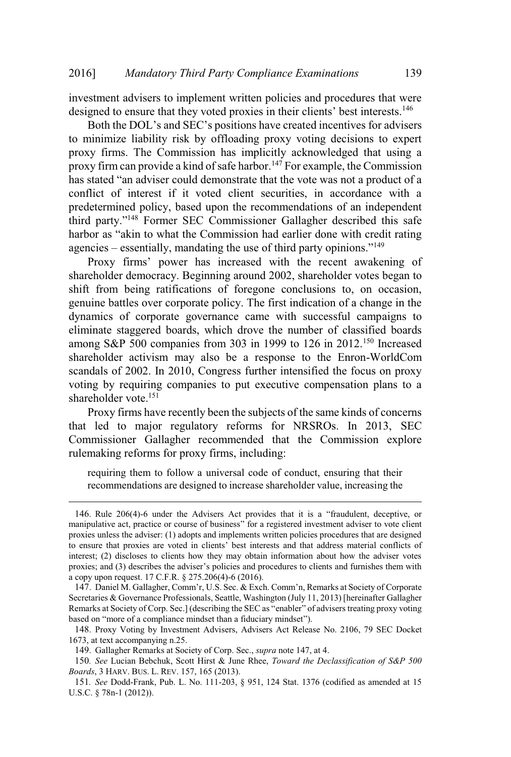investment advisers to implement written policies and procedures that were designed to ensure that they voted proxies in their clients' best interests.[146]

Both the DOL's and SEC's positions have created incentives for advisers to minimize liability risk by offloading proxy voting decisions to expert proxy firms. The Commission has implicitly acknowledged that using a proxy firm can provide a kind of safe harbor.[147] For example, the Commission has stated "an adviser could demonstrate that the vote was not a product of a conflict of interest if it voted client securities, in accordance with a predetermined policy, based upon the recommendations of an independent third party."[148] Former SEC Commissioner Gallagher described this safe harbor as "akin to what the Commission had earlier done with credit rating agencies – essentially, mandating the use of third party opinions."[149]

Proxy firms' power has increased with the recent awakening of shareholder democracy. Beginning around 2002, shareholder votes began to shift from being ratifications of foregone conclusions to, on occasion, genuine battles over corporate policy. The first indication of a change in the dynamics of corporate governance came with successful campaigns to eliminate staggered boards, which drove the number of classified boards among S&P 500 companies from 303 in 1999 to 126 in 2012.[150] Increased shareholder activism may also be a response to the Enron-WorldCom scandals of 2002. In 2010, Congress further intensified the focus on proxy voting by requiring companies to put executive compensation plans to a shareholder vote.[151]

Proxy firms have recently been the subjects of the same kinds of concerns that led to major regulatory reforms for NRSROs. In 2013, SEC Commissioner Gallagher recommended that the Commission explore rulemaking reforms for proxy firms, including:

> requiring them to follow a universal code of conduct, ensuring that their recommendations are designed to increase shareholder value, increasing the

---

146. Rule 206(4)-6 under the Advisers Act provides that it is a "fraudulent, deceptive, or manipulative act, practice or course of business" for a registered investment adviser to vote client proxies unless the adviser: (1) adopts and implements written policies procedures that are designed to ensure that proxies are voted in clients' best interests and that address material conflicts of interest; (2) discloses to clients how they may obtain information about how the adviser votes proxies; and (3) describes the adviser's policies and procedures to clients and furnishes them with a copy upon request. 17 C.F.R. § 275.206(4)-6 (2016).

147. Daniel M. Gallagher, Comm'r, U.S. Sec. & Exch. Comm'n, Remarks at Society of Corporate Secretaries & Governance Professionals, Seattle, Washington (July 11, 2013) [hereinafter Gallagher Remarks at Society of Corp. Sec.] (describing the SEC as "enabler" of advisers treating proxy voting based on "more of a compliance mindset than a fiduciary mindset").

148. Proxy Voting by Investment Advisers, Advisers Act Release No. 2106, 79 SEC Docket 1673, at text accompanying n.25.

149. Gallagher Remarks at Society of Corp. Sec., *supra* note 147, at 4.

150. *See* Lucian Bebchuk, Scott Hirst & June Rhee, *Toward the Declassification of S&P 500 Boards*, 3 HARV. BUS. L. REV. 157, 165 (2013).

151. *See* Dodd-Frank, Pub. L. No. 111-203, § 951, 124 Stat. 1376 (codified as amended at 15 U.S.C. § 78n-1 (2012)).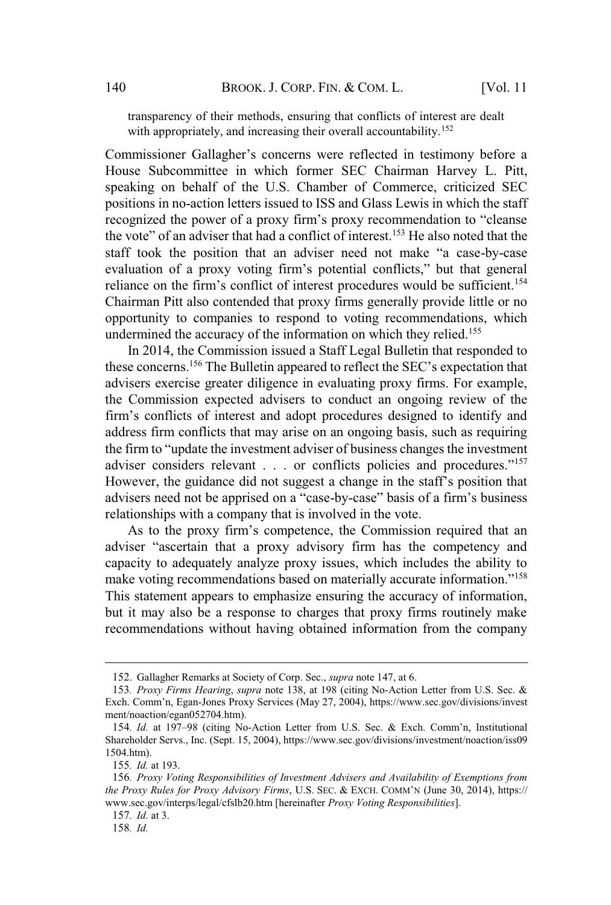transparency of their methods, ensuring that conflicts of interest are dealt with appropriately, and increasing their overall accountability.[152]

Commissioner Gallagher's concerns were reflected in testimony before a House Subcommittee in which former SEC Chairman Harvey L. Pitt, speaking on behalf of the U.S. Chamber of Commerce, criticized SEC positions in no-action letters issued to ISS and Glass Lewis in which the staff recognized the power of a proxy firm's proxy recommendation to "cleanse the vote" of an adviser that had a conflict of interest.[153] He also noted that the staff took the position that an adviser need not make "a case-by-case evaluation of a proxy voting firm's potential conflicts," but that general reliance on the firm's conflict of interest procedures would be sufficient.[154] Chairman Pitt also contended that proxy firms generally provide little or no opportunity to companies to respond to voting recommendations, which undermined the accuracy of the information on which they relied.[155]

In 2014, the Commission issued a Staff Legal Bulletin that responded to these concerns.[156] The Bulletin appeared to reflect the SEC's expectation that advisers exercise greater diligence in evaluating proxy firms. For example, the Commission expected advisers to conduct an ongoing review of the firm's conflicts of interest and adopt procedures designed to identify and address firm conflicts that may arise on an ongoing basis, such as requiring the firm to "update the investment adviser of business changes the investment adviser considers relevant . . . or conflicts policies and procedures."[157] However, the guidance did not suggest a change in the staff's position that advisers need not be apprised on a "case-by-case" basis of a firm's business relationships with a company that is involved in the vote.

As to the proxy firm's competence, the Commission required that an adviser "ascertain that a proxy advisory firm has the competency and capacity to adequately analyze proxy issues, which includes the ability to make voting recommendations based on materially accurate information."[158] This statement appears to emphasize ensuring the accuracy of information, but it may also be a response to charges that proxy firms routinely make recommendations without having obtained information from the company

---

152. Gallagher Remarks at Society of Corp. Sec., *supra* note 147, at 6.

153. *Proxy Firms Hearing*, *supra* note 138, at 198 (citing No-Action Letter from U.S. Sec. & Exch. Comm'n, Egan-Jones Proxy Services (May 27, 2004), https://www.sec.gov/divisions/investment/noaction/egan052704.htm).

154. *Id.* at 197–98 (citing No-Action Letter from U.S. Sec. & Exch. Comm'n, Institutional Shareholder Servs., Inc. (Sept. 15, 2004), https://www.sec.gov/divisions/investment/noaction/iss091504.htm).

155. *Id.* at 193.

156. *Proxy Voting Responsibilities of Investment Advisers and Availability of Exemptions from the Proxy Rules for Proxy Advisory Firms*, U.S. SEC. & EXCH. COMM'N (June 30, 2014), https://www.sec.gov/interps/legal/cfslb20.htm [hereinafter *Proxy Voting Responsibilities*].

157. *Id.* at 3.

158. *Id.*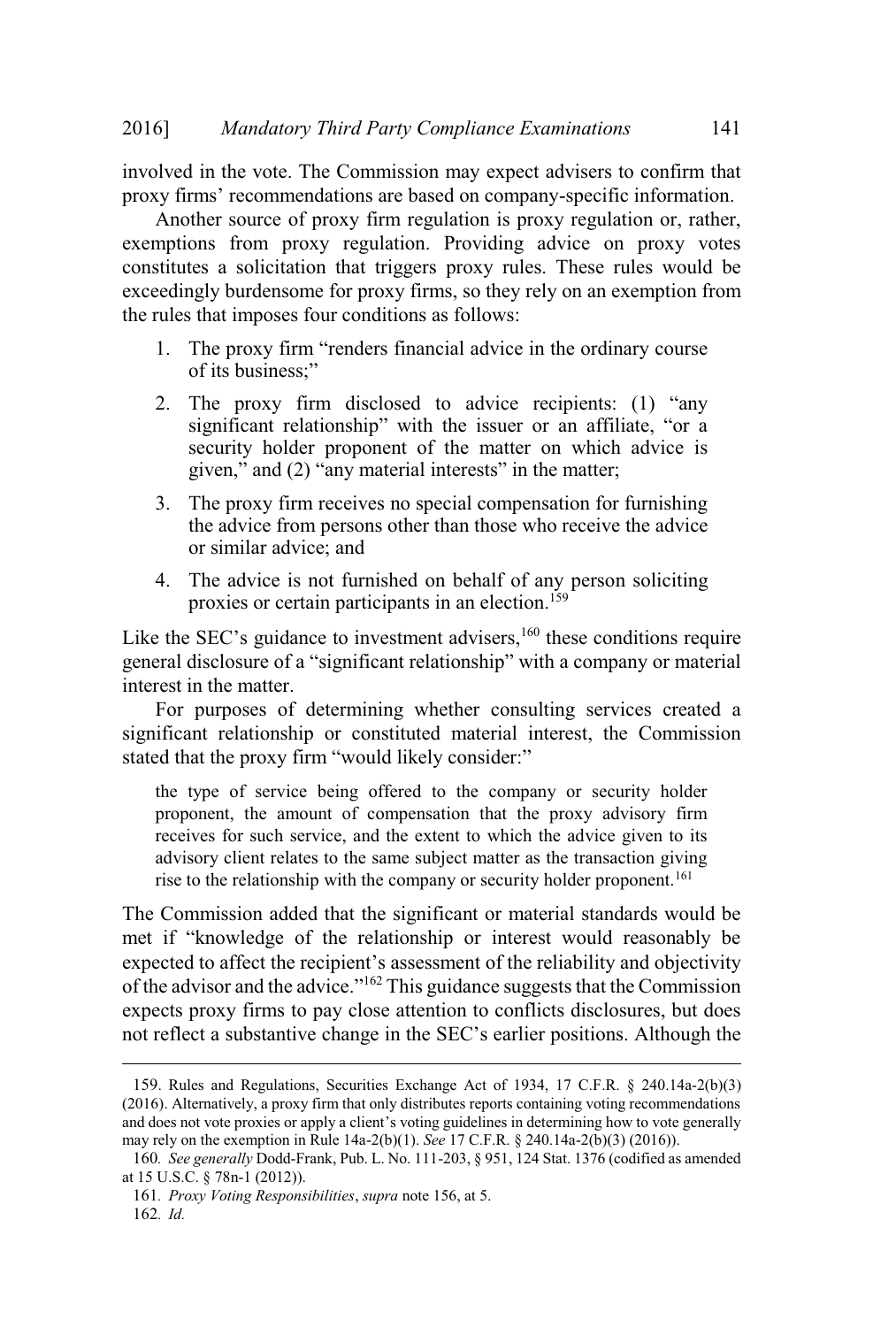involved in the vote. The Commission may expect advisers to confirm that proxy firms' recommendations are based on company-specific information.

Another source of proxy firm regulation is proxy regulation or, rather, exemptions from proxy regulation. Providing advice on proxy votes constitutes a solicitation that triggers proxy rules. These rules would be exceedingly burdensome for proxy firms, so they rely on an exemption from the rules that imposes four conditions as follows:

1. The proxy firm "renders financial advice in the ordinary course of its business;"
2. The proxy firm disclosed to advice recipients: (1) "any significant relationship" with the issuer or an affiliate, "or a security holder proponent of the matter on which advice is given," and (2) "any material interests" in the matter;
3. The proxy firm receives no special compensation for furnishing the advice from persons other than those who receive the advice or similar advice; and
4. The advice is not furnished on behalf of any person soliciting proxies or certain participants in an election.[159]

Like the SEC's guidance to investment advisers,[160] these conditions require general disclosure of a "significant relationship" with a company or material interest in the matter.

For purposes of determining whether consulting services created a significant relationship or constituted material interest, the Commission stated that the proxy firm "would likely consider:"

> the type of service being offered to the company or security holder proponent, the amount of compensation that the proxy advisory firm receives for such service, and the extent to which the advice given to its advisory client relates to the same subject matter as the transaction giving rise to the relationship with the company or security holder proponent.[161]

The Commission added that the significant or material standards would be met if "knowledge of the relationship or interest would reasonably be expected to affect the recipient's assessment of the reliability and objectivity of the advisor and the advice."[162] This guidance suggests that the Commission expects proxy firms to pay close attention to conflicts disclosures, but does not reflect a substantive change in the SEC's earlier positions. Although the

---

159. Rules and Regulations, Securities Exchange Act of 1934, 17 C.F.R. § 240.14a-2(b)(3) (2016). Alternatively, a proxy firm that only distributes reports containing voting recommendations and does not vote proxies or apply a client's voting guidelines in determining how to vote generally may rely on the exemption in Rule 14a-2(b)(1). *See* 17 C.F.R. § 240.14a-2(b)(3) (2016)).

160. *See generally* Dodd-Frank, Pub. L. No. 111-203, § 951, 124 Stat. 1376 (codified as amended at 15 U.S.C. § 78n-1 (2012)).

161. *Proxy Voting Responsibilities*, *supra* note 156, at 5.

162. *Id.*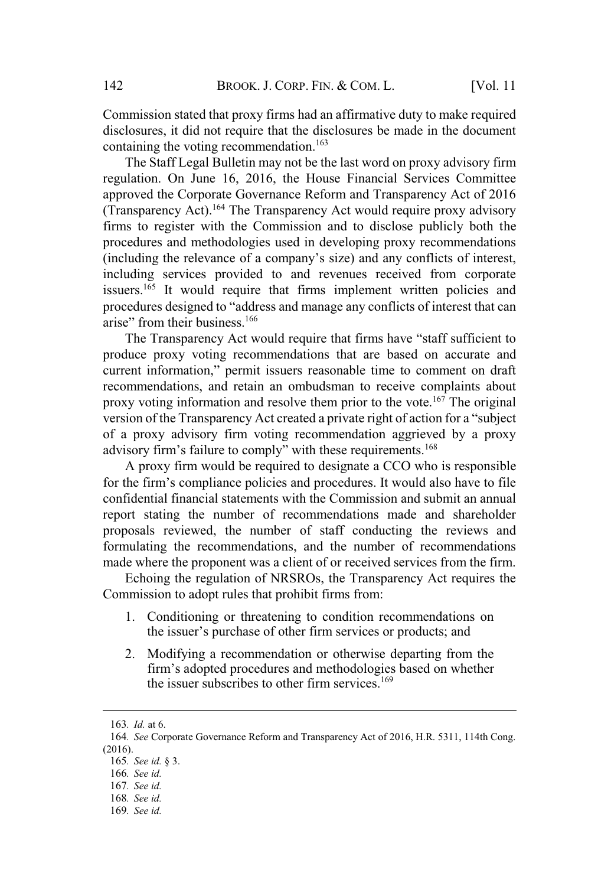Commission stated that proxy firms had an affirmative duty to make required disclosures, it did not require that the disclosures be made in the document containing the voting recommendation.[163]

The Staff Legal Bulletin may not be the last word on proxy advisory firm regulation. On June 16, 2016, the House Financial Services Committee approved the Corporate Governance Reform and Transparency Act of 2016 (Transparency Act).[164] The Transparency Act would require proxy advisory firms to register with the Commission and to disclose publicly both the procedures and methodologies used in developing proxy recommendations (including the relevance of a company's size) and any conflicts of interest, including services provided to and revenues received from corporate issuers.[165] It would require that firms implement written policies and procedures designed to "address and manage any conflicts of interest that can arise" from their business.[166]

The Transparency Act would require that firms have "staff sufficient to produce proxy voting recommendations that are based on accurate and current information," permit issuers reasonable time to comment on draft recommendations, and retain an ombudsman to receive complaints about proxy voting information and resolve them prior to the vote.[167] The original version of the Transparency Act created a private right of action for a "subject of a proxy advisory firm voting recommendation aggrieved by a proxy advisory firm's failure to comply" with these requirements.[168]

A proxy firm would be required to designate a CCO who is responsible for the firm's compliance policies and procedures. It would also have to file confidential financial statements with the Commission and submit an annual report stating the number of recommendations made and shareholder proposals reviewed, the number of staff conducting the reviews and formulating the recommendations, and the number of recommendations made where the proponent was a client of or received services from the firm.

Echoing the regulation of NRSROs, the Transparency Act requires the Commission to adopt rules that prohibit firms from:

1. Conditioning or threatening to condition recommendations on the issuer's purchase of other firm services or products; and

2. Modifying a recommendation or otherwise departing from the firm's adopted procedures and methodologies based on whether the issuer subscribes to other firm services.[169]

---

163. *Id.* at 6.

164. *See* Corporate Governance Reform and Transparency Act of 2016, H.R. 5311, 114th Cong. (2016).

165. *See id.* § 3.

166. *See id.*

167. *See id.*

168. *See id.*

169. *See id.*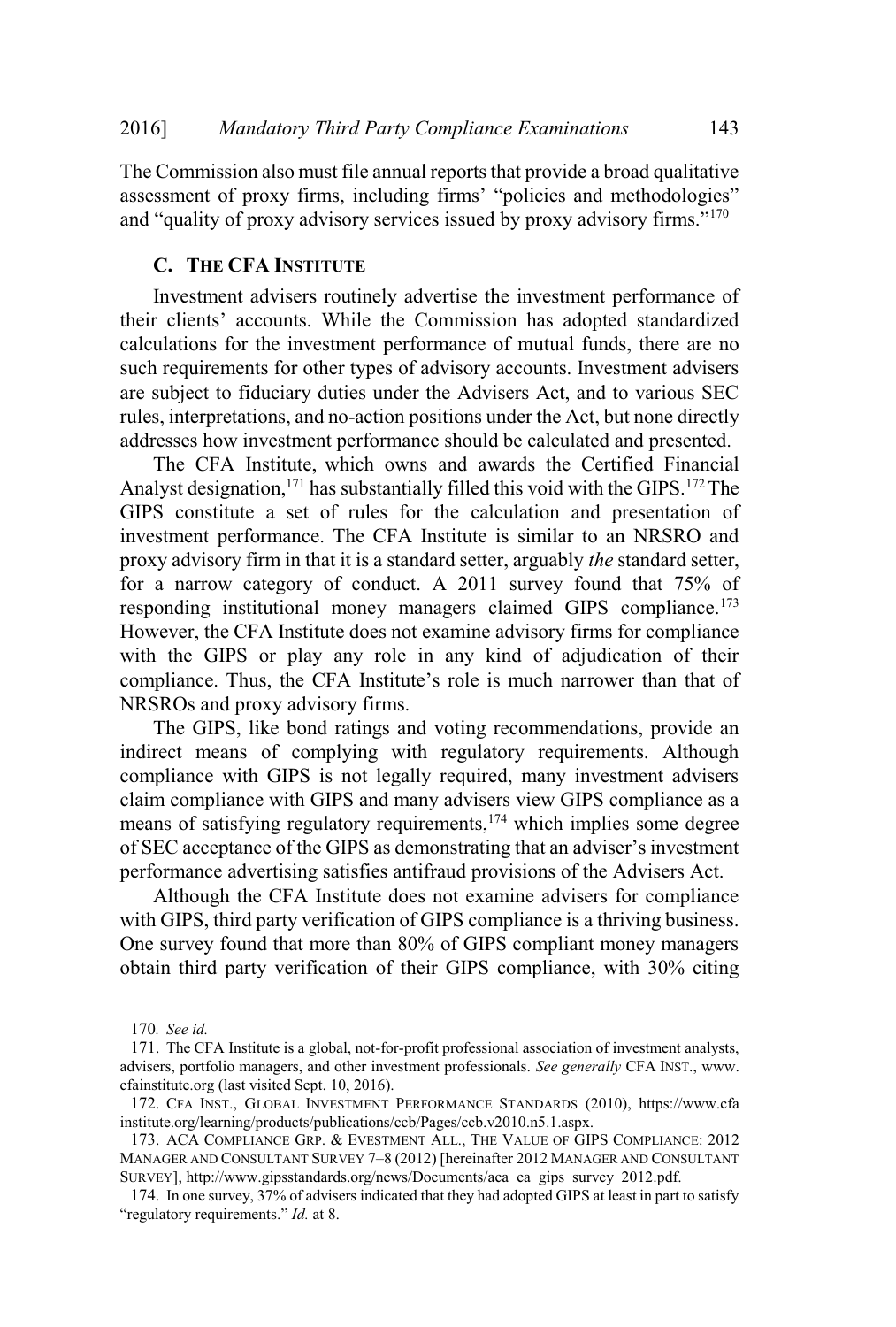The Commission also must file annual reports that provide a broad qualitative assessment of proxy firms, including firms' "policies and methodologies" and "quality of proxy advisory services issued by proxy advisory firms."[170]

### C. The CFA Institute

Investment advisers routinely advertise the investment performance of their clients' accounts. While the Commission has adopted standardized calculations for the investment performance of mutual funds, there are no such requirements for other types of advisory accounts. Investment advisers are subject to fiduciary duties under the Advisers Act, and to various SEC rules, interpretations, and no-action positions under the Act, but none directly addresses how investment performance should be calculated and presented.

The CFA Institute, which owns and awards the Certified Financial Analyst designation,[171] has substantially filled this void with the GIPS.[172] The GIPS constitute a set of rules for the calculation and presentation of investment performance. The CFA Institute is similar to an NRSRO and proxy advisory firm in that it is a standard setter, arguably *the* standard setter, for a narrow category of conduct. A 2011 survey found that 75% of responding institutional money managers claimed GIPS compliance.[173] However, the CFA Institute does not examine advisory firms for compliance with the GIPS or play any role in any kind of adjudication of their compliance. Thus, the CFA Institute's role is much narrower than that of NRSROs and proxy advisory firms.

The GIPS, like bond ratings and voting recommendations, provide an indirect means of complying with regulatory requirements. Although compliance with GIPS is not legally required, many investment advisers claim compliance with GIPS and many advisers view GIPS compliance as a means of satisfying regulatory requirements,[174] which implies some degree of SEC acceptance of the GIPS as demonstrating that an adviser's investment performance advertising satisfies antifraud provisions of the Advisers Act.

Although the CFA Institute does not examine advisers for compliance with GIPS, third party verification of GIPS compliance is a thriving business. One survey found that more than 80% of GIPS compliant money managers obtain third party verification of their GIPS compliance, with 30% citing

---

170. *See id.*

171. The CFA Institute is a global, not-for-profit professional association of investment analysts, advisers, portfolio managers, and other investment professionals. *See generally* CFA INST., www.cfainstitute.org (last visited Sept. 10, 2016).

172. CFA INST., GLOBAL INVESTMENT PERFORMANCE STANDARDS (2010), https://www.cfainstitute.org/learning/products/publications/ccb/Pages/ccb.v2010.n5.1.aspx.

173. ACA COMPLIANCE GRP. & EVESTMENT ALL., THE VALUE OF GIPS COMPLIANCE: 2012 MANAGER AND CONSULTANT SURVEY 7–8 (2012) [hereinafter 2012 MANAGER AND CONSULTANT SURVEY], http://www.gipsstandards.org/news/Documents/aca_ea_gips_survey_2012.pdf.

174. In one survey, 37% of advisers indicated that they had adopted GIPS at least in part to satisfy "regulatory requirements." *Id.* at 8.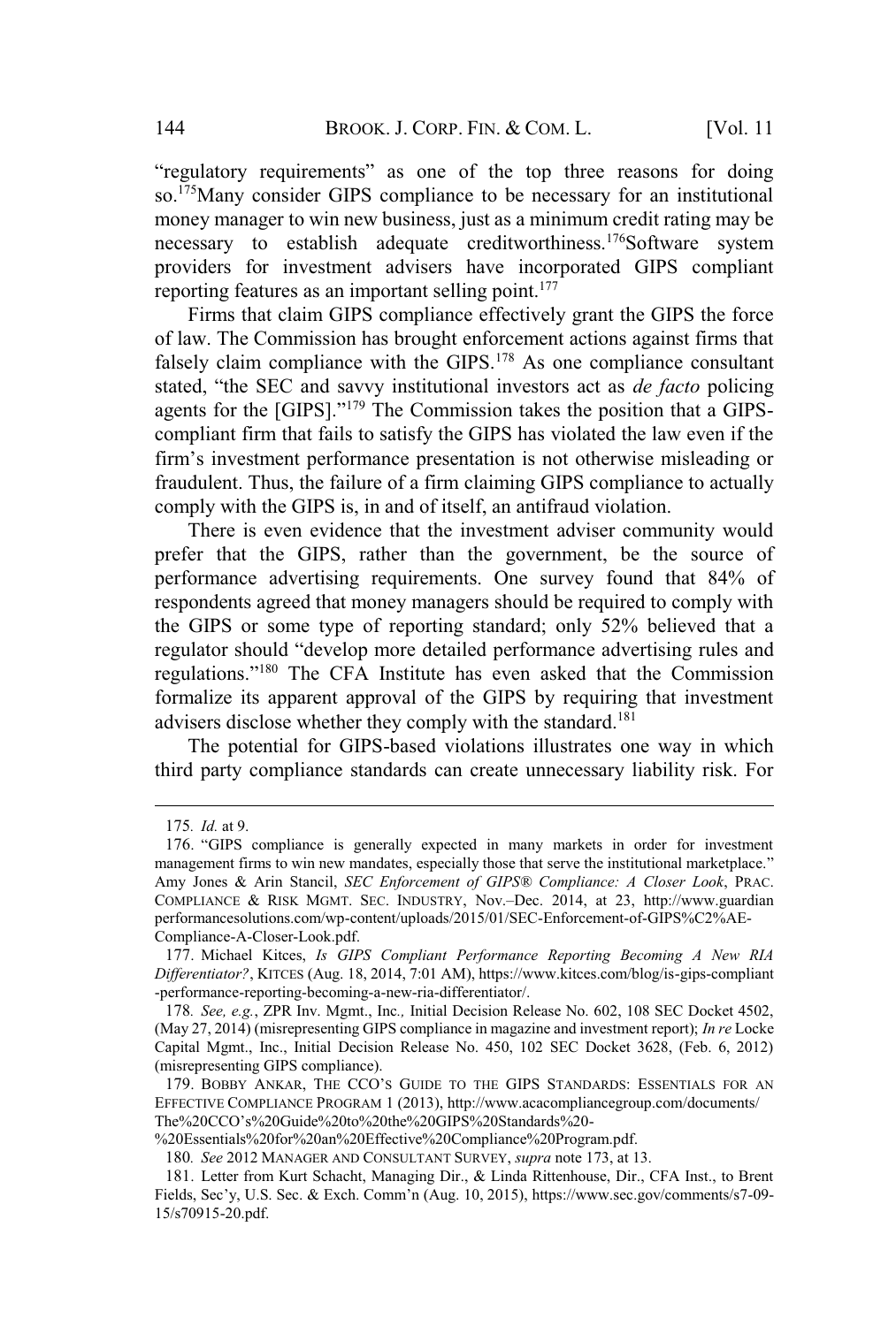"regulatory requirements" as one of the top three reasons for doing so.[175] Many consider GIPS compliance to be necessary for an institutional money manager to win new business, just as a minimum credit rating may be necessary to establish adequate creditworthiness.[176] Software system providers for investment advisers have incorporated GIPS compliant reporting features as an important selling point.[177]

Firms that claim GIPS compliance effectively grant the GIPS the force of law. The Commission has brought enforcement actions against firms that falsely claim compliance with the GIPS.[178] As one compliance consultant stated, "the SEC and savvy institutional investors act as *de facto* policing agents for the [GIPS]."[179] The Commission takes the position that a GIPS-compliant firm that fails to satisfy the GIPS has violated the law even if the firm's investment performance presentation is not otherwise misleading or fraudulent. Thus, the failure of a firm claiming GIPS compliance to actually comply with the GIPS is, in and of itself, an antifraud violation.

There is even evidence that the investment adviser community would prefer that the GIPS, rather than the government, be the source of performance advertising requirements. One survey found that 84% of respondents agreed that money managers should be required to comply with the GIPS or some type of reporting standard; only 52% believed that a regulator should "develop more detailed performance advertising rules and regulations."[180] The CFA Institute has even asked that the Commission formalize its apparent approval of the GIPS by requiring that investment advisers disclose whether they comply with the standard.[181]

The potential for GIPS-based violations illustrates one way in which third party compliance standards can create unnecessary liability risk. For

---

175. *Id.* at 9.

176. "GIPS compliance is generally expected in many markets in order for investment management firms to win new mandates, especially those that serve the institutional marketplace." Amy Jones & Arin Stancil, *SEC Enforcement of GIPS® Compliance: A Closer Look*, PRAC. COMPLIANCE & RISK MGMT. SEC. INDUSTRY, Nov.–Dec. 2014, at 23, http://www.guardianperformancesolutions.com/wp-content/uploads/2015/01/SEC-Enforcement-of-GIPS%C2%AE-Compliance-A-Closer-Look.pdf.

177. Michael Kitces, *Is GIPS Compliant Performance Reporting Becoming A New RIA Differentiator?*, KITCES (Aug. 18, 2014, 7:01 AM), https://www.kitces.com/blog/is-gips-compliant-performance-reporting-becoming-a-new-ria-differentiator/.

178. *See, e.g.*, ZPR Inv. Mgmt., Inc., Initial Decision Release No. 602, 108 SEC Docket 4502, (May 27, 2014) (misrepresenting GIPS compliance in magazine and investment report); *In re* Locke Capital Mgmt., Inc., Initial Decision Release No. 450, 102 SEC Docket 3628, (Feb. 6, 2012) (misrepresenting GIPS compliance).

179. BOBBY ANKAR, THE CCO'S GUIDE TO THE GIPS STANDARDS: ESSENTIALS FOR AN EFFECTIVE COMPLIANCE PROGRAM 1 (2013), http://www.acacompliancegroup.com/documents/The%20CCO's%20Guide%20to%20the%20GIPS%20Standards%20-%20Essentials%20for%20an%20Effective%20Compliance%20Program.pdf.

180. *See* 2012 MANAGER AND CONSULTANT SURVEY, *supra* note 173, at 13.

181. Letter from Kurt Schacht, Managing Dir., & Linda Rittenhouse, Dir., CFA Inst., to Brent Fields, Sec'y, U.S. Sec. & Exch. Comm'n (Aug. 10, 2015), https://www.sec.gov/comments/s7-09-15/s70915-20.pdf.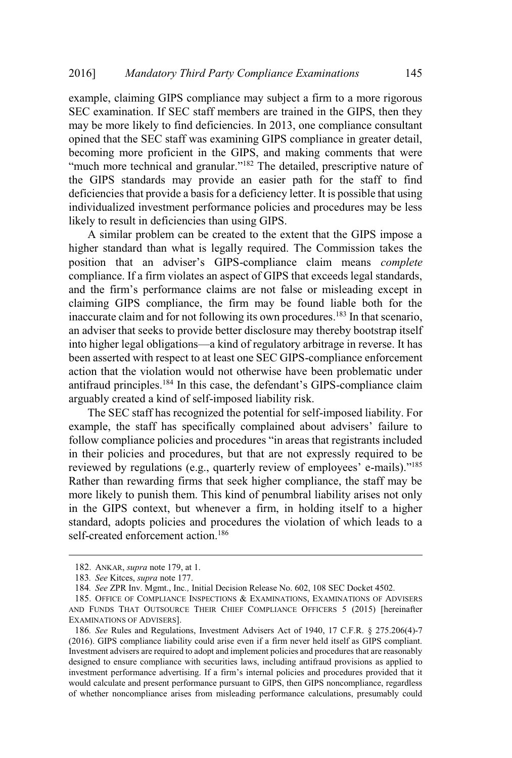example, claiming GIPS compliance may subject a firm to a more rigorous SEC examination. If SEC staff members are trained in the GIPS, then they may be more likely to find deficiencies. In 2013, one compliance consultant opined that the SEC staff was examining GIPS compliance in greater detail, becoming more proficient in the GIPS, and making comments that were "much more technical and granular."[182] The detailed, prescriptive nature of the GIPS standards may provide an easier path for the staff to find deficiencies that provide a basis for a deficiency letter. It is possible that using individualized investment performance policies and procedures may be less likely to result in deficiencies than using GIPS.

A similar problem can be created to the extent that the GIPS impose a higher standard than what is legally required. The Commission takes the position that an adviser's GIPS-compliance claim means *complete* compliance. If a firm violates an aspect of GIPS that exceeds legal standards, and the firm's performance claims are not false or misleading except in claiming GIPS compliance, the firm may be found liable both for the inaccurate claim and for not following its own procedures.[183] In that scenario, an adviser that seeks to provide better disclosure may thereby bootstrap itself into higher legal obligations—a kind of regulatory arbitrage in reverse. It has been asserted with respect to at least one SEC GIPS-compliance enforcement action that the violation would not otherwise have been problematic under antifraud principles.[184] In this case, the defendant's GIPS-compliance claim arguably created a kind of self-imposed liability risk.

The SEC staff has recognized the potential for self-imposed liability. For example, the staff has specifically complained about advisers' failure to follow compliance policies and procedures "in areas that registrants included in their policies and procedures, but that are not expressly required to be reviewed by regulations (e.g., quarterly review of employees' e-mails)."[185] Rather than rewarding firms that seek higher compliance, the staff may be more likely to punish them. This kind of penumbral liability arises not only in the GIPS context, but whenever a firm, in holding itself to a higher standard, adopts policies and procedures the violation of which leads to a self-created enforcement action.[186]

---

182. ANKAR, *supra* note 179, at 1.

183. *See* Kitces, *supra* note 177.

184. *See* ZPR Inv. Mgmt., Inc.*,* Initial Decision Release No. 602, 108 SEC Docket 4502.

185. OFFICE OF COMPLIANCE INSPECTIONS & EXAMINATIONS, EXAMINATIONS OF ADVISERS AND FUNDS THAT OUTSOURCE THEIR CHIEF COMPLIANCE OFFICERS 5 (2015) [hereinafter EXAMINATIONS OF ADVISERS].

186. *See* Rules and Regulations, Investment Advisers Act of 1940, 17 C.F.R. § 275.206(4)-7 (2016). GIPS compliance liability could arise even if a firm never held itself as GIPS compliant. Investment advisers are required to adopt and implement policies and procedures that are reasonably designed to ensure compliance with securities laws, including antifraud provisions as applied to investment performance advertising. If a firm's internal policies and procedures provided that it would calculate and present performance pursuant to GIPS, then GIPS noncompliance, regardless of whether noncompliance arises from misleading performance calculations, presumably could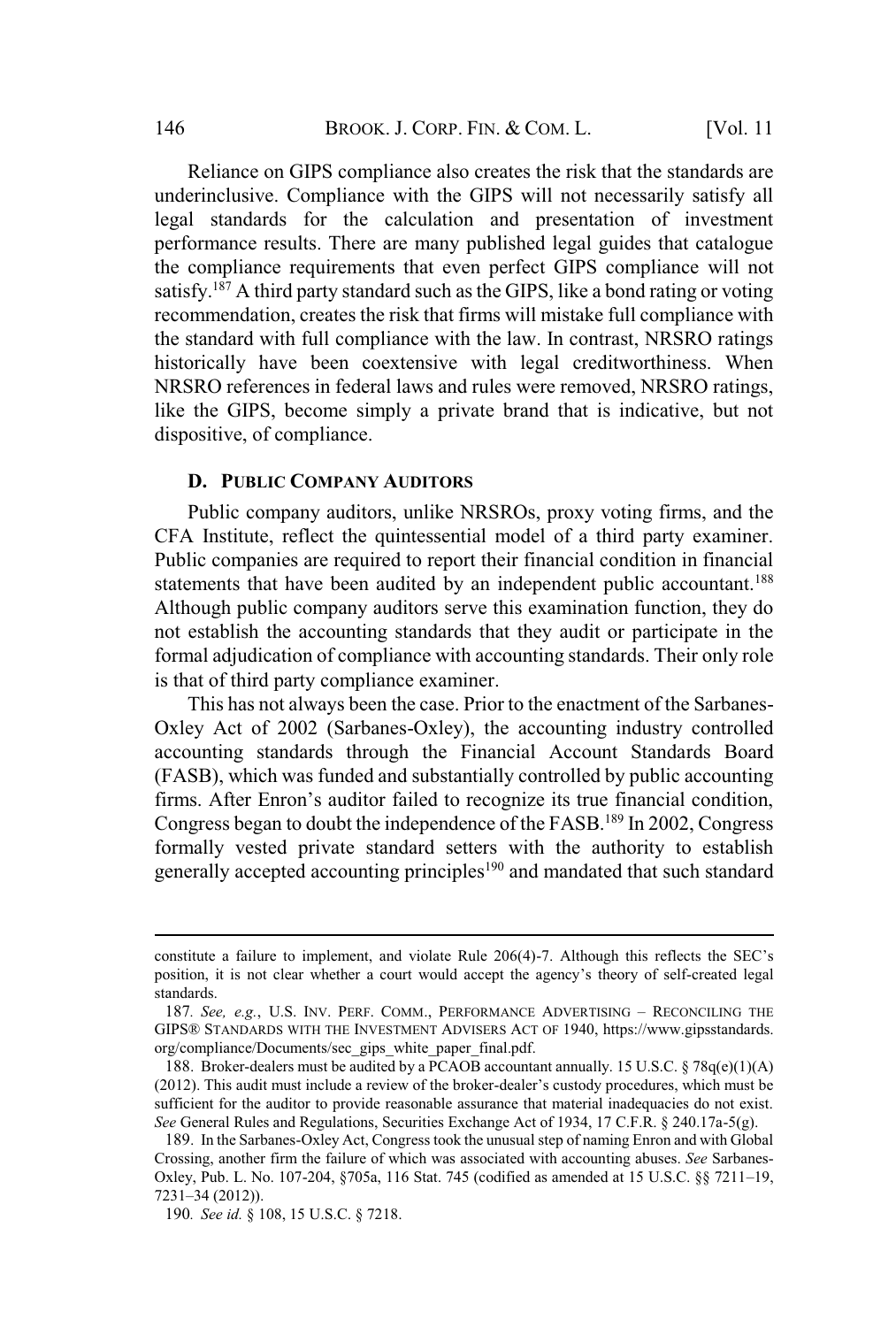Reliance on GIPS compliance also creates the risk that the standards are underinclusive. Compliance with the GIPS will not necessarily satisfy all legal standards for the calculation and presentation of investment performance results. There are many published legal guides that catalogue the compliance requirements that even perfect GIPS compliance will not satisfy.[187] A third party standard such as the GIPS, like a bond rating or voting recommendation, creates the risk that firms will mistake full compliance with the standard with full compliance with the law. In contrast, NRSRO ratings historically have been coextensive with legal creditworthiness. When NRSRO references in federal laws and rules were removed, NRSRO ratings, like the GIPS, become simply a private brand that is indicative, but not dispositive, of compliance.

### D. PUBLIC COMPANY AUDITORS

Public company auditors, unlike NRSROs, proxy voting firms, and the CFA Institute, reflect the quintessential model of a third party examiner. Public companies are required to report their financial condition in financial statements that have been audited by an independent public accountant.[188] Although public company auditors serve this examination function, they do not establish the accounting standards that they audit or participate in the formal adjudication of compliance with accounting standards. Their only role is that of third party compliance examiner.

This has not always been the case. Prior to the enactment of the Sarbanes-Oxley Act of 2002 (Sarbanes-Oxley), the accounting industry controlled accounting standards through the Financial Account Standards Board (FASB), which was funded and substantially controlled by public accounting firms. After Enron's auditor failed to recognize its true financial condition, Congress began to doubt the independence of the FASB.[189] In 2002, Congress formally vested private standard setters with the authority to establish generally accepted accounting principles[190] and mandated that such standard

---

constitute a failure to implement, and violate Rule 206(4)-7. Although this reflects the SEC's position, it is not clear whether a court would accept the agency's theory of self-created legal standards.

187. *See, e.g.*, U.S. INV. PERF. COMM., PERFORMANCE ADVERTISING – RECONCILING THE GIPS® STANDARDS WITH THE INVESTMENT ADVISERS ACT OF 1940, https://www.gipsstandards.org/compliance/Documents/sec_gips_white_paper_final.pdf.

188. Broker-dealers must be audited by a PCAOB accountant annually. 15 U.S.C. § 78q(e)(1)(A) (2012). This audit must include a review of the broker-dealer's custody procedures, which must be sufficient for the auditor to provide reasonable assurance that material inadequacies do not exist. *See* General Rules and Regulations, Securities Exchange Act of 1934, 17 C.F.R. § 240.17a-5(g).

189. In the Sarbanes-Oxley Act, Congress took the unusual step of naming Enron and with Global Crossing, another firm the failure of which was associated with accounting abuses. *See* Sarbanes-Oxley, Pub. L. No. 107-204, §705a, 116 Stat. 745 (codified as amended at 15 U.S.C. §§ 7211–19, 7231–34 (2012)).

190. *See id.* § 108, 15 U.S.C. § 7218.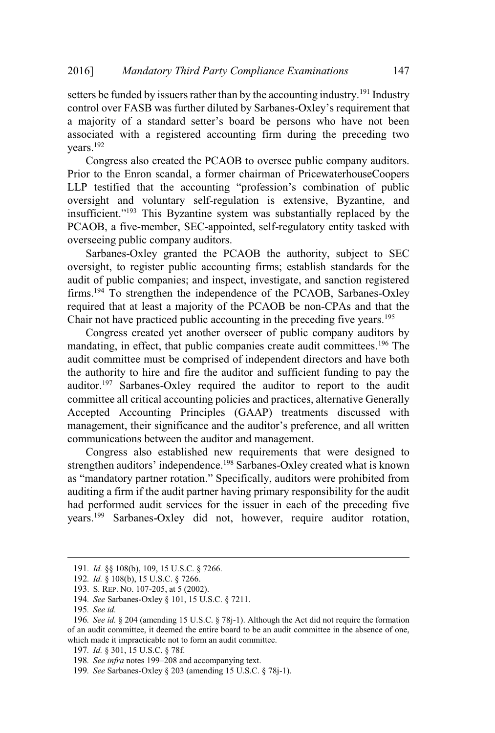setters be funded by issuers rather than by the accounting industry.[191] Industry control over FASB was further diluted by Sarbanes-Oxley's requirement that a majority of a standard setter's board be persons who have not been associated with a registered accounting firm during the preceding two years.[192]

Congress also created the PCAOB to oversee public company auditors. Prior to the Enron scandal, a former chairman of PricewaterhouseCoopers LLP testified that the accounting "profession's combination of public oversight and voluntary self-regulation is extensive, Byzantine, and insufficient."[193] This Byzantine system was substantially replaced by the PCAOB, a five-member, SEC-appointed, self-regulatory entity tasked with overseeing public company auditors.

Sarbanes-Oxley granted the PCAOB the authority, subject to SEC oversight, to register public accounting firms; establish standards for the audit of public companies; and inspect, investigate, and sanction registered firms.[194] To strengthen the independence of the PCAOB, Sarbanes-Oxley required that at least a majority of the PCAOB be non-CPAs and that the Chair not have practiced public accounting in the preceding five years.[195]

Congress created yet another overseer of public company auditors by mandating, in effect, that public companies create audit committees.[196] The audit committee must be comprised of independent directors and have both the authority to hire and fire the auditor and sufficient funding to pay the auditor.[197] Sarbanes-Oxley required the auditor to report to the audit committee all critical accounting policies and practices, alternative Generally Accepted Accounting Principles (GAAP) treatments discussed with management, their significance and the auditor's preference, and all written communications between the auditor and management.

Congress also established new requirements that were designed to strengthen auditors' independence.[198] Sarbanes-Oxley created what is known as "mandatory partner rotation." Specifically, auditors were prohibited from auditing a firm if the audit partner having primary responsibility for the audit had performed audit services for the issuer in each of the preceding five years.[199] Sarbanes-Oxley did not, however, require auditor rotation,

---

191. *Id.* §§ 108(b), 109, 15 U.S.C. § 7266.

192. *Id.* § 108(b), 15 U.S.C. § 7266.

193. S. REP. NO. 107-205, at 5 (2002).

194. *See* Sarbanes-Oxley § 101, 15 U.S.C. § 7211.

195. *See id.*

196. *See id.* § 204 (amending 15 U.S.C. § 78j-1). Although the Act did not require the formation of an audit committee, it deemed the entire board to be an audit committee in the absence of one, which made it impracticable not to form an audit committee.

197. *Id.* § 301, 15 U.S.C. § 78f.

198. *See infra* notes 199–208 and accompanying text.

199. *See* Sarbanes-Oxley § 203 (amending 15 U.S.C. § 78j-1).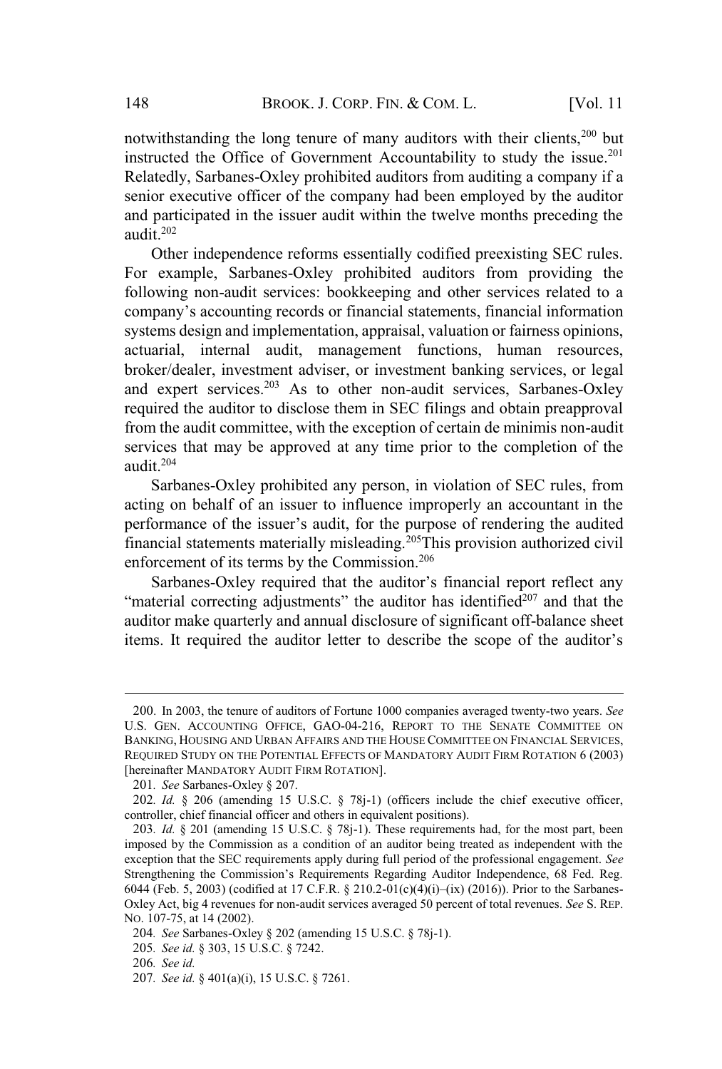notwithstanding the long tenure of many auditors with their clients,[200] but instructed the Office of Government Accountability to study the issue.[201] Relatedly, Sarbanes-Oxley prohibited auditors from auditing a company if a senior executive officer of the company had been employed by the auditor and participated in the issuer audit within the twelve months preceding the audit.[202]

Other independence reforms essentially codified preexisting SEC rules. For example, Sarbanes-Oxley prohibited auditors from providing the following non-audit services: bookkeeping and other services related to a company's accounting records or financial statements, financial information systems design and implementation, appraisal, valuation or fairness opinions, actuarial, internal audit, management functions, human resources, broker/dealer, investment adviser, or investment banking services, or legal and expert services.[203] As to other non-audit services, Sarbanes-Oxley required the auditor to disclose them in SEC filings and obtain preapproval from the audit committee, with the exception of certain de minimis non-audit services that may be approved at any time prior to the completion of the audit.[204]

Sarbanes-Oxley prohibited any person, in violation of SEC rules, from acting on behalf of an issuer to influence improperly an accountant in the performance of the issuer's audit, for the purpose of rendering the audited financial statements materially misleading.[205]This provision authorized civil enforcement of its terms by the Commission.[206]

Sarbanes-Oxley required that the auditor's financial report reflect any "material correcting adjustments" the auditor has identified[207] and that the auditor make quarterly and annual disclosure of significant off-balance sheet items. It required the auditor letter to describe the scope of the auditor's

---

200. In 2003, the tenure of auditors of Fortune 1000 companies averaged twenty-two years. *See* U.S. GEN. ACCOUNTING OFFICE, GAO-04-216, REPORT TO THE SENATE COMMITTEE ON BANKING, HOUSING AND URBAN AFFAIRS AND THE HOUSE COMMITTEE ON FINANCIAL SERVICES, REQUIRED STUDY ON THE POTENTIAL EFFECTS OF MANDATORY AUDIT FIRM ROTATION 6 (2003) [hereinafter MANDATORY AUDIT FIRM ROTATION].

201. *See* Sarbanes-Oxley § 207.

202. *Id.* § 206 (amending 15 U.S.C. § 78j-1) (officers include the chief executive officer, controller, chief financial officer and others in equivalent positions).

203. *Id.* § 201 (amending 15 U.S.C. § 78j-1). These requirements had, for the most part, been imposed by the Commission as a condition of an auditor being treated as independent with the exception that the SEC requirements apply during full period of the professional engagement. *See* Strengthening the Commission's Requirements Regarding Auditor Independence, 68 Fed. Reg. 6044 (Feb. 5, 2003) (codified at 17 C.F.R. § 210.2-01(c)(4)(i)–(ix) (2016)). Prior to the Sarbanes-Oxley Act, big 4 revenues for non-audit services averaged 50 percent of total revenues. *See* S. REP. NO. 107-75, at 14 (2002).

204. *See* Sarbanes-Oxley § 202 (amending 15 U.S.C. § 78j-1).

205. *See id.* § 303, 15 U.S.C. § 7242.

206. *See id.*

207. *See id.* § 401(a)(i), 15 U.S.C. § 7261.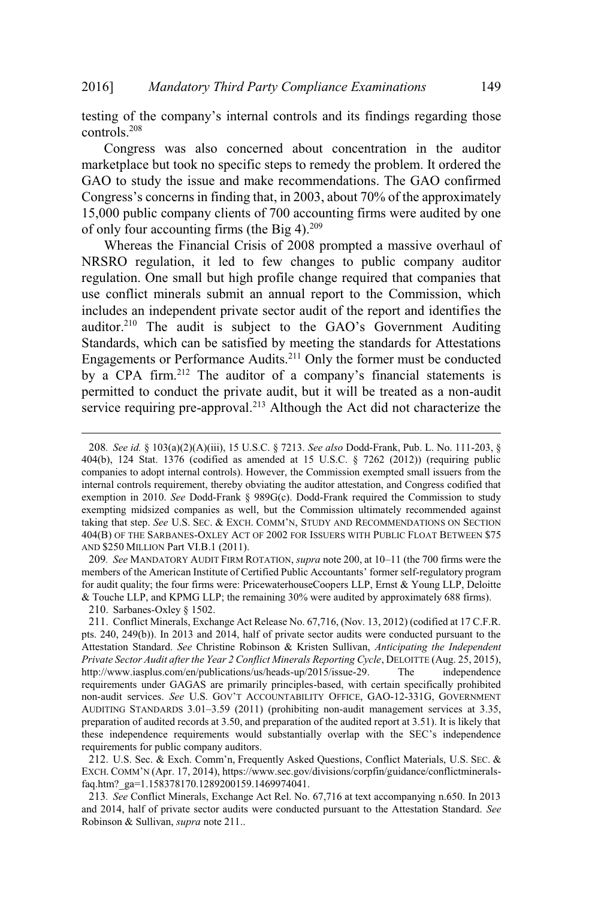testing of the company's internal controls and its findings regarding those controls.[208]

Congress was also concerned about concentration in the auditor marketplace but took no specific steps to remedy the problem. It ordered the GAO to study the issue and make recommendations. The GAO confirmed Congress's concerns in finding that, in 2003, about 70% of the approximately 15,000 public company clients of 700 accounting firms were audited by one of only four accounting firms (the Big 4).[209]

Whereas the Financial Crisis of 2008 prompted a massive overhaul of NRSRO regulation, it led to few changes to public company auditor regulation. One small but high profile change required that companies that use conflict minerals submit an annual report to the Commission, which includes an independent private sector audit of the report and identifies the auditor.[210] The audit is subject to the GAO's Government Auditing Standards, which can be satisfied by meeting the standards for Attestations Engagements or Performance Audits.[211] Only the former must be conducted by a CPA firm.[212] The auditor of a company's financial statements is permitted to conduct the private audit, but it will be treated as a non-audit service requiring pre-approval.[213] Although the Act did not characterize the

---

208. *See id.* § 103(a)(2)(A)(iii), 15 U.S.C. § 7213. *See also* Dodd-Frank, Pub. L. No. 111-203, § 404(b), 124 Stat. 1376 (codified as amended at 15 U.S.C. § 7262 (2012)) (requiring public companies to adopt internal controls). However, the Commission exempted small issuers from the internal controls requirement, thereby obviating the auditor attestation, and Congress codified that exemption in 2010. *See* Dodd-Frank § 989G(c). Dodd-Frank required the Commission to study exempting midsized companies as well, but the Commission ultimately recommended against taking that step. *See* U.S. SEC. & EXCH. COMM'N, STUDY AND RECOMMENDATIONS ON SECTION 404(B) OF THE SARBANES-OXLEY ACT OF 2002 FOR ISSUERS WITH PUBLIC FLOAT BETWEEN $75 AND $250 MILLION Part VI.B.1 (2011).

209. *See* MANDATORY AUDIT FIRM ROTATION, *supra* note 200, at 10–11 (the 700 firms were the members of the American Institute of Certified Public Accountants' former self-regulatory program for audit quality; the four firms were: PricewaterhouseCoopers LLP, Ernst & Young LLP, Deloitte & Touche LLP, and KPMG LLP; the remaining 30% were audited by approximately 688 firms).

210. Sarbanes-Oxley § 1502.

211. Conflict Minerals, Exchange Act Release No. 67,716, (Nov. 13, 2012) (codified at 17 C.F.R. pts. 240, 249(b)). In 2013 and 2014, half of private sector audits were conducted pursuant to the Attestation Standard. *See* Christine Robinson & Kristen Sullivan, *Anticipating the Independent Private Sector Audit after the Year 2 Conflict Minerals Reporting Cycle*, DELOITTE (Aug. 25, 2015), http://www.iasplus.com/en/publications/us/heads-up/2015/issue-29. The independence requirements under GAGAS are primarily principles-based, with certain specifically prohibited non-audit services. *See* U.S. GOV'T ACCOUNTABILITY OFFICE, GAO-12-331G, GOVERNMENT AUDITING STANDARDS 3.01–3.59 (2011) (prohibiting non-audit management services at 3.35, preparation of audited records at 3.50, and preparation of the audited report at 3.51). It is likely that these independence requirements would substantially overlap with the SEC's independence requirements for public company auditors.

212. U.S. Sec. & Exch. Comm'n, Frequently Asked Questions, Conflict Materials, U.S. SEC. & EXCH. COMM'N (Apr. 17, 2014), https://www.sec.gov/divisions/corpfin/guidance/conflictminerals-faq.htm?_ga=1.158378170.1289200159.1469974041.

213. *See* Conflict Minerals, Exchange Act Rel. No. 67,716 at text accompanying n.650. In 2013 and 2014, half of private sector audits were conducted pursuant to the Attestation Standard. *See* Robinson & Sullivan, *supra* note 211..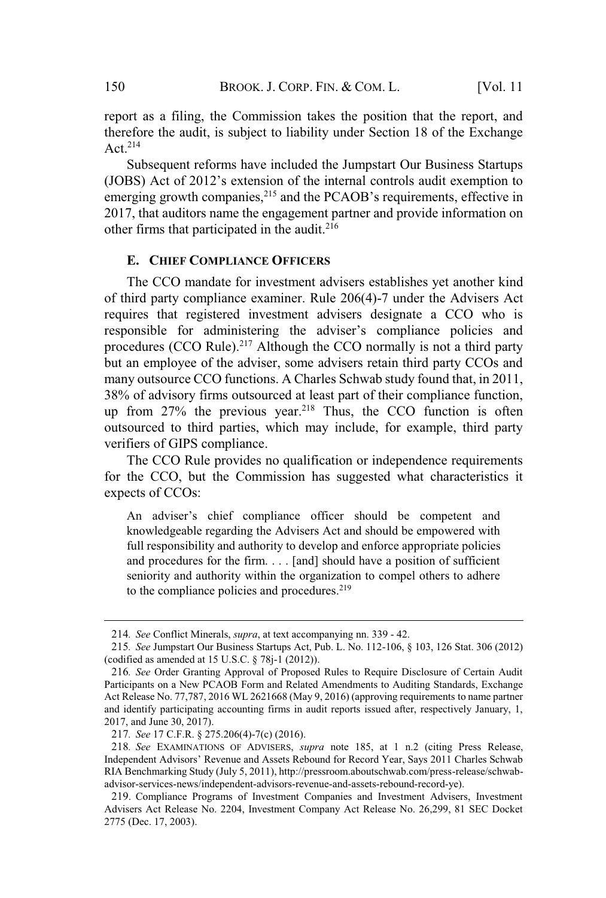report as a filing, the Commission takes the position that the report, and therefore the audit, is subject to liability under Section 18 of the Exchange Act.[214]

Subsequent reforms have included the Jumpstart Our Business Startups (JOBS) Act of 2012's extension of the internal controls audit exemption to emerging growth companies,[215] and the PCAOB's requirements, effective in 2017, that auditors name the engagement partner and provide information on other firms that participated in the audit.[216]

### E. CHIEF COMPLIANCE OFFICERS

The CCO mandate for investment advisers establishes yet another kind of third party compliance examiner. Rule 206(4)-7 under the Advisers Act requires that registered investment advisers designate a CCO who is responsible for administering the adviser's compliance policies and procedures (CCO Rule).[217] Although the CCO normally is not a third party but an employee of the adviser, some advisers retain third party CCOs and many outsource CCO functions. A Charles Schwab study found that, in 2011, 38% of advisory firms outsourced at least part of their compliance function, up from 27% the previous year.[218] Thus, the CCO function is often outsourced to third parties, which may include, for example, third party verifiers of GIPS compliance.

The CCO Rule provides no qualification or independence requirements for the CCO, but the Commission has suggested what characteristics it expects of CCOs:

> An adviser's chief compliance officer should be competent and knowledgeable regarding the Advisers Act and should be empowered with full responsibility and authority to develop and enforce appropriate policies and procedures for the firm. . . . [and] should have a position of sufficient seniority and authority within the organization to compel others to adhere to the compliance policies and procedures.[219]

---

214. *See* Conflict Minerals, *supra*, at text accompanying nn. 339 - 42.

215. *See* Jumpstart Our Business Startups Act, Pub. L. No. 112-106, § 103, 126 Stat. 306 (2012) (codified as amended at 15 U.S.C. § 78j-1 (2012)).

216. *See* Order Granting Approval of Proposed Rules to Require Disclosure of Certain Audit Participants on a New PCAOB Form and Related Amendments to Auditing Standards, Exchange Act Release No. 77,787, 2016 WL 2621668 (May 9, 2016) (approving requirements to name partner and identify participating accounting firms in audit reports issued after, respectively January, 1, 2017, and June 30, 2017).

217. *See* 17 C.F.R. § 275.206(4)-7(c) (2016).

218. *See* EXAMINATIONS OF ADVISERS, *supra* note 185, at 1 n.2 (citing Press Release, Independent Advisors' Revenue and Assets Rebound for Record Year, Says 2011 Charles Schwab RIA Benchmarking Study (July 5, 2011), http://pressroom.aboutschwab.com/press-release/schwab-advisor-services-news/independent-advisors-revenue-and-assets-rebound-record-ye).

219. Compliance Programs of Investment Companies and Investment Advisers, Investment Advisers Act Release No. 2204, Investment Company Act Release No. 26,299, 81 SEC Docket 2775 (Dec. 17, 2003).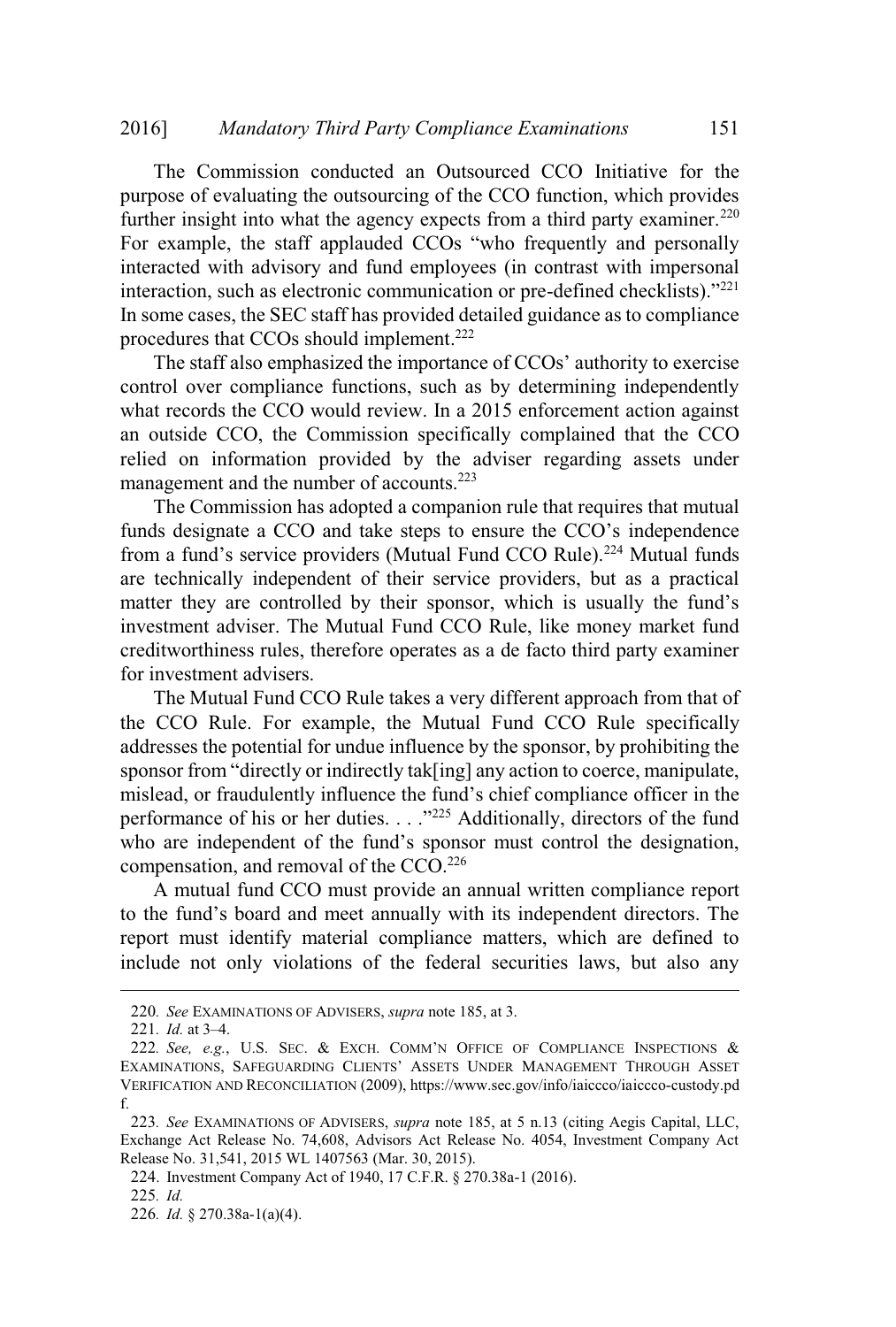The Commission conducted an Outsourced CCO Initiative for the purpose of evaluating the outsourcing of the CCO function, which provides further insight into what the agency expects from a third party examiner.[220] For example, the staff applauded CCOs "who frequently and personally interacted with advisory and fund employees (in contrast with impersonal interaction, such as electronic communication or pre-defined checklists)."[221] In some cases, the SEC staff has provided detailed guidance as to compliance procedures that CCOs should implement.[222]

The staff also emphasized the importance of CCOs' authority to exercise control over compliance functions, such as by determining independently what records the CCO would review. In a 2015 enforcement action against an outside CCO, the Commission specifically complained that the CCO relied on information provided by the adviser regarding assets under management and the number of accounts.[223]

The Commission has adopted a companion rule that requires that mutual funds designate a CCO and take steps to ensure the CCO's independence from a fund's service providers (Mutual Fund CCO Rule).[224] Mutual funds are technically independent of their service providers, but as a practical matter they are controlled by their sponsor, which is usually the fund's investment adviser. The Mutual Fund CCO Rule, like money market fund creditworthiness rules, therefore operates as a de facto third party examiner for investment advisers.

The Mutual Fund CCO Rule takes a very different approach from that of the CCO Rule. For example, the Mutual Fund CCO Rule specifically addresses the potential for undue influence by the sponsor, by prohibiting the sponsor from "directly or indirectly tak[ing] any action to coerce, manipulate, mislead, or fraudulently influence the fund's chief compliance officer in the performance of his or her duties. . . ."[225] Additionally, directors of the fund who are independent of the fund's sponsor must control the designation, compensation, and removal of the CCO.[226]

A mutual fund CCO must provide an annual written compliance report to the fund's board and meet annually with its independent directors. The report must identify material compliance matters, which are defined to include not only violations of the federal securities laws, but also any

---

220. *See* EXAMINATIONS OF ADVISERS, *supra* note 185, at 3.

221. *Id.* at 3–4.

222. *See, e.g.*, U.S. SEC. & EXCH. COMM'N OFFICE OF COMPLIANCE INSPECTIONS & EXAMINATIONS, SAFEGUARDING CLIENTS' ASSETS UNDER MANAGEMENT THROUGH ASSET VERIFICATION AND RECONCILIATION (2009), https://www.sec.gov/info/iaiccco/iaiccco-custody.pdf.

223. *See* EXAMINATIONS OF ADVISERS, *supra* note 185, at 5 n.13 (citing Aegis Capital, LLC, Exchange Act Release No. 74,608, Advisors Act Release No. 4054, Investment Company Act Release No. 31,541, 2015 WL 1407563 (Mar. 30, 2015).

224. Investment Company Act of 1940, 17 C.F.R. § 270.38a-1 (2016).

225. *Id.*

226. *Id.* § 270.38a-1(a)(4).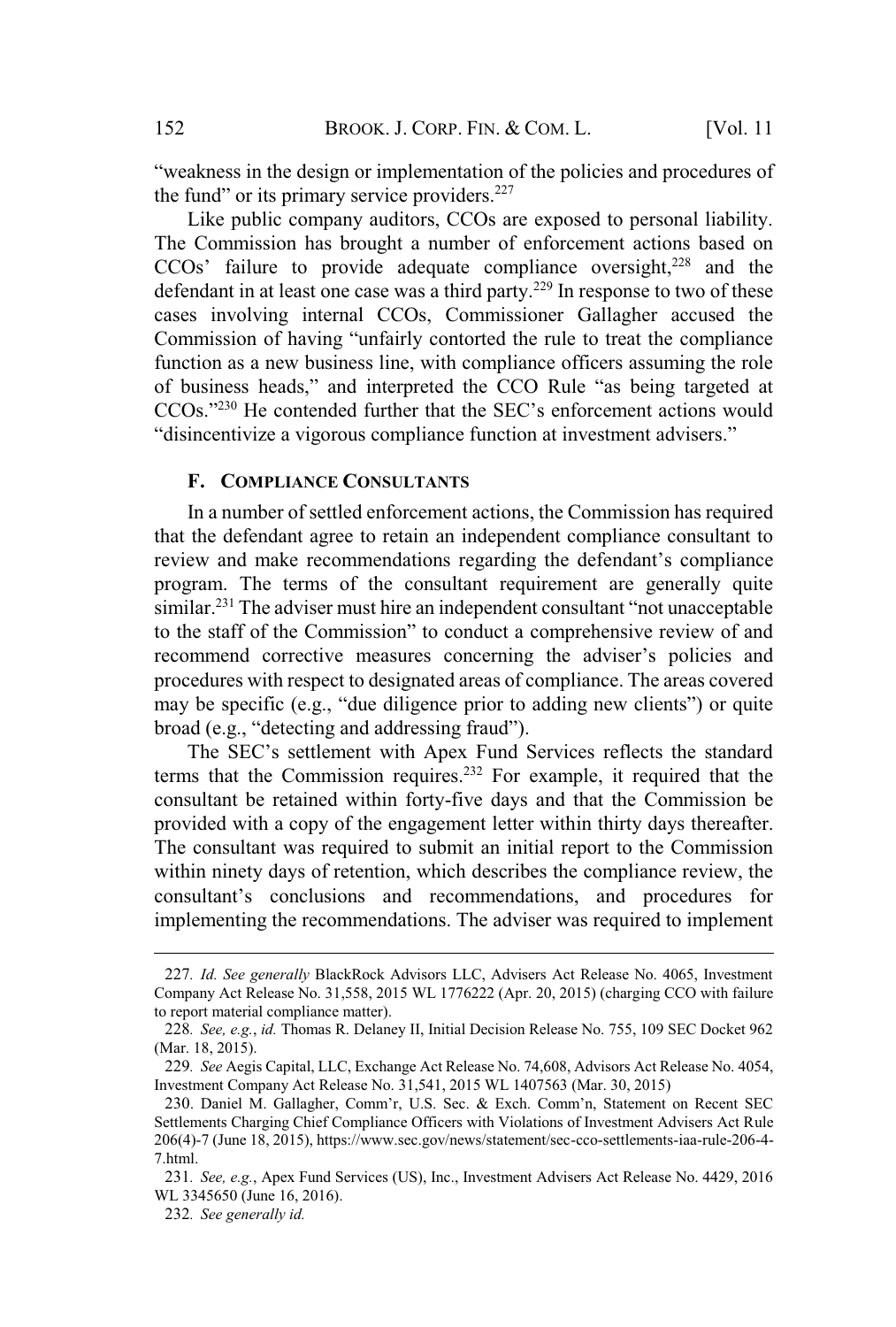"weakness in the design or implementation of the policies and procedures of the fund" or its primary service providers.[227]

Like public company auditors, CCOs are exposed to personal liability. The Commission has brought a number of enforcement actions based on CCOs' failure to provide adequate compliance oversight,[228] and the defendant in at least one case was a third party.[229] In response to two of these cases involving internal CCOs, Commissioner Gallagher accused the Commission of having "unfairly contorted the rule to treat the compliance function as a new business line, with compliance officers assuming the role of business heads," and interpreted the CCO Rule "as being targeted at CCOs."[230] He contended further that the SEC's enforcement actions would "disincentivize a vigorous compliance function at investment advisers."

### F. Compliance Consultants

In a number of settled enforcement actions, the Commission has required that the defendant agree to retain an independent compliance consultant to review and make recommendations regarding the defendant's compliance program. The terms of the consultant requirement are generally quite similar.[231] The adviser must hire an independent consultant "not unacceptable to the staff of the Commission" to conduct a comprehensive review of and recommend corrective measures concerning the adviser's policies and procedures with respect to designated areas of compliance. The areas covered may be specific (e.g., "due diligence prior to adding new clients") or quite broad (e.g., "detecting and addressing fraud").

The SEC's settlement with Apex Fund Services reflects the standard terms that the Commission requires.[232] For example, it required that the consultant be retained within forty-five days and that the Commission be provided with a copy of the engagement letter within thirty days thereafter. The consultant was required to submit an initial report to the Commission within ninety days of retention, which describes the compliance review, the consultant's conclusions and recommendations, and procedures for implementing the recommendations. The adviser was required to implement

---

227. *Id. See generally* BlackRock Advisors LLC, Advisers Act Release No. 4065, Investment Company Act Release No. 31,558, 2015 WL 1776222 (Apr. 20, 2015) (charging CCO with failure to report material compliance matter).

228. *See, e.g.*, *id.* Thomas R. Delaney II, Initial Decision Release No. 755, 109 SEC Docket 962 (Mar. 18, 2015).

229. *See* Aegis Capital, LLC, Exchange Act Release No. 74,608, Advisors Act Release No. 4054, Investment Company Act Release No. 31,541, 2015 WL 1407563 (Mar. 30, 2015)

230. Daniel M. Gallagher, Comm'r, U.S. Sec. & Exch. Comm'n, Statement on Recent SEC Settlements Charging Chief Compliance Officers with Violations of Investment Advisers Act Rule 206(4)-7 (June 18, 2015), https://www.sec.gov/news/statement/sec-cco-settlements-iaa-rule-206-4-7.html.

231. *See, e.g.*, Apex Fund Services (US), Inc., Investment Advisers Act Release No. 4429, 2016 WL 3345650 (June 16, 2016).

232. *See generally id.*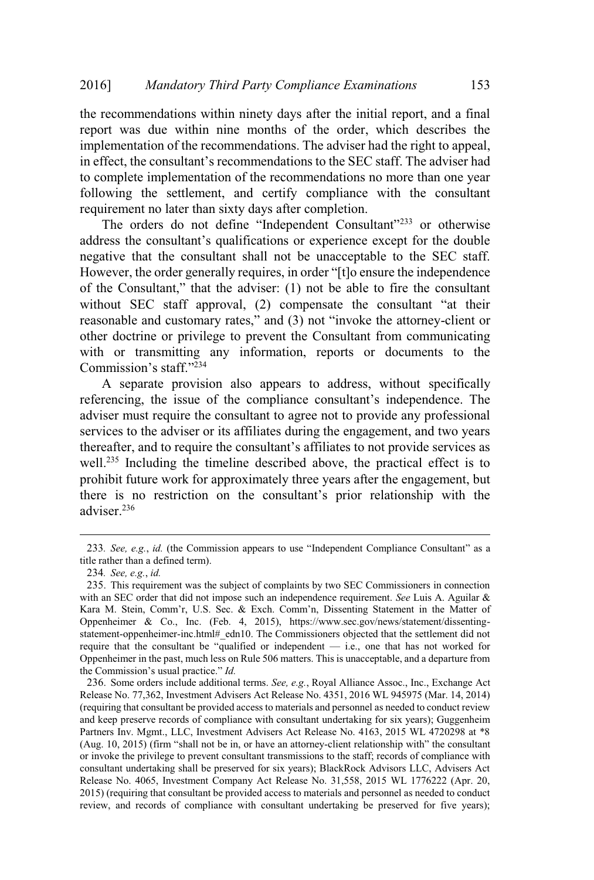the recommendations within ninety days after the initial report, and a final report was due within nine months of the order, which describes the implementation of the recommendations. The adviser had the right to appeal, in effect, the consultant's recommendations to the SEC staff. The adviser had to complete implementation of the recommendations no more than one year following the settlement, and certify compliance with the consultant requirement no later than sixty days after completion.

The orders do not define "Independent Consultant"[233] or otherwise address the consultant's qualifications or experience except for the double negative that the consultant shall not be unacceptable to the SEC staff. However, the order generally requires, in order "[t]o ensure the independence of the Consultant," that the adviser: (1) not be able to fire the consultant without SEC staff approval, (2) compensate the consultant "at their reasonable and customary rates," and (3) not "invoke the attorney-client or other doctrine or privilege to prevent the Consultant from communicating with or transmitting any information, reports or documents to the Commission's staff."[234]

A separate provision also appears to address, without specifically referencing, the issue of the compliance consultant's independence. The adviser must require the consultant to agree not to provide any professional services to the adviser or its affiliates during the engagement, and two years thereafter, and to require the consultant's affiliates to not provide services as well.[235] Including the timeline described above, the practical effect is to prohibit future work for approximately three years after the engagement, but there is no restriction on the consultant's prior relationship with the adviser.[236]

---

233. *See, e.g.*, *id.* (the Commission appears to use "Independent Compliance Consultant" as a title rather than a defined term).

234. *See, e.g.*, *id.*

235. This requirement was the subject of complaints by two SEC Commissioners in connection with an SEC order that did not impose such an independence requirement. *See* Luis A. Aguilar & Kara M. Stein, Comm'r, U.S. Sec. & Exch. Comm'n, Dissenting Statement in the Matter of Oppenheimer & Co., Inc. (Feb. 4, 2015), https://www.sec.gov/news/statement/dissenting-statement-oppenheimer-inc.html#_edn10. The Commissioners objected that the settlement did not require that the consultant be "qualified or independent — i.e., one that has not worked for Oppenheimer in the past, much less on Rule 506 matters. This is unacceptable, and a departure from the Commission's usual practice." *Id.*

236. Some orders include additional terms. *See, e.g.*, Royal Alliance Assoc., Inc., Exchange Act Release No. 77,362, Investment Advisers Act Release No. 4351, 2016 WL 945975 (Mar. 14, 2014) (requiring that consultant be provided access to materials and personnel as needed to conduct review and keep preserve records of compliance with consultant undertaking for six years); Guggenheim Partners Inv. Mgmt., LLC, Investment Advisers Act Release No. 4163, 2015 WL 4720298 at *8 (Aug. 10, 2015) (firm "shall not be in, or have an attorney-client relationship with" the consultant or invoke the privilege to prevent consultant transmissions to the staff; records of compliance with consultant undertaking shall be preserved for six years); BlackRock Advisors LLC, Advisers Act Release No. 4065, Investment Company Act Release No. 31,558, 2015 WL 1776222 (Apr. 20, 2015) (requiring that consultant be provided access to materials and personnel as needed to conduct review, and records of compliance with consultant undertaking be preserved for five years);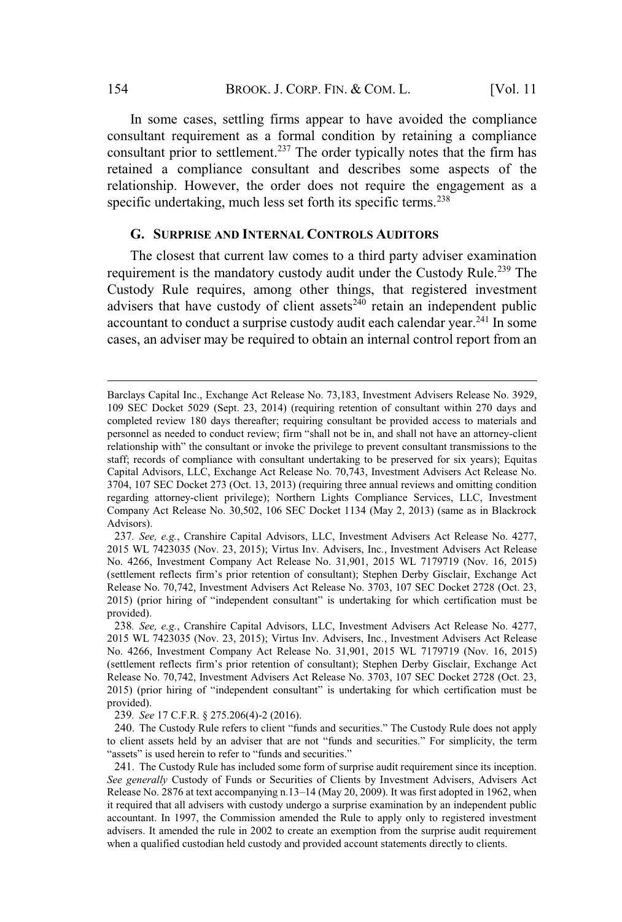In some cases, settling firms appear to have avoided the compliance consultant requirement as a formal condition by retaining a compliance consultant prior to settlement.[237] The order typically notes that the firm has retained a compliance consultant and describes some aspects of the relationship. However, the order does not require the engagement as a specific undertaking, much less set forth its specific terms.[238]

### G. SURPRISE AND INTERNAL CONTROLS AUDITORS

The closest that current law comes to a third party adviser examination requirement is the mandatory custody audit under the Custody Rule.[239] The Custody Rule requires, among other things, that registered investment advisers that have custody of client assets[240] retain an independent public accountant to conduct a surprise custody audit each calendar year.[241] In some cases, an adviser may be required to obtain an internal control report from an

---

Barclays Capital Inc., Exchange Act Release No. 73,183, Investment Advisers Release No. 3929, 109 SEC Docket 5029 (Sept. 23, 2014) (requiring retention of consultant within 270 days and completed review 180 days thereafter; requiring consultant be provided access to materials and personnel as needed to conduct review; firm "shall not be in, and shall not have an attorney-client relationship with" the consultant or invoke the privilege to prevent consultant transmissions to the staff; records of compliance with consultant undertaking to be preserved for six years); Equitas Capital Advisors, LLC, Exchange Act Release No. 70,743, Investment Advisers Act Release No. 3704, 107 SEC Docket 273 (Oct. 13, 2013) (requiring three annual reviews and omitting condition regarding attorney-client privilege); Northern Lights Compliance Services, LLC, Investment Company Act Release No. 30,502, 106 SEC Docket 1134 (May 2, 2013) (same as in Blackrock Advisors).

237. *See, e.g.*, Cranshire Capital Advisors, LLC, Investment Advisers Act Release No. 4277, 2015 WL 7423035 (Nov. 23, 2015); Virtus Inv. Advisers, Inc., Investment Advisers Act Release No. 4266, Investment Company Act Release No. 31,901, 2015 WL 7179719 (Nov. 16, 2015) (settlement reflects firm's prior retention of consultant); Stephen Derby Gisclair, Exchange Act Release No. 70,742, Investment Advisers Act Release No. 3703, 107 SEC Docket 2728 (Oct. 23, 2015) (prior hiring of "independent consultant" is undertaking for which certification must be provided).

238. *See, e.g.*, Cranshire Capital Advisors, LLC, Investment Advisers Act Release No. 4277, 2015 WL 7423035 (Nov. 23, 2015); Virtus Inv. Advisers, Inc., Investment Advisers Act Release No. 4266, Investment Company Act Release No. 31,901, 2015 WL 7179719 (Nov. 16, 2015) (settlement reflects firm's prior retention of consultant); Stephen Derby Gisclair, Exchange Act Release No. 70,742, Investment Advisers Act Release No. 3703, 107 SEC Docket 2728 (Oct. 23, 2015) (prior hiring of "independent consultant" is undertaking for which certification must be provided).

239. *See* 17 C.F.R. § 275.206(4)-2 (2016).

240. The Custody Rule refers to client "funds and securities." The Custody Rule does not apply to client assets held by an adviser that are not "funds and securities." For simplicity, the term "assets" is used herein to refer to "funds and securities."

241. The Custody Rule has included some form of surprise audit requirement since its inception. *See generally* Custody of Funds or Securities of Clients by Investment Advisers, Advisers Act Release No. 2876 at text accompanying n.13–14 (May 20, 2009). It was first adopted in 1962, when it required that all advisers with custody undergo a surprise examination by an independent public accountant. In 1997, the Commission amended the Rule to apply only to registered investment advisers. It amended the rule in 2002 to create an exemption from the surprise audit requirement when a qualified custodian held custody and provided account statements directly to clients.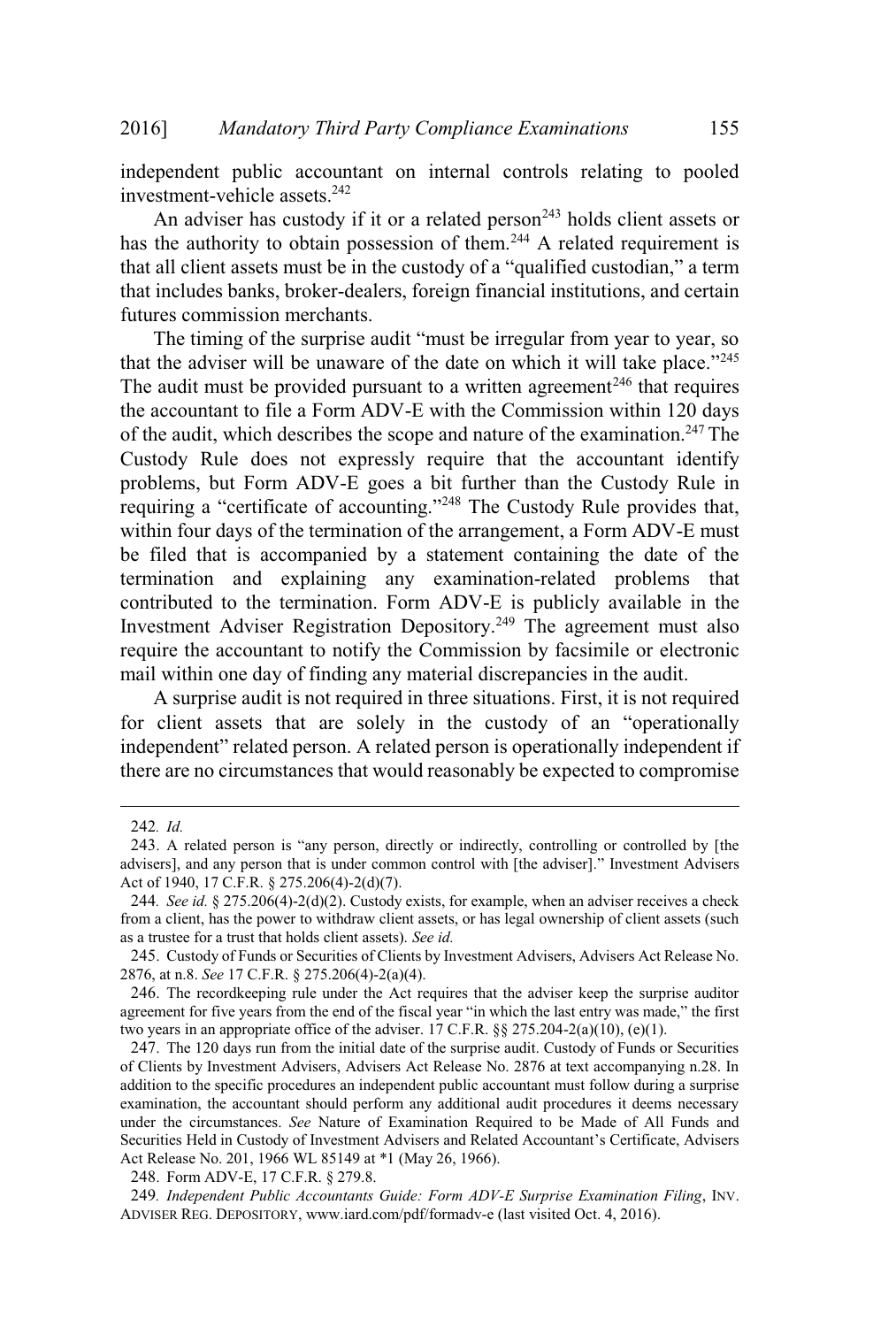independent public accountant on internal controls relating to pooled investment-vehicle assets.[242]

An adviser has custody if it or a related person[243] holds client assets or has the authority to obtain possession of them.[244] A related requirement is that all client assets must be in the custody of a "qualified custodian," a term that includes banks, broker-dealers, foreign financial institutions, and certain futures commission merchants.

The timing of the surprise audit "must be irregular from year to year, so that the adviser will be unaware of the date on which it will take place."[245] The audit must be provided pursuant to a written agreement[246] that requires the accountant to file a Form ADV-E with the Commission within 120 days of the audit, which describes the scope and nature of the examination.[247] The Custody Rule does not expressly require that the accountant identify problems, but Form ADV-E goes a bit further than the Custody Rule in requiring a "certificate of accounting."[248] The Custody Rule provides that, within four days of the termination of the arrangement, a Form ADV-E must be filed that is accompanied by a statement containing the date of the termination and explaining any examination-related problems that contributed to the termination. Form ADV-E is publicly available in the Investment Adviser Registration Depository.[249] The agreement must also require the accountant to notify the Commission by facsimile or electronic mail within one day of finding any material discrepancies in the audit.

A surprise audit is not required in three situations. First, it is not required for client assets that are solely in the custody of an "operationally independent" related person. A related person is operationally independent if there are no circumstances that would reasonably be expected to compromise

---

242. *Id.*

243. A related person is "any person, directly or indirectly, controlling or controlled by [the advisers], and any person that is under common control with [the adviser]." Investment Advisers Act of 1940, 17 C.F.R. § 275.206(4)-2(d)(7).

244. *See id.* § 275.206(4)-2(d)(2). Custody exists, for example, when an adviser receives a check from a client, has the power to withdraw client assets, or has legal ownership of client assets (such as a trustee for a trust that holds client assets). *See id.*

245. Custody of Funds or Securities of Clients by Investment Advisers, Advisers Act Release No. 2876, at n.8. *See* 17 C.F.R. § 275.206(4)-2(a)(4).

246. The recordkeeping rule under the Act requires that the adviser keep the surprise auditor agreement for five years from the end of the fiscal year "in which the last entry was made," the first two years in an appropriate office of the adviser. 17 C.F.R. §§ 275.204-2(a)(10), (e)(1).

247. The 120 days run from the initial date of the surprise audit. Custody of Funds or Securities of Clients by Investment Advisers, Advisers Act Release No. 2876 at text accompanying n.28. In addition to the specific procedures an independent public accountant must follow during a surprise examination, the accountant should perform any additional audit procedures it deems necessary under the circumstances. *See* Nature of Examination Required to be Made of All Funds and Securities Held in Custody of Investment Advisers and Related Accountant's Certificate, Advisers Act Release No. 201, 1966 WL 85149 at *1 (May 26, 1966).

248. Form ADV-E, 17 C.F.R. § 279.8.

249. *Independent Public Accountants Guide: Form ADV-E Surprise Examination Filing*, INV. ADVISER REG. DEPOSITORY, www.iard.com/pdf/formadv-e (last visited Oct. 4, 2016).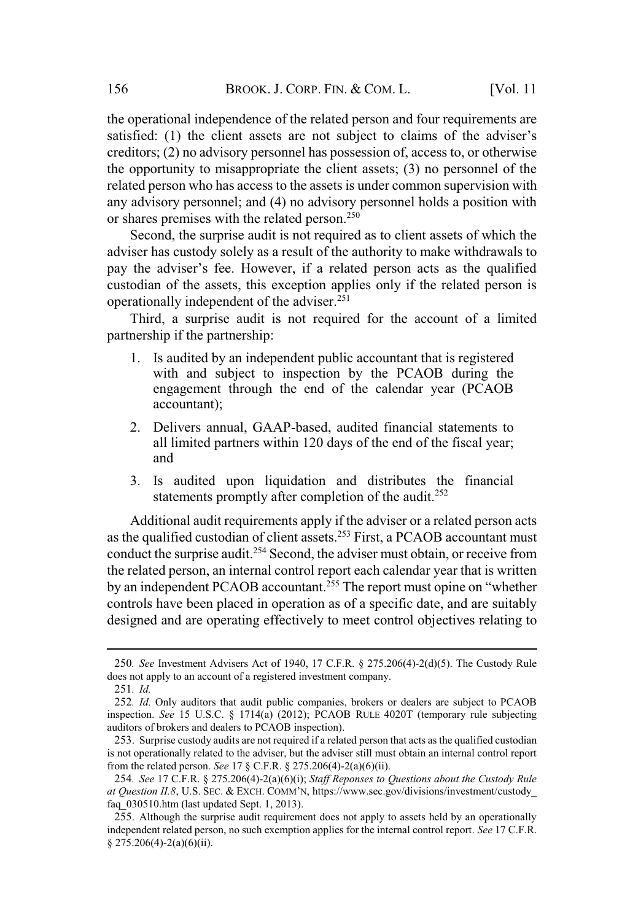the operational independence of the related person and four requirements are satisfied: (1) the client assets are not subject to claims of the adviser's creditors; (2) no advisory personnel has possession of, access to, or otherwise the opportunity to misappropriate the client assets; (3) no personnel of the related person who has access to the assets is under common supervision with any advisory personnel; and (4) no advisory personnel holds a position with or shares premises with the related person.[250]

Second, the surprise audit is not required as to client assets of which the adviser has custody solely as a result of the authority to make withdrawals to pay the adviser's fee. However, if a related person acts as the qualified custodian of the assets, this exception applies only if the related person is operationally independent of the adviser.[251]

Third, a surprise audit is not required for the account of a limited partnership if the partnership:

1. Is audited by an independent public accountant that is registered with and subject to inspection by the PCAOB during the engagement through the end of the calendar year (PCAOB accountant);
2. Delivers annual, GAAP-based, audited financial statements to all limited partners within 120 days of the end of the fiscal year; and
3. Is audited upon liquidation and distributes the financial statements promptly after completion of the audit.[252]

Additional audit requirements apply if the adviser or a related person acts as the qualified custodian of client assets.[253] First, a PCAOB accountant must conduct the surprise audit.[254] Second, the adviser must obtain, or receive from the related person, an internal control report each calendar year that is written by an independent PCAOB accountant.[255] The report must opine on "whether controls have been placed in operation as of a specific date, and are suitably designed and are operating effectively to meet control objectives relating to

---

250. *See* Investment Advisers Act of 1940, 17 C.F.R. § 275.206(4)-2(d)(5). The Custody Rule does not apply to an account of a registered investment company.

251. *Id.*

252. *Id.* Only auditors that audit public companies, brokers or dealers are subject to PCAOB inspection. *See* 15 U.S.C. § 1714(a) (2012); PCAOB RULE 4020T (temporary rule subjecting auditors of brokers and dealers to PCAOB inspection).

253. Surprise custody audits are not required if a related person that acts as the qualified custodian is not operationally related to the adviser, but the adviser still must obtain an internal control report from the related person. *See* 17 § C.F.R. § 275.206(4)-2(a)(6)(ii).

254. *See* 17 C.F.R. § 275.206(4)-2(a)(6)(i); *Staff Reponses to Questions about the Custody Rule at Question II.8*, U.S. SEC. & EXCH. COMM'N, https://www.sec.gov/divisions/investment/custody_faq_030510.htm (last updated Sept. 1, 2013).

255. Although the surprise audit requirement does not apply to assets held by an operationally independent related person, no such exemption applies for the internal control report. *See* 17 C.F.R. § 275.206(4)-2(a)(6)(ii).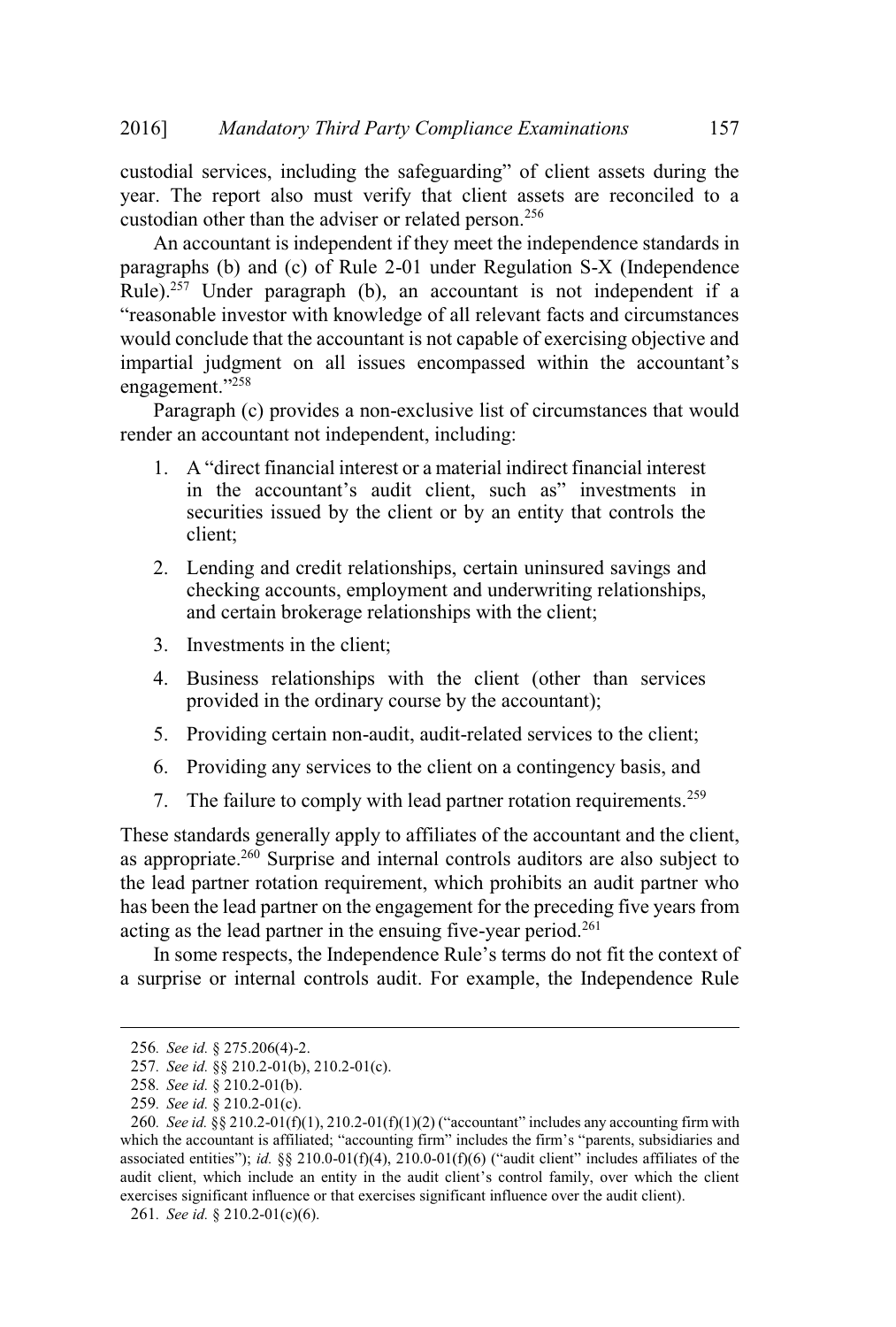custodial services, including the safeguarding" of client assets during the year. The report also must verify that client assets are reconciled to a custodian other than the adviser or related person.[256]

An accountant is independent if they meet the independence standards in paragraphs (b) and (c) of Rule 2-01 under Regulation S-X (Independence Rule).[257] Under paragraph (b), an accountant is not independent if a "reasonable investor with knowledge of all relevant facts and circumstances would conclude that the accountant is not capable of exercising objective and impartial judgment on all issues encompassed within the accountant's engagement."[258]

Paragraph (c) provides a non-exclusive list of circumstances that would render an accountant not independent, including:

1. A "direct financial interest or a material indirect financial interest in the accountant's audit client, such as" investments in securities issued by the client or by an entity that controls the client;
2. Lending and credit relationships, certain uninsured savings and checking accounts, employment and underwriting relationships, and certain brokerage relationships with the client;
3. Investments in the client;
4. Business relationships with the client (other than services provided in the ordinary course by the accountant);
5. Providing certain non-audit, audit-related services to the client;
6. Providing any services to the client on a contingency basis, and
7. The failure to comply with lead partner rotation requirements.[259]

These standards generally apply to affiliates of the accountant and the client, as appropriate.[260] Surprise and internal controls auditors are also subject to the lead partner rotation requirement, which prohibits an audit partner who has been the lead partner on the engagement for the preceding five years from acting as the lead partner in the ensuing five-year period.[261]

In some respects, the Independence Rule's terms do not fit the context of a surprise or internal controls audit. For example, the Independence Rule

---

256. *See id.* § 275.206(4)-2.

257. *See id.* §§ 210.2-01(b), 210.2-01(c).

258. *See id.* § 210.2-01(b).

259. *See id.* § 210.2-01(c).

260. *See id.* §§ 210.2-01(f)(1), 210.2-01(f)(1)(2) ("accountant" includes any accounting firm with which the accountant is affiliated; "accounting firm" includes the firm's "parents, subsidiaries and associated entities"); *id.* §§ 210.0-01(f)(4), 210.0-01(f)(6) ("audit client" includes affiliates of the audit client, which include an entity in the audit client's control family, over which the client exercises significant influence or that exercises significant influence over the audit client).

261. *See id.* § 210.2-01(c)(6).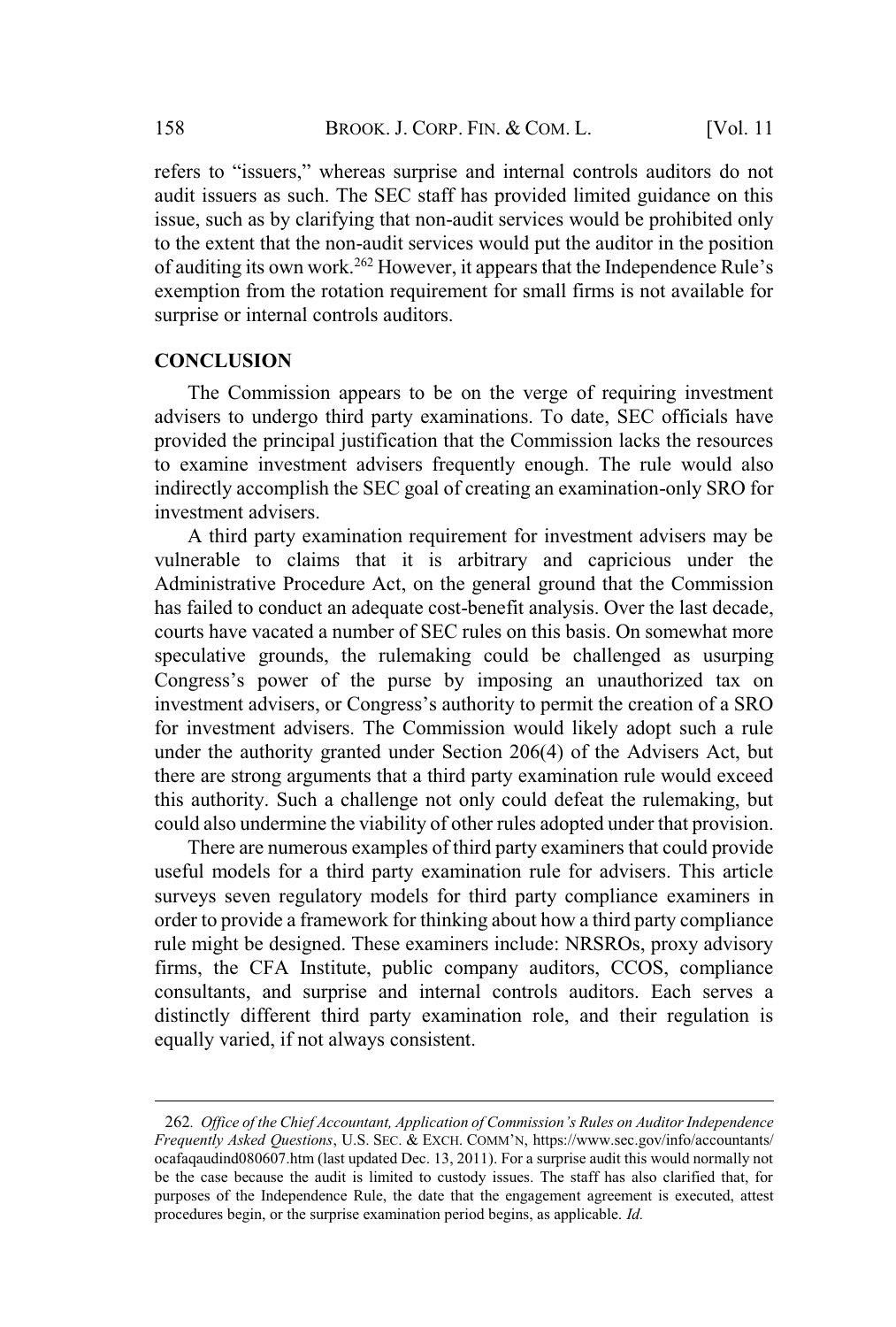refers to "issuers," whereas surprise and internal controls auditors do not audit issuers as such. The SEC staff has provided limited guidance on this issue, such as by clarifying that non-audit services would be prohibited only to the extent that the non-audit services would put the auditor in the position of auditing its own work.[262] However, it appears that the Independence Rule's exemption from the rotation requirement for small firms is not available for surprise or internal controls auditors.

## CONCLUSION

The Commission appears to be on the verge of requiring investment advisers to undergo third party examinations. To date, SEC officials have provided the principal justification that the Commission lacks the resources to examine investment advisers frequently enough. The rule would also indirectly accomplish the SEC goal of creating an examination-only SRO for investment advisers.

A third party examination requirement for investment advisers may be vulnerable to claims that it is arbitrary and capricious under the Administrative Procedure Act, on the general ground that the Commission has failed to conduct an adequate cost-benefit analysis. Over the last decade, courts have vacated a number of SEC rules on this basis. On somewhat more speculative grounds, the rulemaking could be challenged as usurping Congress's power of the purse by imposing an unauthorized tax on investment advisers, or Congress's authority to permit the creation of a SRO for investment advisers. The Commission would likely adopt such a rule under the authority granted under Section 206(4) of the Advisers Act, but there are strong arguments that a third party examination rule would exceed this authority. Such a challenge not only could defeat the rulemaking, but could also undermine the viability of other rules adopted under that provision.

There are numerous examples of third party examiners that could provide useful models for a third party examination rule for advisers. This article surveys seven regulatory models for third party compliance examiners in order to provide a framework for thinking about how a third party compliance rule might be designed. These examiners include: NRSROs, proxy advisory firms, the CFA Institute, public company auditors, CCOS, compliance consultants, and surprise and internal controls auditors. Each serves a distinctly different third party examination role, and their regulation is equally varied, if not always consistent.

---

262. *Office of the Chief Accountant, Application of Commission's Rules on Auditor Independence Frequently Asked Questions*, U.S. SEC. & EXCH. COMM'N, https://www.sec.gov/info/accountants/ocafaqaudind080607.htm (last updated Dec. 13, 2011). For a surprise audit this would normally not be the case because the audit is limited to custody issues. The staff has also clarified that, for purposes of the Independence Rule, the date that the engagement agreement is executed, attest procedures begin, or the surprise examination period begins, as applicable. *Id.*